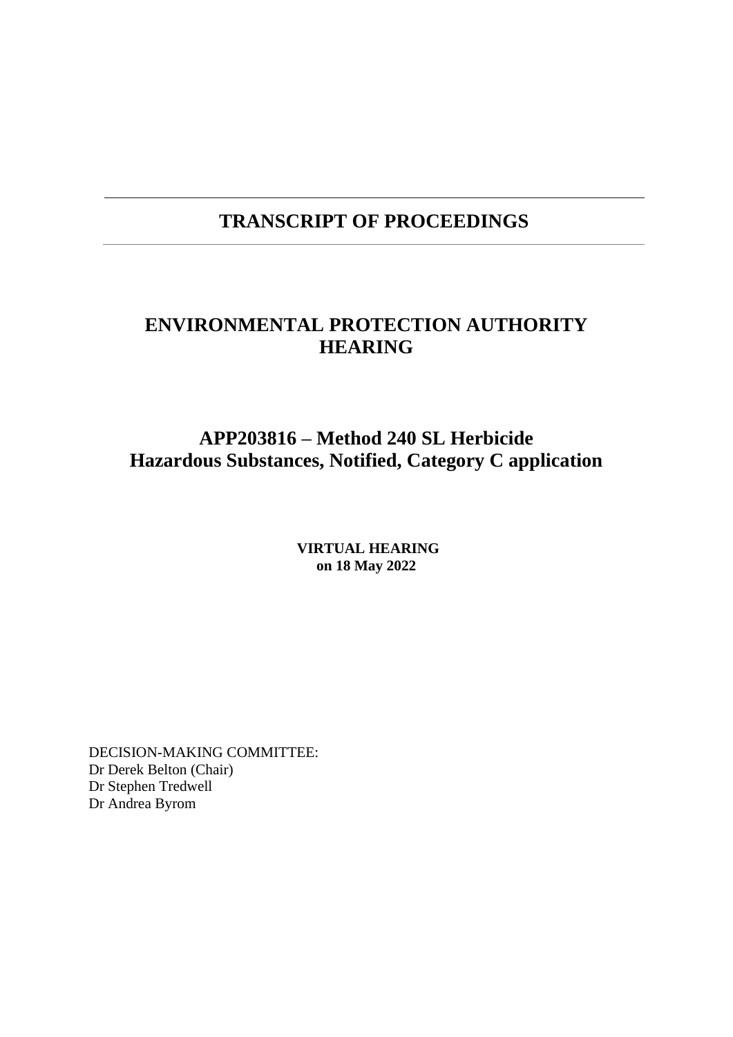# TRANSCRIPT OF PROCEEDINGS

## ENVIRONMENTAL PROTECTION AUTHORITY HEARING

## APP203816 – Method 240 SL Herbicide Hazardous Substances, Notified, Category C application

**VIRTUAL HEARING**
**on 18 May 2022**

DECISION-MAKING COMMITTEE:
Dr Derek Belton (Chair)
Dr Stephen Tredwell
Dr Andrea Byrom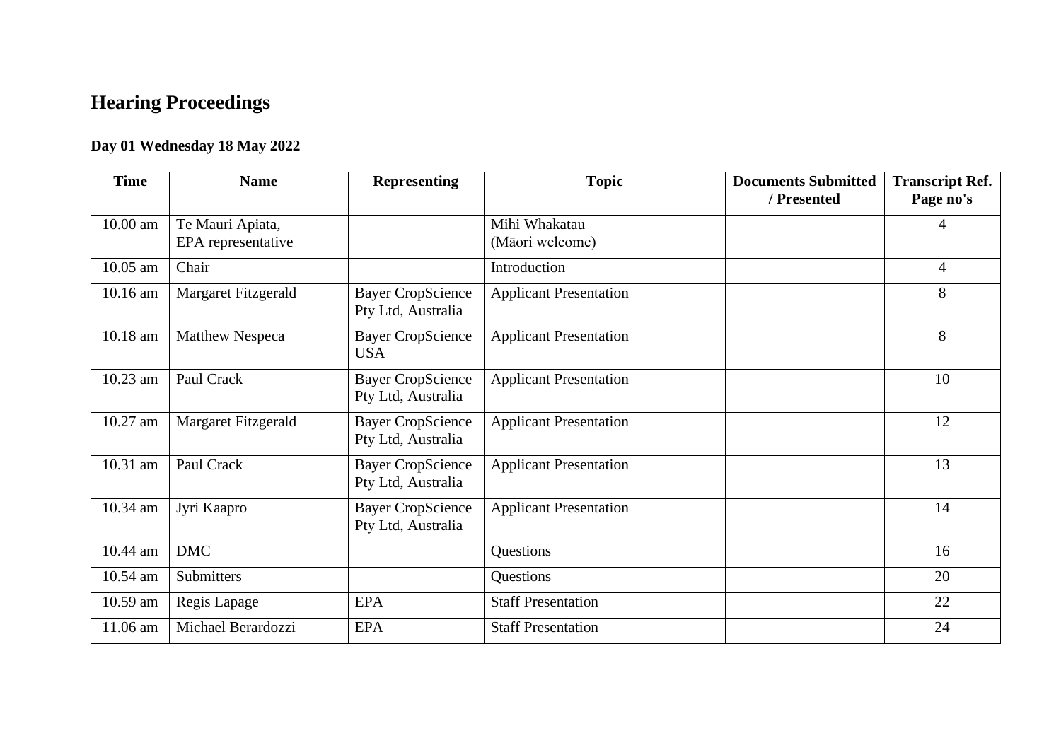# Hearing Proceedings

## Day 01 Wednesday 18 May 2022

| Time | Name | Representing | Topic | Documents Submitted / Presented | Transcript Ref. Page no's |
|---|---|---|---|---|---|
| 10.00 am | Te Mauri Apiata, EPA representative | | Mihi Whakatau (Māori welcome) | | 4 |
| 10.05 am | Chair | | Introduction | | 4 |
| 10.16 am | Margaret Fitzgerald | Bayer CropScience Pty Ltd, Australia | Applicant Presentation | | 8 |
| 10.18 am | Matthew Nespeca | Bayer CropScience USA | Applicant Presentation | | 8 |
| 10.23 am | Paul Crack | Bayer CropScience Pty Ltd, Australia | Applicant Presentation | | 10 |
| 10.27 am | Margaret Fitzgerald | Bayer CropScience Pty Ltd, Australia | Applicant Presentation | | 12 |
| 10.31 am | Paul Crack | Bayer CropScience Pty Ltd, Australia | Applicant Presentation | | 13 |
| 10.34 am | Jyri Kaapro | Bayer CropScience Pty Ltd, Australia | Applicant Presentation | | 14 |
| 10.44 am | DMC | | Questions | | 16 |
| 10.54 am | Submitters | | Questions | | 20 |
| 10.59 am | Regis Lapage | EPA | Staff Presentation | | 22 |
| 11.06 am | Michael Berardozzi | EPA | Staff Presentation | | 24 |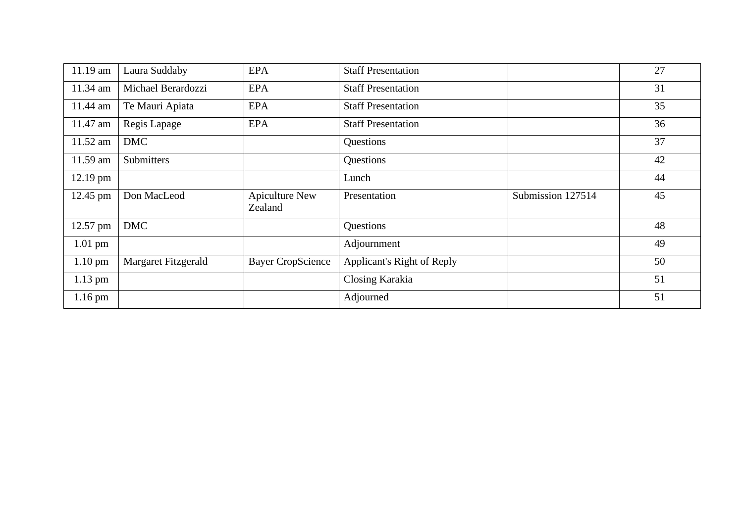| | | | | | |
|---|---|---|---|---|---|
| 11.19 am | Laura Suddaby | EPA | Staff Presentation | | 27 |
| 11.34 am | Michael Berardozzi | EPA | Staff Presentation | | 31 |
| 11.44 am | Te Mauri Apiata | EPA | Staff Presentation | | 35 |
| 11.47 am | Regis Lapage | EPA | Staff Presentation | | 36 |
| 11.52 am | DMC | | Questions | | 37 |
| 11.59 am | Submitters | | Questions | | 42 |
| 12.19 pm | | | Lunch | | 44 |
| 12.45 pm | Don MacLeod | Apiculture New Zealand | Presentation | Submission 127514 | 45 |
| 12.57 pm | DMC | | Questions | | 48 |
| 1.01 pm | | | Adjournment | | 49 |
| 1.10 pm | Margaret Fitzgerald | Bayer CropScience | Applicant's Right of Reply | | 50 |
| 1.13 pm | | | Closing Karakia | | 51 |
| 1.16 pm | | | Adjourned | | 51 |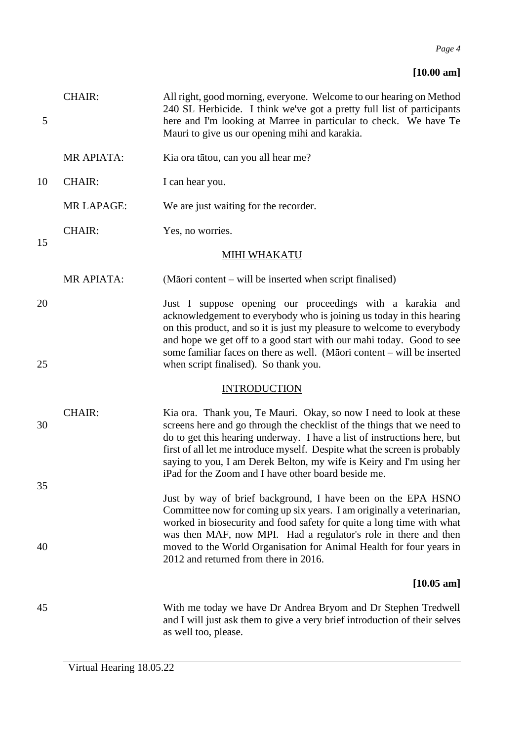**[10.00 am]**

CHAIR: All right, good morning, everyone. Welcome to our hearing on Method 240 SL Herbicide. I think we've got a pretty full list of participants here and I'm looking at Marree in particular to check. We have Te Mauri to give us our opening mihi and karakia.

MR APIATA: Kia ora tātou, can you all hear me?

CHAIR: I can hear you.

MR LAPAGE: We are just waiting for the recorder.

CHAIR: Yes, no worries.

## MIHI WHAKATU

MR APIATA: (Māori content – will be inserted when script finalised)

Just I suppose opening our proceedings with a karakia and acknowledgement to everybody who is joining us today in this hearing on this product, and so it is just my pleasure to welcome to everybody and hope we get off to a good start with our mahi today. Good to see some familiar faces on there as well. (Māori content – will be inserted when script finalised). So thank you.

## INTRODUCTION

CHAIR: Kia ora. Thank you, Te Mauri. Okay, so now I need to look at these screens here and go through the checklist of the things that we need to do to get this hearing underway. I have a list of instructions here, but first of all let me introduce myself. Despite what the screen is probably saying to you, I am Derek Belton, my wife is Keiry and I'm using her iPad for the Zoom and I have other board beside me.

Just by way of brief background, I have been on the EPA HSNO Committee now for coming up six years. I am originally a veterinarian, worked in biosecurity and food safety for quite a long time with what was then MAF, now MPI. Had a regulator's role in there and then moved to the World Organisation for Animal Health for four years in 2012 and returned from there in 2016.

**[10.05 am]**

With me today we have Dr Andrea Bryom and Dr Stephen Tredwell and I will just ask them to give a very brief introduction of their selves as well too, please.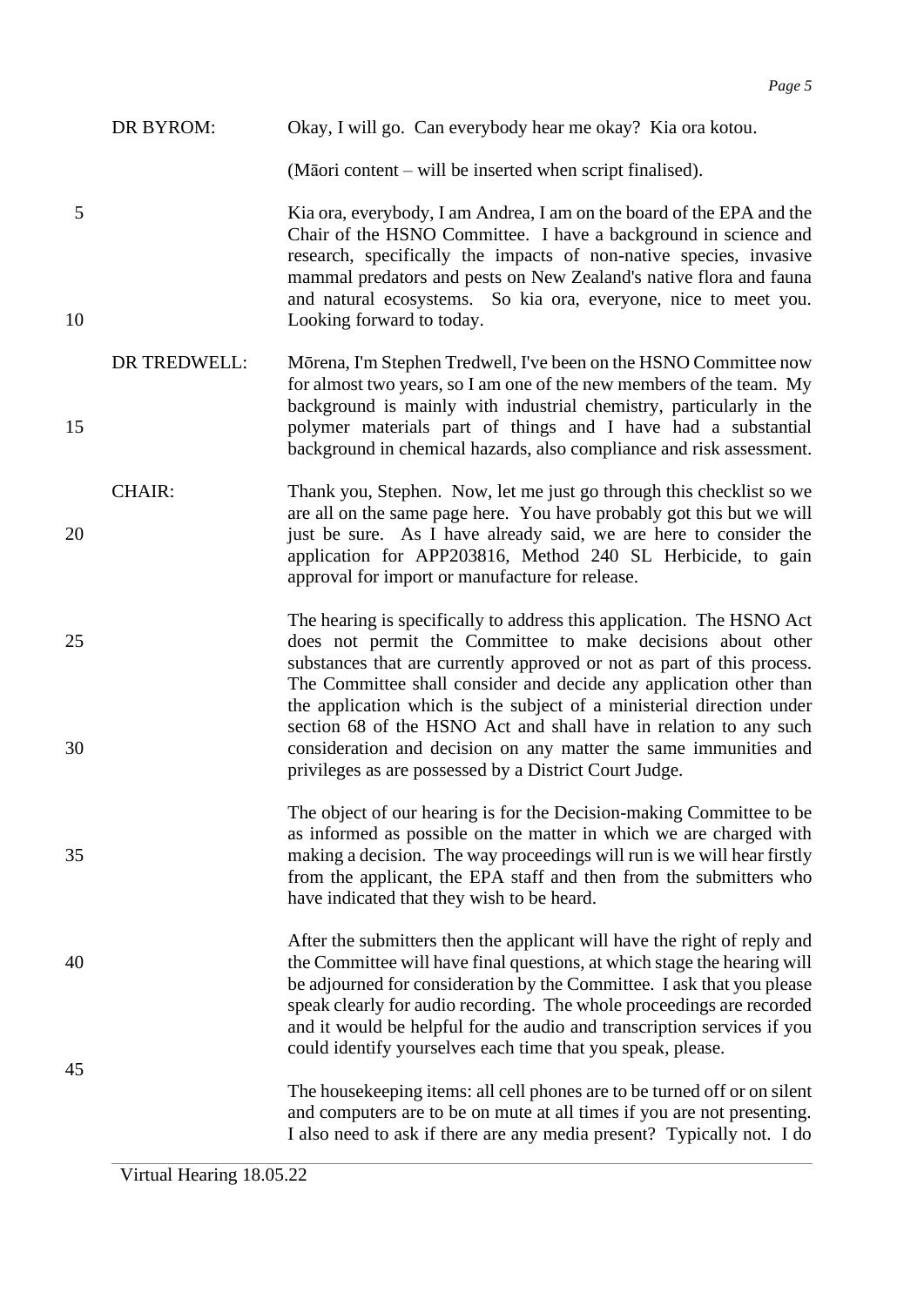DR BYROM: Okay, I will go. Can everybody hear me okay? Kia ora kotou.

(Māori content – will be inserted when script finalised).

Kia ora, everybody, I am Andrea, I am on the board of the EPA and the Chair of the HSNO Committee. I have a background in science and research, specifically the impacts of non-native species, invasive mammal predators and pests on New Zealand's native flora and fauna and natural ecosystems. So kia ora, everyone, nice to meet you. Looking forward to today.

DR TREDWELL: Mōrena, I'm Stephen Tredwell, I've been on the HSNO Committee now for almost two years, so I am one of the new members of the team. My background is mainly with industrial chemistry, particularly in the polymer materials part of things and I have had a substantial background in chemical hazards, also compliance and risk assessment.

CHAIR: Thank you, Stephen. Now, let me just go through this checklist so we are all on the same page here. You have probably got this but we will just be sure. As I have already said, we are here to consider the application for APP203816, Method 240 SL Herbicide, to gain approval for import or manufacture for release.

The hearing is specifically to address this application. The HSNO Act does not permit the Committee to make decisions about other substances that are currently approved or not as part of this process. The Committee shall consider and decide any application other than the application which is the subject of a ministerial direction under section 68 of the HSNO Act and shall have in relation to any such consideration and decision on any matter the same immunities and privileges as are possessed by a District Court Judge.

The object of our hearing is for the Decision-making Committee to be as informed as possible on the matter in which we are charged with making a decision. The way proceedings will run is we will hear firstly from the applicant, the EPA staff and then from the submitters who have indicated that they wish to be heard.

After the submitters then the applicant will have the right of reply and the Committee will have final questions, at which stage the hearing will be adjourned for consideration by the Committee. I ask that you please speak clearly for audio recording. The whole proceedings are recorded and it would be helpful for the audio and transcription services if you could identify yourselves each time that you speak, please.

The housekeeping items: all cell phones are to be turned off or on silent and computers are to be on mute at all times if you are not presenting. I also need to ask if there are any media present? Typically not. I do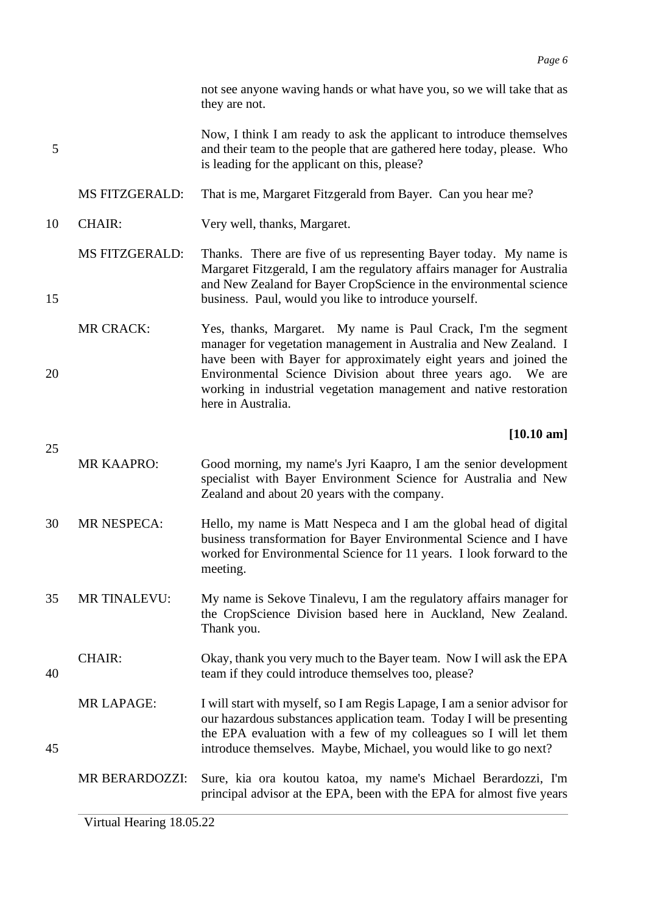not see anyone waving hands or what have you, so we will take that as they are not.

Now, I think I am ready to ask the applicant to introduce themselves and their team to the people that are gathered here today, please. Who is leading for the applicant on this, please?

MS FITZGERALD: That is me, Margaret Fitzgerald from Bayer. Can you hear me?

CHAIR: Very well, thanks, Margaret.

MS FITZGERALD: Thanks. There are five of us representing Bayer today. My name is Margaret Fitzgerald, I am the regulatory affairs manager for Australia and New Zealand for Bayer CropScience in the environmental science business. Paul, would you like to introduce yourself.

MR CRACK: Yes, thanks, Margaret. My name is Paul Crack, I'm the segment manager for vegetation management in Australia and New Zealand. I have been with Bayer for approximately eight years and joined the Environmental Science Division about three years ago. We are working in industrial vegetation management and native restoration here in Australia.

**[10.10 am]**

MR KAAPRO: Good morning, my name's Jyri Kaapro, I am the senior development specialist with Bayer Environment Science for Australia and New Zealand and about 20 years with the company.

MR NESPECA: Hello, my name is Matt Nespeca and I am the global head of digital business transformation for Bayer Environmental Science and I have worked for Environmental Science for 11 years. I look forward to the meeting.

MR TINALEVU: My name is Sekove Tinalevu, I am the regulatory affairs manager for the CropScience Division based here in Auckland, New Zealand. Thank you.

CHAIR: Okay, thank you very much to the Bayer team. Now I will ask the EPA team if they could introduce themselves too, please?

MR LAPAGE: I will start with myself, so I am Regis Lapage, I am a senior advisor for our hazardous substances application team. Today I will be presenting the EPA evaluation with a few of my colleagues so I will let them introduce themselves. Maybe, Michael, you would like to go next?

MR BERARDOZZI: Sure, kia ora koutou katoa, my name's Michael Berardozzi, I'm principal advisor at the EPA, been with the EPA for almost five years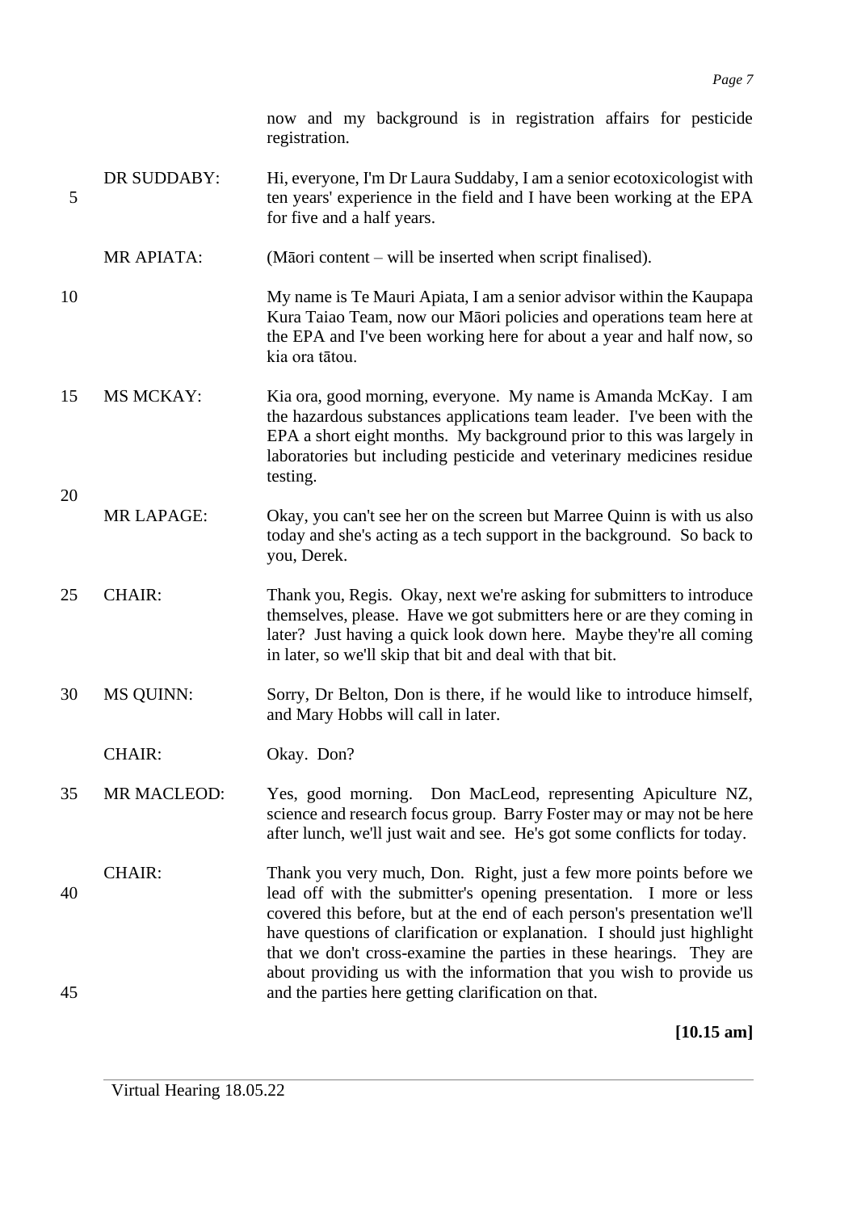now and my background is in registration affairs for pesticide registration.

DR SUDDABY: Hi, everyone, I'm Dr Laura Suddaby, I am a senior ecotoxicologist with ten years' experience in the field and I have been working at the EPA for five and a half years.

MR APIATA: (Māori content – will be inserted when script finalised).

My name is Te Mauri Apiata, I am a senior advisor within the Kaupapa Kura Taiao Team, now our Māori policies and operations team here at the EPA and I've been working here for about a year and half now, so kia ora tātou.

MS MCKAY: Kia ora, good morning, everyone. My name is Amanda McKay. I am the hazardous substances applications team leader. I've been with the EPA a short eight months. My background prior to this was largely in laboratories but including pesticide and veterinary medicines residue testing.

MR LAPAGE: Okay, you can't see her on the screen but Marree Quinn is with us also today and she's acting as a tech support in the background. So back to you, Derek.

CHAIR: Thank you, Regis. Okay, next we're asking for submitters to introduce themselves, please. Have we got submitters here or are they coming in later? Just having a quick look down here. Maybe they're all coming in later, so we'll skip that bit and deal with that bit.

MS QUINN: Sorry, Dr Belton, Don is there, if he would like to introduce himself, and Mary Hobbs will call in later.

CHAIR: Okay. Don?

MR MACLEOD: Yes, good morning. Don MacLeod, representing Apiculture NZ, science and research focus group. Barry Foster may or may not be here after lunch, we'll just wait and see. He's got some conflicts for today.

CHAIR: Thank you very much, Don. Right, just a few more points before we lead off with the submitter's opening presentation. I more or less covered this before, but at the end of each person's presentation we'll have questions of clarification or explanation. I should just highlight that we don't cross-examine the parties in these hearings. They are about providing us with the information that you wish to provide us and the parties here getting clarification on that.

**[10.15 am]**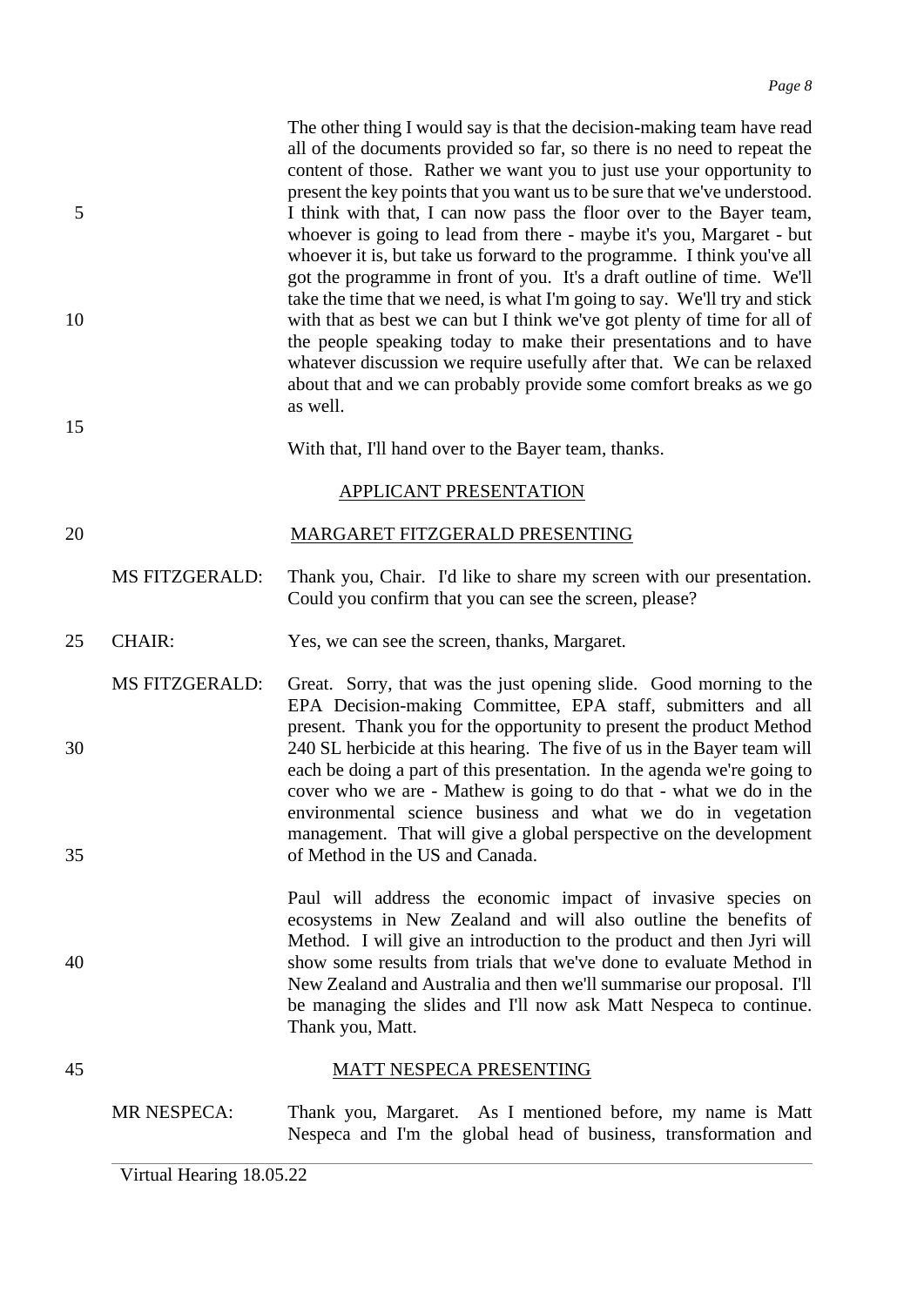The other thing I would say is that the decision-making team have read all of the documents provided so far, so there is no need to repeat the content of those. Rather we want you to just use your opportunity to present the key points that you want us to be sure that we've understood. I think with that, I can now pass the floor over to the Bayer team, whoever is going to lead from there - maybe it's you, Margaret - but whoever it is, but take us forward to the programme. I think you've all got the programme in front of you. It's a draft outline of time. We'll take the time that we need, is what I'm going to say. We'll try and stick with that as best we can but I think we've got plenty of time for all of the people speaking today to make their presentations and to have whatever discussion we require usefully after that. We can be relaxed about that and we can probably provide some comfort breaks as we go as well.

With that, I'll hand over to the Bayer team, thanks.

## APPLICANT PRESENTATION

### MARGARET FITZGERALD PRESENTING

MS FITZGERALD: Thank you, Chair. I'd like to share my screen with our presentation. Could you confirm that you can see the screen, please?

CHAIR: Yes, we can see the screen, thanks, Margaret.

MS FITZGERALD: Great. Sorry, that was the just opening slide. Good morning to the EPA Decision-making Committee, EPA staff, submitters and all present. Thank you for the opportunity to present the product Method 240 SL herbicide at this hearing. The five of us in the Bayer team will each be doing a part of this presentation. In the agenda we're going to cover who we are - Mathew is going to do that - what we do in the environmental science business and what we do in vegetation management. That will give a global perspective on the development of Method in the US and Canada.

Paul will address the economic impact of invasive species on ecosystems in New Zealand and will also outline the benefits of Method. I will give an introduction to the product and then Jyri will show some results from trials that we've done to evaluate Method in New Zealand and Australia and then we'll summarise our proposal. I'll be managing the slides and I'll now ask Matt Nespeca to continue. Thank you, Matt.

### MATT NESPECA PRESENTING

MR NESPECA: Thank you, Margaret. As I mentioned before, my name is Matt Nespeca and I'm the global head of business, transformation and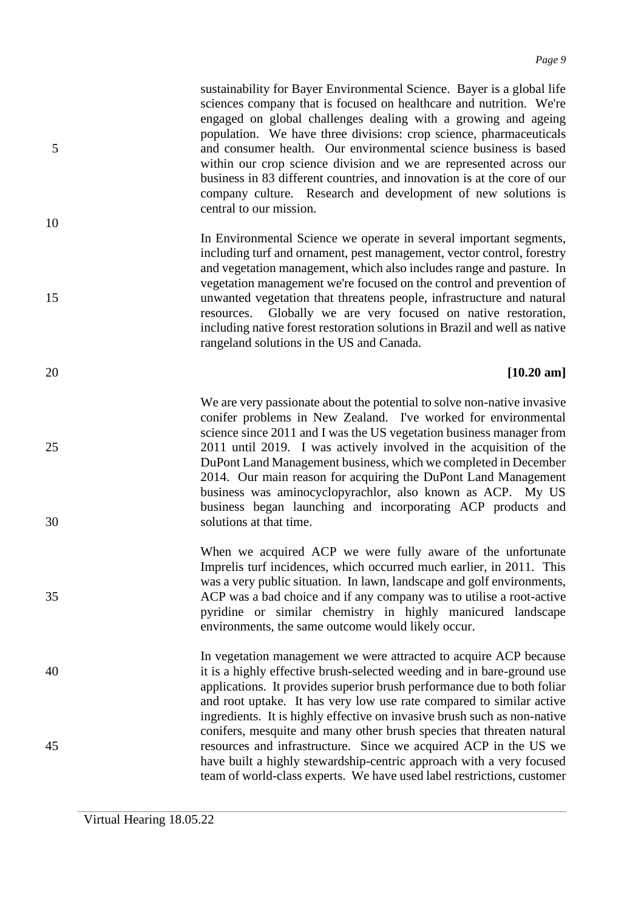sustainability for Bayer Environmental Science. Bayer is a global life sciences company that is focused on healthcare and nutrition. We're engaged on global challenges dealing with a growing and ageing population. We have three divisions: crop science, pharmaceuticals and consumer health. Our environmental science business is based within our crop science division and we are represented across our business in 83 different countries, and innovation is at the core of our company culture. Research and development of new solutions is central to our mission.

In Environmental Science we operate in several important segments, including turf and ornament, pest management, vector control, forestry and vegetation management, which also includes range and pasture. In vegetation management we're focused on the control and prevention of unwanted vegetation that threatens people, infrastructure and natural resources. Globally we are very focused on native restoration, including native forest restoration solutions in Brazil and well as native rangeland solutions in the US and Canada.

**[10.20 am]**

We are very passionate about the potential to solve non-native invasive conifer problems in New Zealand. I've worked for environmental science since 2011 and I was the US vegetation business manager from 2011 until 2019. I was actively involved in the acquisition of the DuPont Land Management business, which we completed in December 2014. Our main reason for acquiring the DuPont Land Management business was aminocyclopyrachlor, also known as ACP. My US business began launching and incorporating ACP products and solutions at that time.

When we acquired ACP we were fully aware of the unfortunate Imprelis turf incidences, which occurred much earlier, in 2011. This was a very public situation. In lawn, landscape and golf environments, ACP was a bad choice and if any company was to utilise a root-active pyridine or similar chemistry in highly manicured landscape environments, the same outcome would likely occur.

In vegetation management we were attracted to acquire ACP because it is a highly effective brush-selected weeding and in bare-ground use applications. It provides superior brush performance due to both foliar and root uptake. It has very low use rate compared to similar active ingredients. It is highly effective on invasive brush such as non-native conifers, mesquite and many other brush species that threaten natural resources and infrastructure. Since we acquired ACP in the US we have built a highly stewardship-centric approach with a very focused team of world-class experts. We have used label restrictions, customer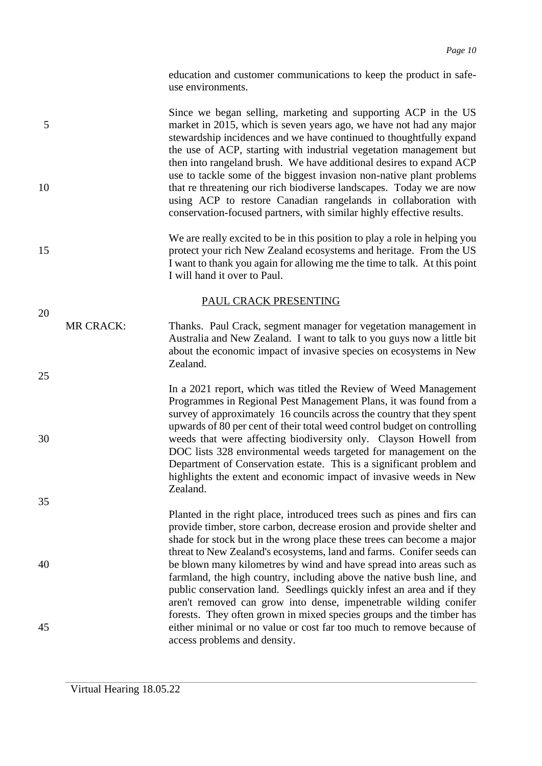education and customer communications to keep the product in safe-use environments.

Since we began selling, marketing and supporting ACP in the US market in 2015, which is seven years ago, we have not had any major stewardship incidences and we have continued to thoughtfully expand the use of ACP, starting with industrial vegetation management but then into rangeland brush. We have additional desires to expand ACP use to tackle some of the biggest invasion non-native plant problems that re threatening our rich biodiverse landscapes. Today we are now using ACP to restore Canadian rangelands in collaboration with conservation-focused partners, with similar highly effective results.

We are really excited to be in this position to play a role in helping you protect your rich New Zealand ecosystems and heritage. From the US I want to thank you again for allowing me the time to talk. At this point I will hand it over to Paul.

PAUL CRACK PRESENTING

MR CRACK: Thanks. Paul Crack, segment manager for vegetation management in Australia and New Zealand. I want to talk to you guys now a little bit about the economic impact of invasive species on ecosystems in New Zealand.

In a 2021 report, which was titled the Review of Weed Management Programmes in Regional Pest Management Plans, it was found from a survey of approximately 16 councils across the country that they spent upwards of 80 per cent of their total weed control budget on controlling weeds that were affecting biodiversity only. Clayson Howell from DOC lists 328 environmental weeds targeted for management on the Department of Conservation estate. This is a significant problem and highlights the extent and economic impact of invasive weeds in New Zealand.

Planted in the right place, introduced trees such as pines and firs can provide timber, store carbon, decrease erosion and provide shelter and shade for stock but in the wrong place these trees can become a major threat to New Zealand's ecosystems, land and farms. Conifer seeds can be blown many kilometres by wind and have spread into areas such as farmland, the high country, including above the native bush line, and public conservation land. Seedlings quickly infest an area and if they aren't removed can grow into dense, impenetrable wilding conifer forests. They often grown in mixed species groups and the timber has either minimal or no value or cost far too much to remove because of access problems and density.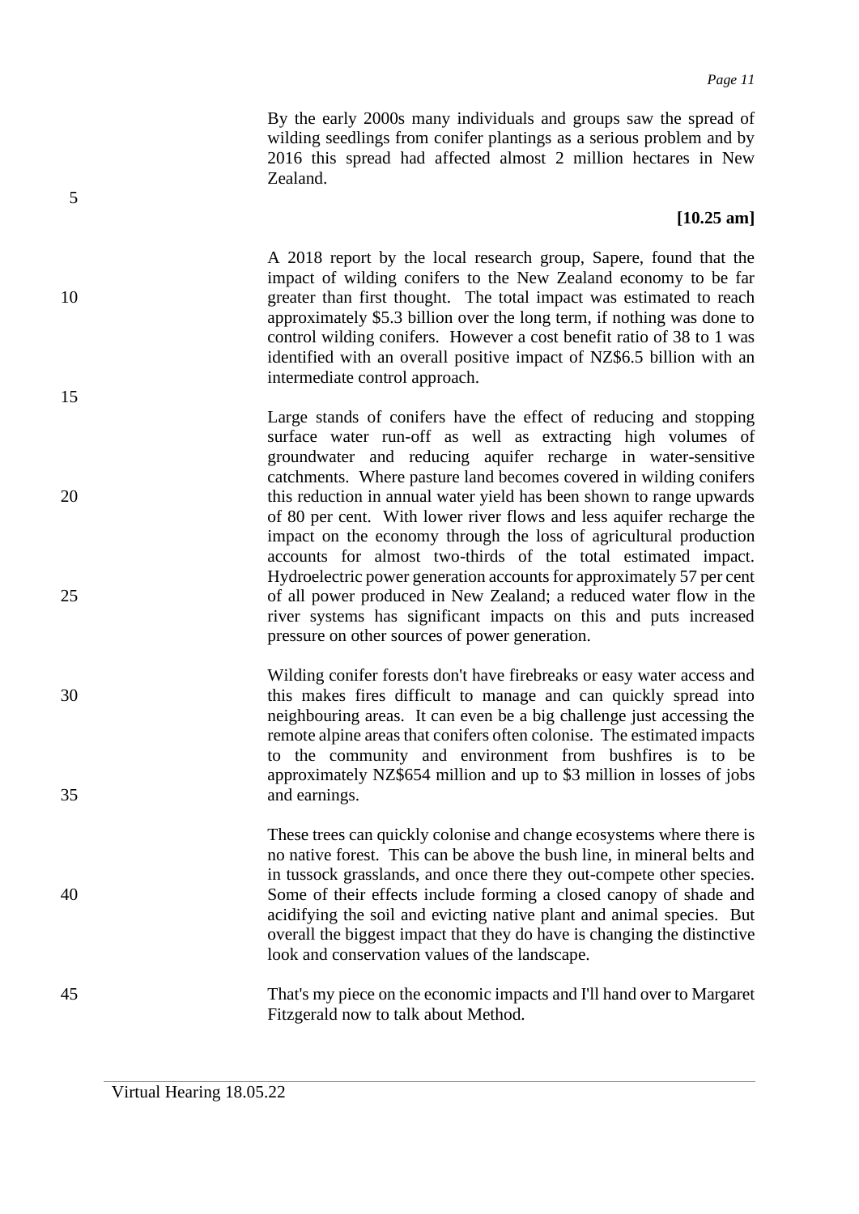By the early 2000s many individuals and groups saw the spread of wilding seedlings from conifer plantings as a serious problem and by 2016 this spread had affected almost 2 million hectares in New Zealand.

**[10.25 am]**

A 2018 report by the local research group, Sapere, found that the impact of wilding conifers to the New Zealand economy to be far greater than first thought. The total impact was estimated to reach approximately $5.3 billion over the long term, if nothing was done to control wilding conifers. However a cost benefit ratio of 38 to 1 was identified with an overall positive impact of NZ$6.5 billion with an intermediate control approach.

Large stands of conifers have the effect of reducing and stopping surface water run-off as well as extracting high volumes of groundwater and reducing aquifer recharge in water-sensitive catchments. Where pasture land becomes covered in wilding conifers this reduction in annual water yield has been shown to range upwards of 80 per cent. With lower river flows and less aquifer recharge the impact on the economy through the loss of agricultural production accounts for almost two-thirds of the total estimated impact. Hydroelectric power generation accounts for approximately 57 per cent of all power produced in New Zealand; a reduced water flow in the river systems has significant impacts on this and puts increased pressure on other sources of power generation.

Wilding conifer forests don't have firebreaks or easy water access and this makes fires difficult to manage and can quickly spread into neighbouring areas. It can even be a big challenge just accessing the remote alpine areas that conifers often colonise. The estimated impacts to the community and environment from bushfires is to be approximately NZ$654 million and up to $3 million in losses of jobs and earnings.

These trees can quickly colonise and change ecosystems where there is no native forest. This can be above the bush line, in mineral belts and in tussock grasslands, and once there they out-compete other species. Some of their effects include forming a closed canopy of shade and acidifying the soil and evicting native plant and animal species. But overall the biggest impact that they do have is changing the distinctive look and conservation values of the landscape.

That's my piece on the economic impacts and I'll hand over to Margaret Fitzgerald now to talk about Method.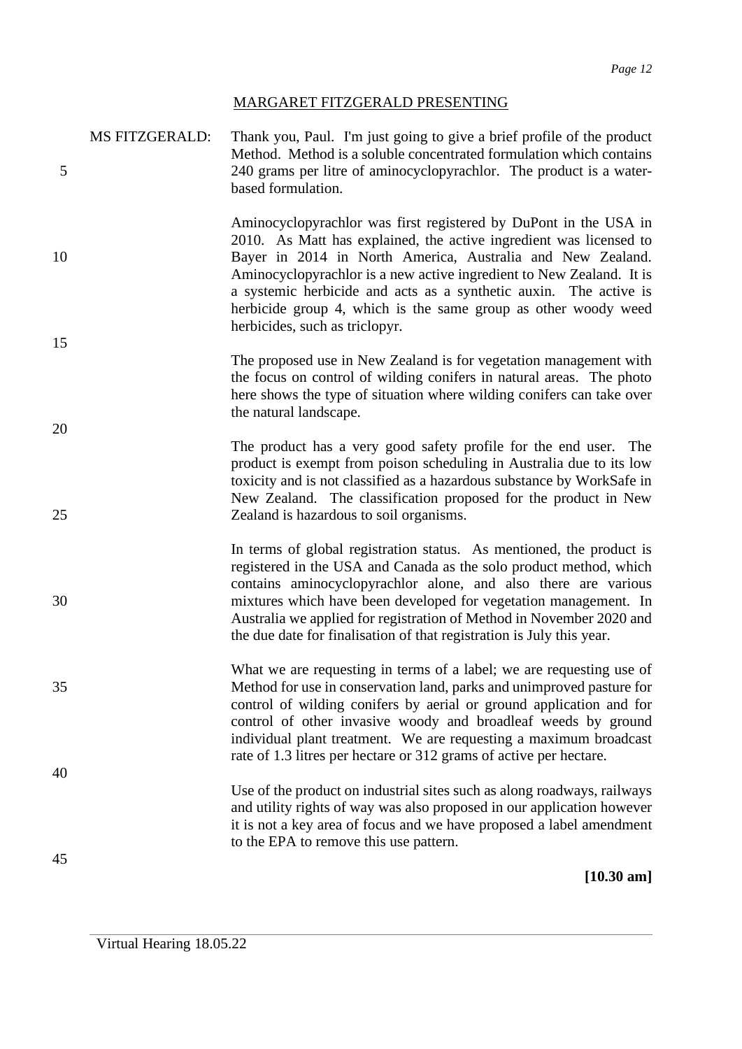MARGARET FITZGERALD PRESENTING

MS FITZGERALD: Thank you, Paul. I'm just going to give a brief profile of the product Method. Method is a soluble concentrated formulation which contains 240 grams per litre of aminocyclopyrachlor. The product is a water-based formulation.

Aminocyclopyrachlor was first registered by DuPont in the USA in 2010. As Matt has explained, the active ingredient was licensed to Bayer in 2014 in North America, Australia and New Zealand. Aminocyclopyrachlor is a new active ingredient to New Zealand. It is a systemic herbicide and acts as a synthetic auxin. The active is herbicide group 4, which is the same group as other woody weed herbicides, such as triclopyr.

The proposed use in New Zealand is for vegetation management with the focus on control of wilding conifers in natural areas. The photo here shows the type of situation where wilding conifers can take over the natural landscape.

The product has a very good safety profile for the end user. The product is exempt from poison scheduling in Australia due to its low toxicity and is not classified as a hazardous substance by WorkSafe in New Zealand. The classification proposed for the product in New Zealand is hazardous to soil organisms.

In terms of global registration status. As mentioned, the product is registered in the USA and Canada as the solo product method, which contains aminocyclopyrachlor alone, and also there are various mixtures which have been developed for vegetation management. In Australia we applied for registration of Method in November 2020 and the due date for finalisation of that registration is July this year.

What we are requesting in terms of a label; we are requesting use of Method for use in conservation land, parks and unimproved pasture for control of wilding conifers by aerial or ground application and for control of other invasive woody and broadleaf weeds by ground individual plant treatment. We are requesting a maximum broadcast rate of 1.3 litres per hectare or 312 grams of active per hectare.

Use of the product on industrial sites such as along roadways, railways and utility rights of way was also proposed in our application however it is not a key area of focus and we have proposed a label amendment to the EPA to remove this use pattern.

**[10.30 am]**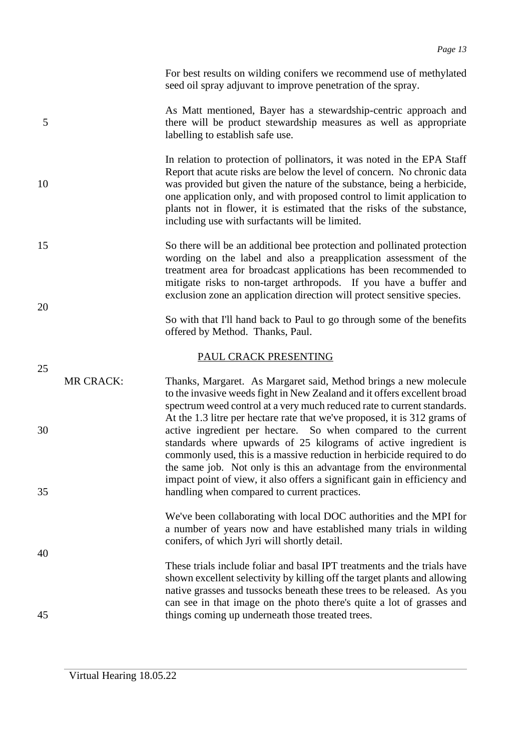For best results on wilding conifers we recommend use of methylated seed oil spray adjuvant to improve penetration of the spray.

As Matt mentioned, Bayer has a stewardship-centric approach and there will be product stewardship measures as well as appropriate labelling to establish safe use.

In relation to protection of pollinators, it was noted in the EPA Staff Report that acute risks are below the level of concern. No chronic data was provided but given the nature of the substance, being a herbicide, one application only, and with proposed control to limit application to plants not in flower, it is estimated that the risks of the substance, including use with surfactants will be limited.

So there will be an additional bee protection and pollinated protection wording on the label and also a preapplication assessment of the treatment area for broadcast applications has been recommended to mitigate risks to non-target arthropods. If you have a buffer and exclusion zone an application direction will protect sensitive species.

So with that I'll hand back to Paul to go through some of the benefits offered by Method. Thanks, Paul.

PAUL CRACK PRESENTING

MR CRACK: Thanks, Margaret. As Margaret said, Method brings a new molecule to the invasive weeds fight in New Zealand and it offers excellent broad spectrum weed control at a very much reduced rate to current standards. At the 1.3 litre per hectare rate that we've proposed, it is 312 grams of active ingredient per hectare. So when compared to the current standards where upwards of 25 kilograms of active ingredient is commonly used, this is a massive reduction in herbicide required to do the same job. Not only is this an advantage from the environmental impact point of view, it also offers a significant gain in efficiency and handling when compared to current practices.

We've been collaborating with local DOC authorities and the MPI for a number of years now and have established many trials in wilding conifers, of which Jyri will shortly detail.

These trials include foliar and basal IPT treatments and the trials have shown excellent selectivity by killing off the target plants and allowing native grasses and tussocks beneath these trees to be released. As you can see in that image on the photo there's quite a lot of grasses and things coming up underneath those treated trees.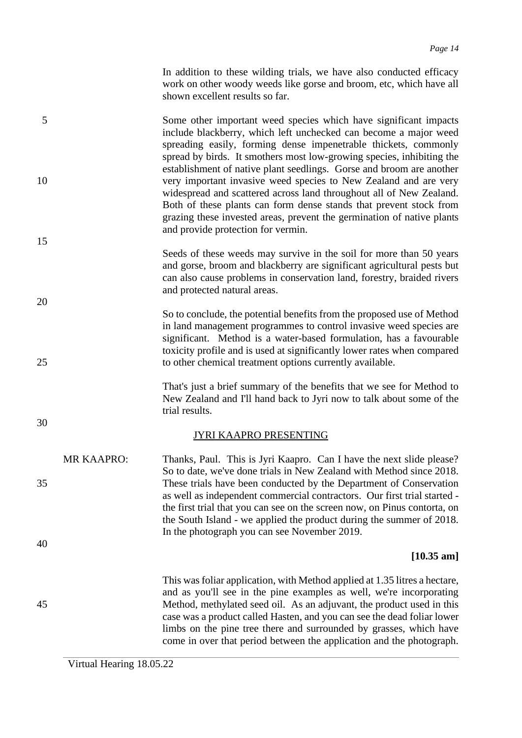In addition to these wilding trials, we have also conducted efficacy work on other woody weeds like gorse and broom, etc, which have all shown excellent results so far.

Some other important weed species which have significant impacts include blackberry, which left unchecked can become a major weed spreading easily, forming dense impenetrable thickets, commonly spread by birds. It smothers most low-growing species, inhibiting the establishment of native plant seedlings. Gorse and broom are another very important invasive weed species to New Zealand and are very widespread and scattered across land throughout all of New Zealand. Both of these plants can form dense stands that prevent stock from grazing these invested areas, prevent the germination of native plants and provide protection for vermin.

Seeds of these weeds may survive in the soil for more than 50 years and gorse, broom and blackberry are significant agricultural pests but can also cause problems in conservation land, forestry, braided rivers and protected natural areas.

So to conclude, the potential benefits from the proposed use of Method in land management programmes to control invasive weed species are significant. Method is a water-based formulation, has a favourable toxicity profile and is used at significantly lower rates when compared to other chemical treatment options currently available.

That's just a brief summary of the benefits that we see for Method to New Zealand and I'll hand back to Jyri now to talk about some of the trial results.

JYRI KAAPRO PRESENTING

MR KAAPRO: Thanks, Paul. This is Jyri Kaapro. Can I have the next slide please? So to date, we've done trials in New Zealand with Method since 2018. These trials have been conducted by the Department of Conservation as well as independent commercial contractors. Our first trial started - the first trial that you can see on the screen now, on Pinus contorta, on the South Island - we applied the product during the summer of 2018. In the photograph you can see November 2019.

**[10.35 am]**

This was foliar application, with Method applied at 1.35 litres a hectare, and as you'll see in the pine examples as well, we're incorporating Method, methylated seed oil. As an adjuvant, the product used in this case was a product called Hasten, and you can see the dead foliar lower limbs on the pine tree there and surrounded by grasses, which have come in over that period between the application and the photograph.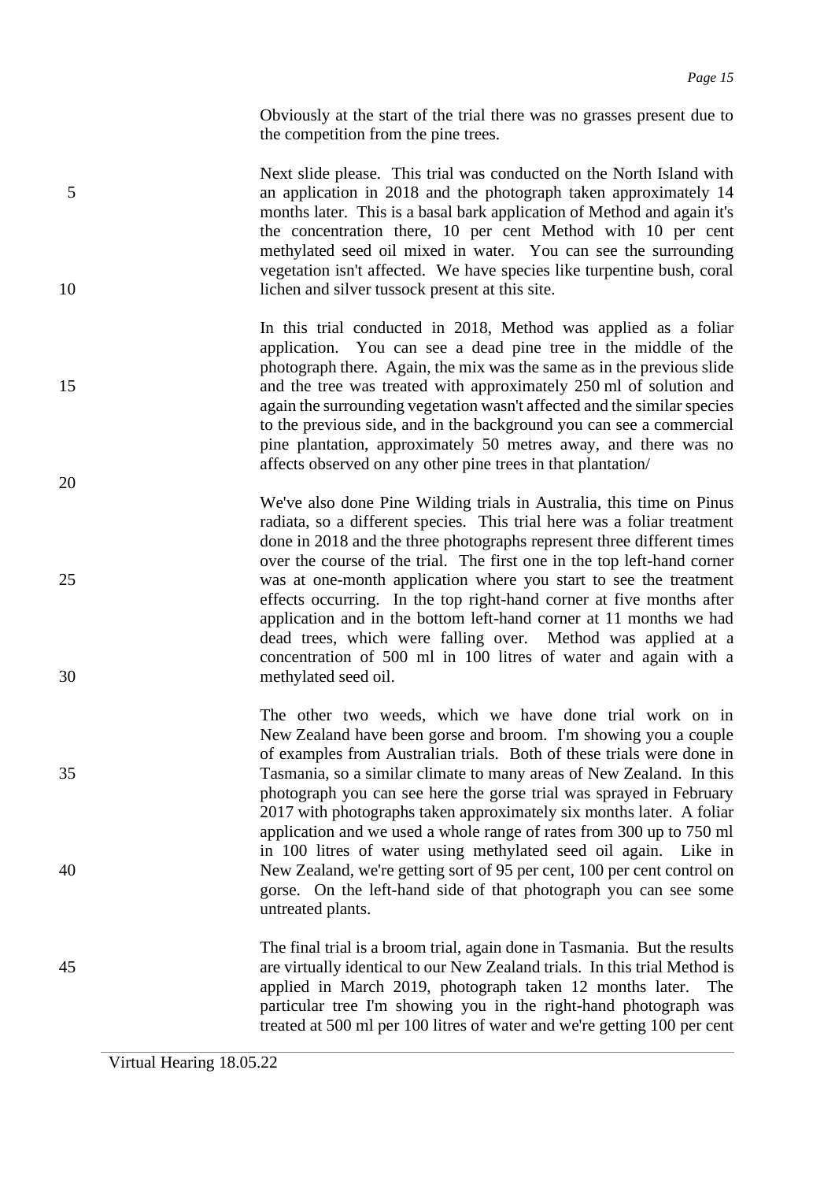Obviously at the start of the trial there was no grasses present due to the competition from the pine trees.

Next slide please. This trial was conducted on the North Island with an application in 2018 and the photograph taken approximately 14 months later. This is a basal bark application of Method and again it's the concentration there, 10 per cent Method with 10 per cent methylated seed oil mixed in water. You can see the surrounding vegetation isn't affected. We have species like turpentine bush, coral lichen and silver tussock present at this site.

In this trial conducted in 2018, Method was applied as a foliar application. You can see a dead pine tree in the middle of the photograph there. Again, the mix was the same as in the previous slide and the tree was treated with approximately 250 ml of solution and again the surrounding vegetation wasn't affected and the similar species to the previous side, and in the background you can see a commercial pine plantation, approximately 50 metres away, and there was no affects observed on any other pine trees in that plantation/

We've also done Pine Wilding trials in Australia, this time on Pinus radiata, so a different species. This trial here was a foliar treatment done in 2018 and the three photographs represent three different times over the course of the trial. The first one in the top left-hand corner was at one-month application where you start to see the treatment effects occurring. In the top right-hand corner at five months after application and in the bottom left-hand corner at 11 months we had dead trees, which were falling over. Method was applied at a concentration of 500 ml in 100 litres of water and again with a methylated seed oil.

The other two weeds, which we have done trial work on in New Zealand have been gorse and broom. I'm showing you a couple of examples from Australian trials. Both of these trials were done in Tasmania, so a similar climate to many areas of New Zealand. In this photograph you can see here the gorse trial was sprayed in February 2017 with photographs taken approximately six months later. A foliar application and we used a whole range of rates from 300 up to 750 ml in 100 litres of water using methylated seed oil again. Like in New Zealand, we're getting sort of 95 per cent, 100 per cent control on gorse. On the left-hand side of that photograph you can see some untreated plants.

The final trial is a broom trial, again done in Tasmania. But the results are virtually identical to our New Zealand trials. In this trial Method is applied in March 2019, photograph taken 12 months later. The particular tree I'm showing you in the right-hand photograph was treated at 500 ml per 100 litres of water and we're getting 100 per cent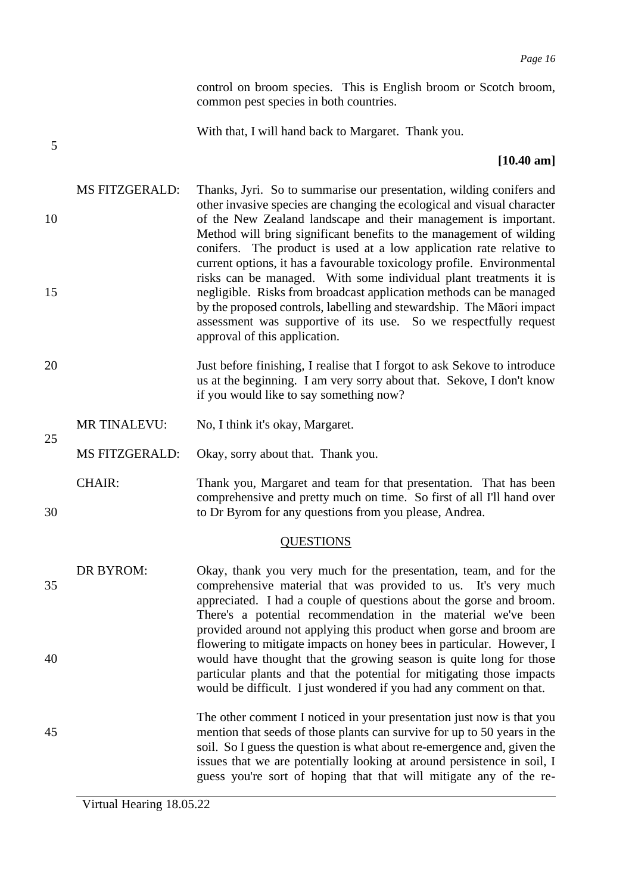control on broom species. This is English broom or Scotch broom, common pest species in both countries.

With that, I will hand back to Margaret. Thank you.

**[10.40 am]**

MS FITZGERALD: Thanks, Jyri. So to summarise our presentation, wilding conifers and other invasive species are changing the ecological and visual character of the New Zealand landscape and their management is important. Method will bring significant benefits to the management of wilding conifers. The product is used at a low application rate relative to current options, it has a favourable toxicology profile. Environmental risks can be managed. With some individual plant treatments it is negligible. Risks from broadcast application methods can be managed by the proposed controls, labelling and stewardship. The Māori impact assessment was supportive of its use. So we respectfully request approval of this application.

Just before finishing, I realise that I forgot to ask Sekove to introduce us at the beginning. I am very sorry about that. Sekove, I don't know if you would like to say something now?

MR TINALEVU: No, I think it's okay, Margaret.

MS FITZGERALD: Okay, sorry about that. Thank you.

CHAIR: Thank you, Margaret and team for that presentation. That has been comprehensive and pretty much on time. So first of all I'll hand over to Dr Byrom for any questions from you please, Andrea.

## QUESTIONS

DR BYROM: Okay, thank you very much for the presentation, team, and for the comprehensive material that was provided to us. It's very much appreciated. I had a couple of questions about the gorse and broom. There's a potential recommendation in the material we've been provided around not applying this product when gorse and broom are flowering to mitigate impacts on honey bees in particular. However, I would have thought that the growing season is quite long for those particular plants and that the potential for mitigating those impacts would be difficult. I just wondered if you had any comment on that.

The other comment I noticed in your presentation just now is that you mention that seeds of those plants can survive for up to 50 years in the soil. So I guess the question is what about re-emergence and, given the issues that we are potentially looking at around persistence in soil, I guess you're sort of hoping that that will mitigate any of the re-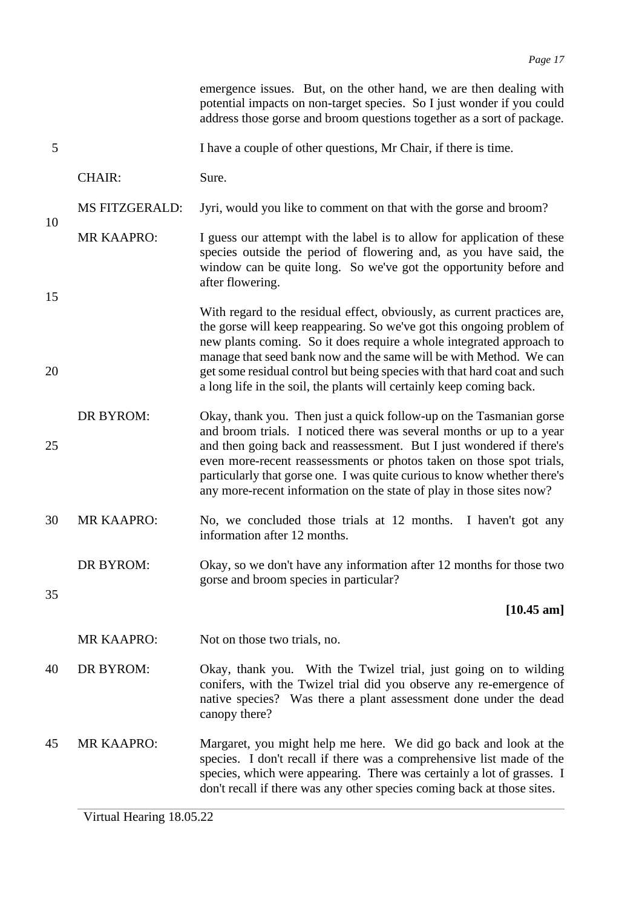emergence issues. But, on the other hand, we are then dealing with potential impacts on non-target species. So I just wonder if you could address those gorse and broom questions together as a sort of package.

I have a couple of other questions, Mr Chair, if there is time.

CHAIR: Sure.

MS FITZGERALD: Jyri, would you like to comment on that with the gorse and broom?

MR KAAPRO: I guess our attempt with the label is to allow for application of these species outside the period of flowering and, as you have said, the window can be quite long. So we've got the opportunity before and after flowering.

With regard to the residual effect, obviously, as current practices are, the gorse will keep reappearing. So we've got this ongoing problem of new plants coming. So it does require a whole integrated approach to manage that seed bank now and the same will be with Method. We can get some residual control but being species with that hard coat and such a long life in the soil, the plants will certainly keep coming back.

DR BYROM: Okay, thank you. Then just a quick follow-up on the Tasmanian gorse and broom trials. I noticed there was several months or up to a year and then going back and reassessment. But I just wondered if there's even more-recent reassessments or photos taken on those spot trials, particularly that gorse one. I was quite curious to know whether there's any more-recent information on the state of play in those sites now?

MR KAAPRO: No, we concluded those trials at 12 months. I haven't got any information after 12 months.

DR BYROM: Okay, so we don't have any information after 12 months for those two gorse and broom species in particular?

**[10.45 am]**

MR KAAPRO: Not on those two trials, no.

DR BYROM: Okay, thank you. With the Twizel trial, just going on to wilding conifers, with the Twizel trial did you observe any re-emergence of native species? Was there a plant assessment done under the dead canopy there?

MR KAAPRO: Margaret, you might help me here. We did go back and look at the species. I don't recall if there was a comprehensive list made of the species, which were appearing. There was certainly a lot of grasses. I don't recall if there was any other species coming back at those sites.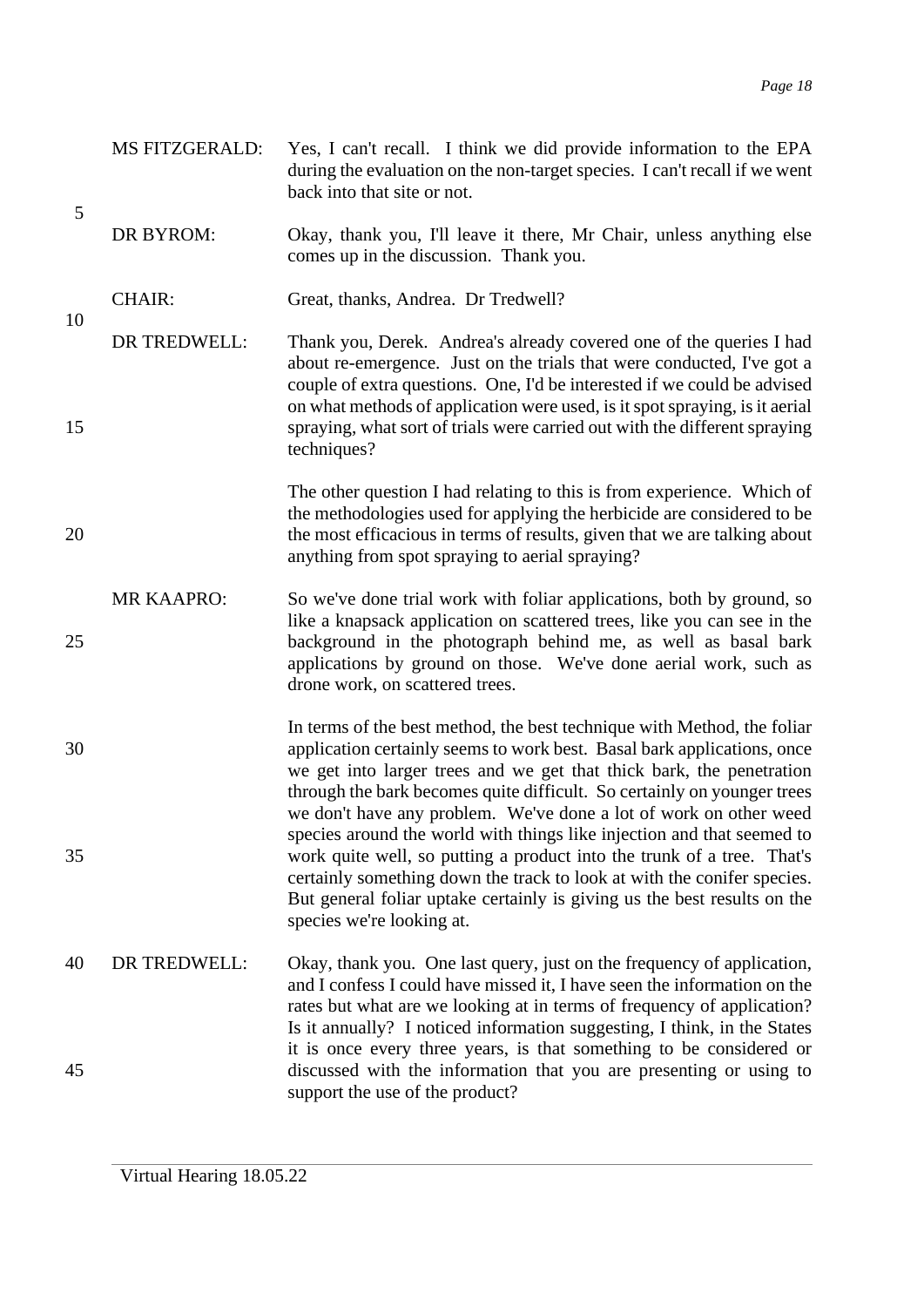MS FITZGERALD: Yes, I can't recall. I think we did provide information to the EPA during the evaluation on the non-target species. I can't recall if we went back into that site or not.

DR BYROM: Okay, thank you, I'll leave it there, Mr Chair, unless anything else comes up in the discussion. Thank you.

CHAIR: Great, thanks, Andrea. Dr Tredwell?

DR TREDWELL: Thank you, Derek. Andrea's already covered one of the queries I had about re-emergence. Just on the trials that were conducted, I've got a couple of extra questions. One, I'd be interested if we could be advised on what methods of application were used, is it spot spraying, is it aerial spraying, what sort of trials were carried out with the different spraying techniques?

The other question I had relating to this is from experience. Which of the methodologies used for applying the herbicide are considered to be the most efficacious in terms of results, given that we are talking about anything from spot spraying to aerial spraying?

MR KAAPRO: So we've done trial work with foliar applications, both by ground, so like a knapsack application on scattered trees, like you can see in the background in the photograph behind me, as well as basal bark applications by ground on those. We've done aerial work, such as drone work, on scattered trees.

In terms of the best method, the best technique with Method, the foliar application certainly seems to work best. Basal bark applications, once we get into larger trees and we get that thick bark, the penetration through the bark becomes quite difficult. So certainly on younger trees we don't have any problem. We've done a lot of work on other weed species around the world with things like injection and that seemed to work quite well, so putting a product into the trunk of a tree. That's certainly something down the track to look at with the conifer species. But general foliar uptake certainly is giving us the best results on the species we're looking at.

DR TREDWELL: Okay, thank you. One last query, just on the frequency of application, and I confess I could have missed it, I have seen the information on the rates but what are we looking at in terms of frequency of application? Is it annually? I noticed information suggesting, I think, in the States it is once every three years, is that something to be considered or discussed with the information that you are presenting or using to support the use of the product?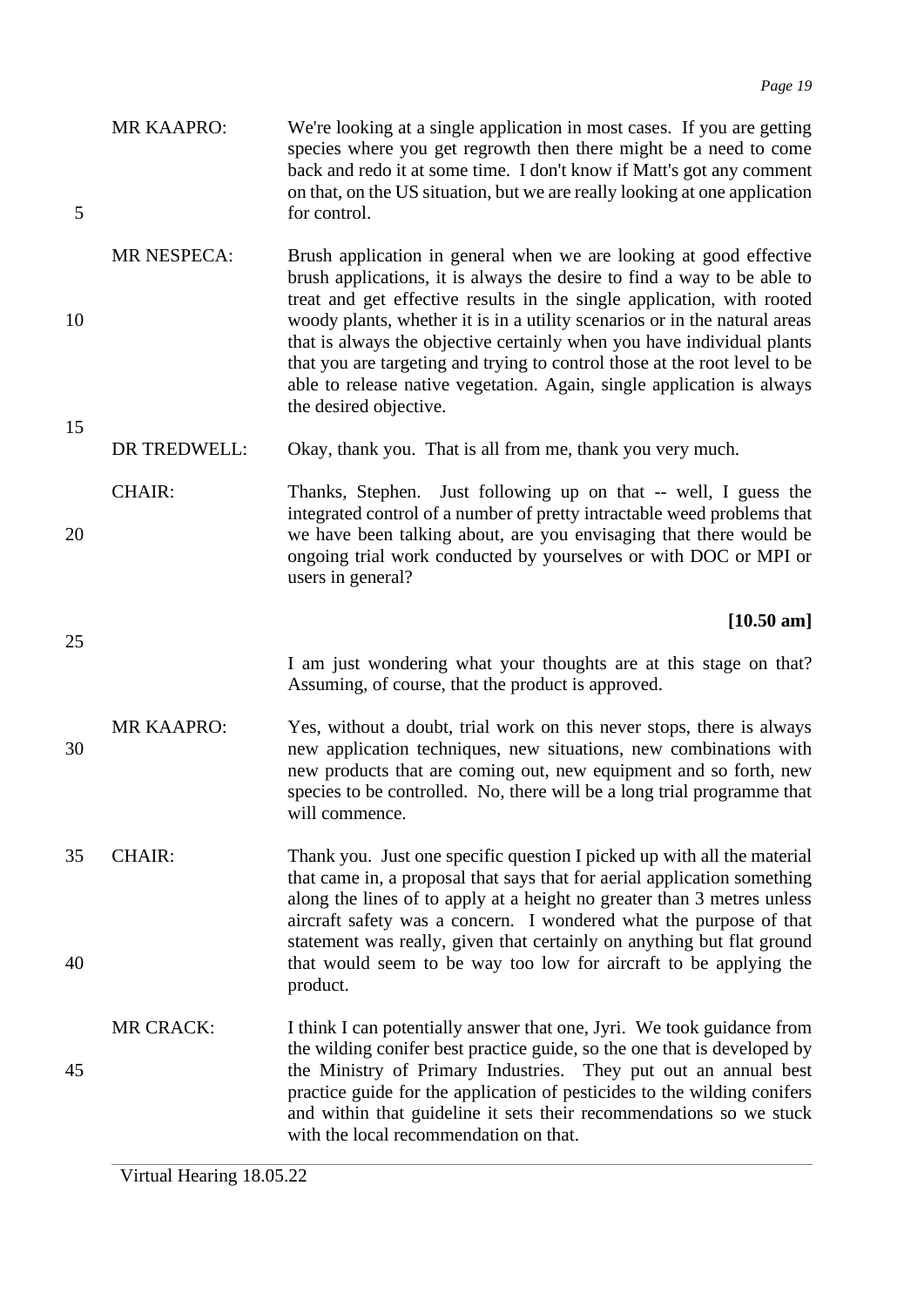MR KAAPRO: We're looking at a single application in most cases. If you are getting species where you get regrowth then there might be a need to come back and redo it at some time. I don't know if Matt's got any comment on that, on the US situation, but we are really looking at one application for control.

MR NESPECA: Brush application in general when we are looking at good effective brush applications, it is always the desire to find a way to be able to treat and get effective results in the single application, with rooted woody plants, whether it is in a utility scenarios or in the natural areas that is always the objective certainly when you have individual plants that you are targeting and trying to control those at the root level to be able to release native vegetation. Again, single application is always the desired objective.

DR TREDWELL: Okay, thank you. That is all from me, thank you very much.

CHAIR: Thanks, Stephen. Just following up on that -- well, I guess the integrated control of a number of pretty intractable weed problems that we have been talking about, are you envisaging that there would be ongoing trial work conducted by yourselves or with DOC or MPI or users in general?

**[10.50 am]**

I am just wondering what your thoughts are at this stage on that? Assuming, of course, that the product is approved.

MR KAAPRO: Yes, without a doubt, trial work on this never stops, there is always new application techniques, new situations, new combinations with new products that are coming out, new equipment and so forth, new species to be controlled. No, there will be a long trial programme that will commence.

CHAIR: Thank you. Just one specific question I picked up with all the material that came in, a proposal that says that for aerial application something along the lines of to apply at a height no greater than 3 metres unless aircraft safety was a concern. I wondered what the purpose of that statement was really, given that certainly on anything but flat ground that would seem to be way too low for aircraft to be applying the product.

MR CRACK: I think I can potentially answer that one, Jyri. We took guidance from the wilding conifer best practice guide, so the one that is developed by the Ministry of Primary Industries. They put out an annual best practice guide for the application of pesticides to the wilding conifers and within that guideline it sets their recommendations so we stuck with the local recommendation on that.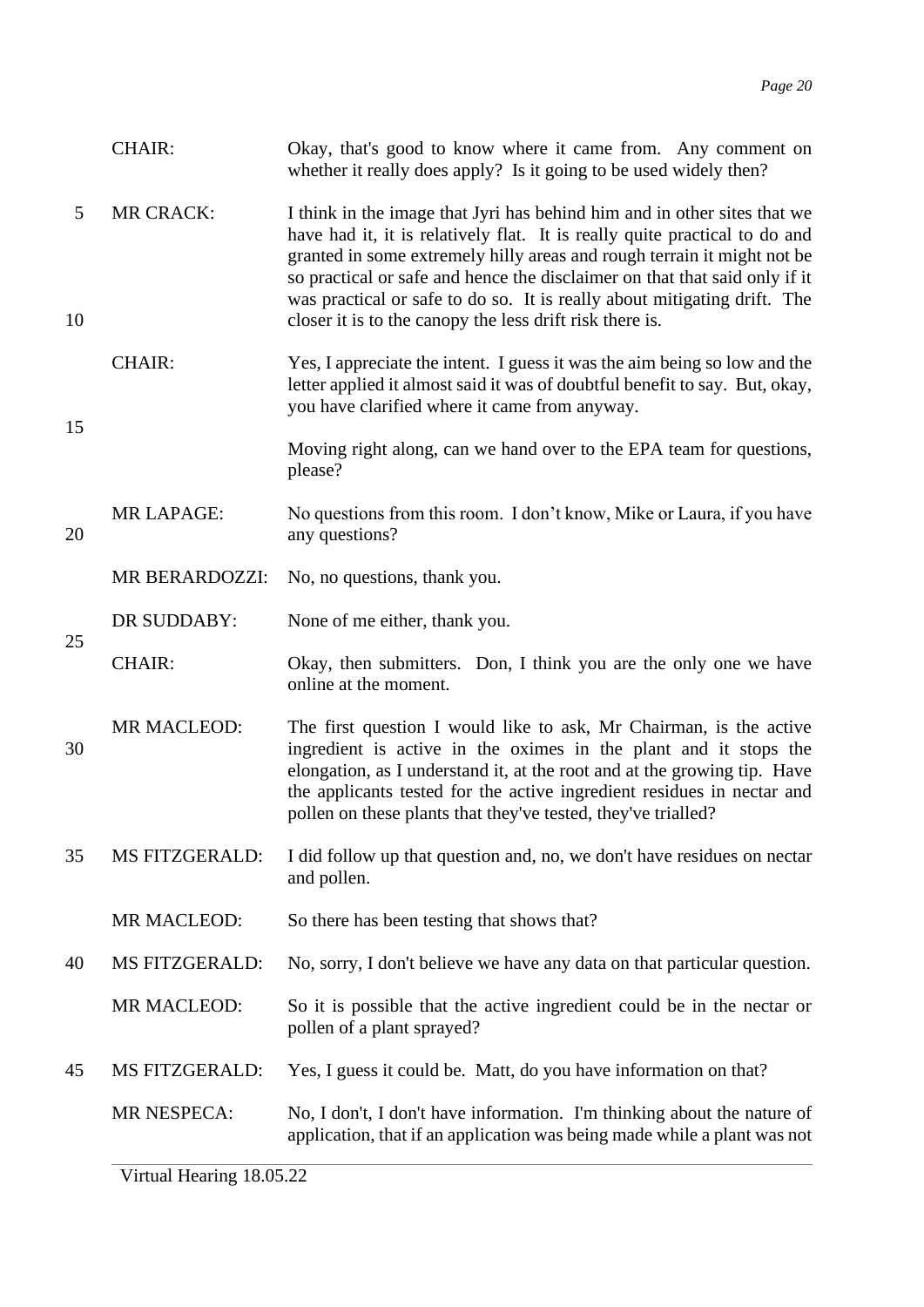CHAIR: Okay, that's good to know where it came from. Any comment on whether it really does apply? Is it going to be used widely then?

MR CRACK: I think in the image that Jyri has behind him and in other sites that we have had it, it is relatively flat. It is really quite practical to do and granted in some extremely hilly areas and rough terrain it might not be so practical or safe and hence the disclaimer on that that said only if it was practical or safe to do so. It is really about mitigating drift. The closer it is to the canopy the less drift risk there is.

CHAIR: Yes, I appreciate the intent. I guess it was the aim being so low and the letter applied it almost said it was of doubtful benefit to say. But, okay, you have clarified where it came from anyway.

Moving right along, can we hand over to the EPA team for questions, please?

MR LAPAGE: No questions from this room. I don't know, Mike or Laura, if you have any questions?

MR BERARDOZZI: No, no questions, thank you.

DR SUDDABY: None of me either, thank you.

CHAIR: Okay, then submitters. Don, I think you are the only one we have online at the moment.

MR MACLEOD: The first question I would like to ask, Mr Chairman, is the active ingredient is active in the oximes in the plant and it stops the elongation, as I understand it, at the root and at the growing tip. Have the applicants tested for the active ingredient residues in nectar and pollen on these plants that they've tested, they've trialled?

MS FITZGERALD: I did follow up that question and, no, we don't have residues on nectar and pollen.

MR MACLEOD: So there has been testing that shows that?

MS FITZGERALD: No, sorry, I don't believe we have any data on that particular question.

MR MACLEOD: So it is possible that the active ingredient could be in the nectar or pollen of a plant sprayed?

MS FITZGERALD: Yes, I guess it could be. Matt, do you have information on that?

MR NESPECA: No, I don't, I don't have information. I'm thinking about the nature of application, that if an application was being made while a plant was not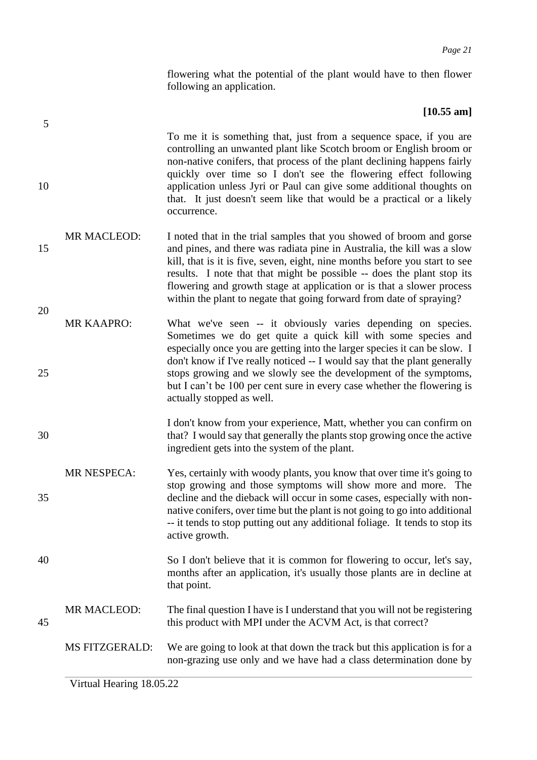flowering what the potential of the plant would have to then flower following an application.

**[10.55 am]**

To me it is something that, just from a sequence space, if you are controlling an unwanted plant like Scotch broom or English broom or non-native conifers, that process of the plant declining happens fairly quickly over time so I don't see the flowering effect following application unless Jyri or Paul can give some additional thoughts on that. It just doesn't seem like that would be a practical or a likely occurrence.

MR MACLEOD: I noted that in the trial samples that you showed of broom and gorse and pines, and there was radiata pine in Australia, the kill was a slow kill, that is it is five, seven, eight, nine months before you start to see results. I note that that might be possible -- does the plant stop its flowering and growth stage at application or is that a slower process within the plant to negate that going forward from date of spraying?

MR KAAPRO: What we've seen -- it obviously varies depending on species. Sometimes we do get quite a quick kill with some species and especially once you are getting into the larger species it can be slow. I don't know if I've really noticed -- I would say that the plant generally stops growing and we slowly see the development of the symptoms, but I can't be 100 per cent sure in every case whether the flowering is actually stopped as well.

I don't know from your experience, Matt, whether you can confirm on that? I would say that generally the plants stop growing once the active ingredient gets into the system of the plant.

MR NESPECA: Yes, certainly with woody plants, you know that over time it's going to stop growing and those symptoms will show more and more. The decline and the dieback will occur in some cases, especially with non-native conifers, over time but the plant is not going to go into additional -- it tends to stop putting out any additional foliage. It tends to stop its active growth.

So I don't believe that it is common for flowering to occur, let's say, months after an application, it's usually those plants are in decline at that point.

MR MACLEOD: The final question I have is I understand that you will not be registering this product with MPI under the ACVM Act, is that correct?

MS FITZGERALD: We are going to look at that down the track but this application is for a non-grazing use only and we have had a class determination done by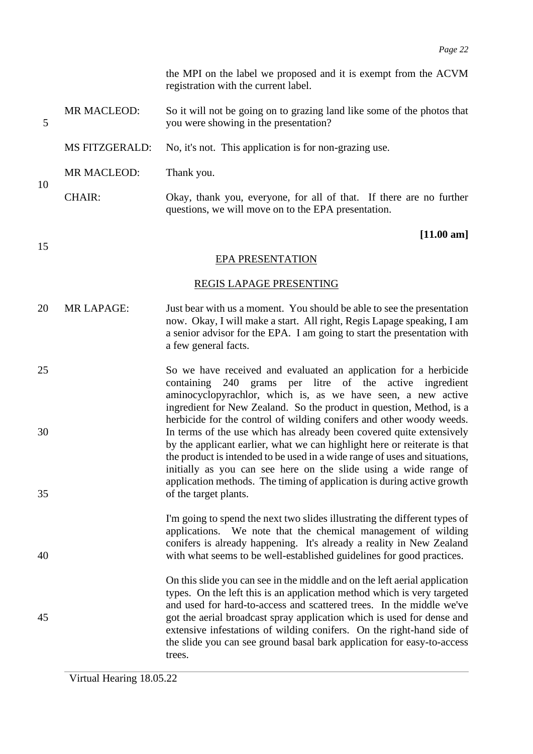the MPI on the label we proposed and it is exempt from the ACVM registration with the current label.

MR MACLEOD: So it will not be going on to grazing land like some of the photos that you were showing in the presentation?

MS FITZGERALD: No, it's not. This application is for non-grazing use.

MR MACLEOD: Thank you.

CHAIR: Okay, thank you, everyone, for all of that. If there are no further questions, we will move on to the EPA presentation.

**[11.00 am]**

EPA PRESENTATION

REGIS LAPAGE PRESENTING

MR LAPAGE: Just bear with us a moment. You should be able to see the presentation now. Okay, I will make a start. All right, Regis Lapage speaking, I am a senior advisor for the EPA. I am going to start the presentation with a few general facts.

So we have received and evaluated an application for a herbicide containing 240 grams per litre of the active ingredient aminocyclopyrachlor, which is, as we have seen, a new active ingredient for New Zealand. So the product in question, Method, is a herbicide for the control of wilding conifers and other woody weeds. In terms of the use which has already been covered quite extensively by the applicant earlier, what we can highlight here or reiterate is that the product is intended to be used in a wide range of uses and situations, initially as you can see here on the slide using a wide range of application methods. The timing of application is during active growth of the target plants.

I'm going to spend the next two slides illustrating the different types of applications. We note that the chemical management of wilding conifers is already happening. It's already a reality in New Zealand with what seems to be well-established guidelines for good practices.

On this slide you can see in the middle and on the left aerial application types. On the left this is an application method which is very targeted and used for hard-to-access and scattered trees. In the middle we've got the aerial broadcast spray application which is used for dense and extensive infestations of wilding conifers. On the right-hand side of the slide you can see ground basal bark application for easy-to-access trees.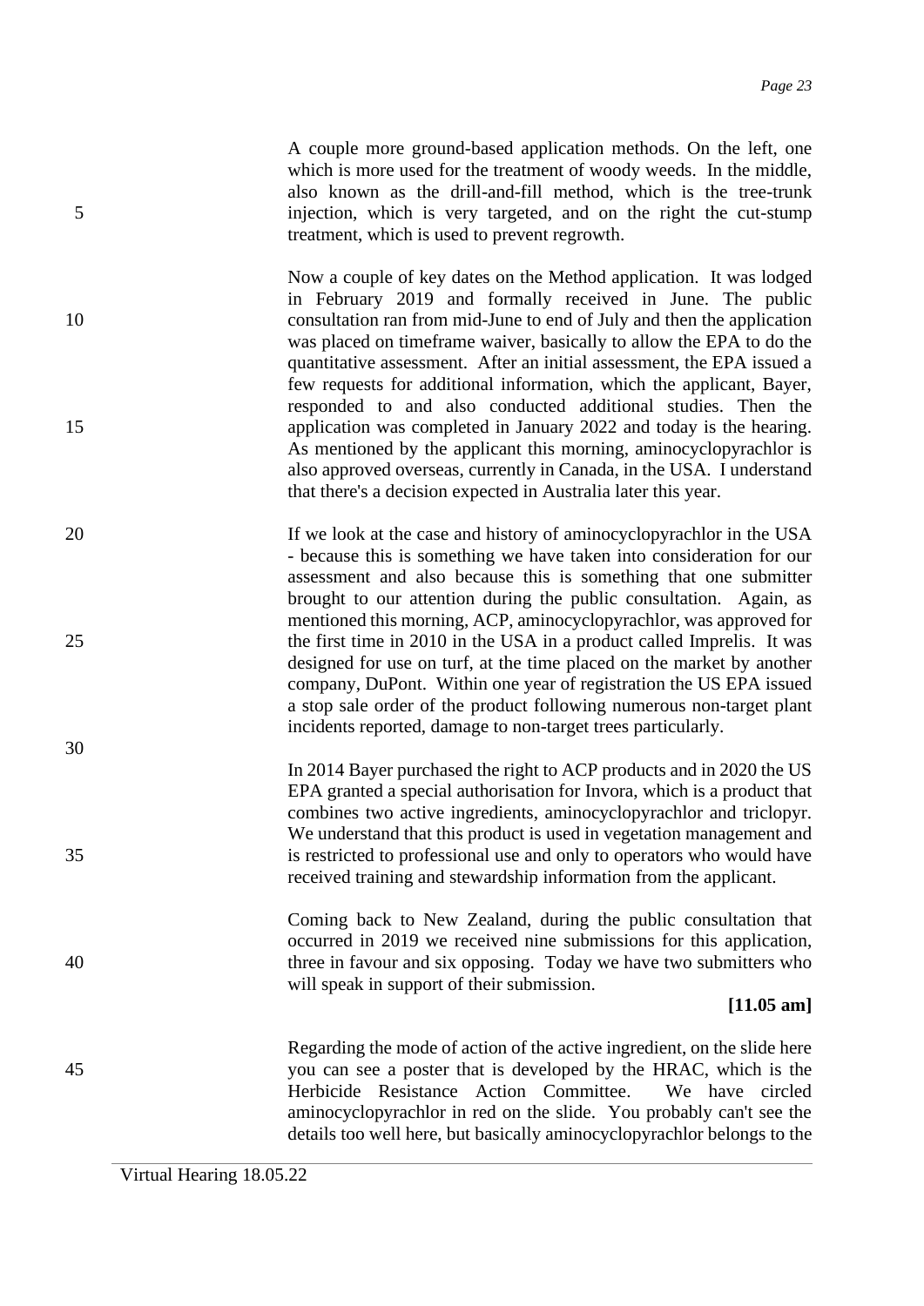A couple more ground-based application methods. On the left, one which is more used for the treatment of woody weeds. In the middle, also known as the drill-and-fill method, which is the tree-trunk injection, which is very targeted, and on the right the cut-stump treatment, which is used to prevent regrowth.

Now a couple of key dates on the Method application. It was lodged in February 2019 and formally received in June. The public consultation ran from mid-June to end of July and then the application was placed on timeframe waiver, basically to allow the EPA to do the quantitative assessment. After an initial assessment, the EPA issued a few requests for additional information, which the applicant, Bayer, responded to and also conducted additional studies. Then the application was completed in January 2022 and today is the hearing. As mentioned by the applicant this morning, aminocyclopyrachlor is also approved overseas, currently in Canada, in the USA. I understand that there's a decision expected in Australia later this year.

If we look at the case and history of aminocyclopyrachlor in the USA - because this is something we have taken into consideration for our assessment and also because this is something that one submitter brought to our attention during the public consultation. Again, as mentioned this morning, ACP, aminocyclopyrachlor, was approved for the first time in 2010 in the USA in a product called Imprelis. It was designed for use on turf, at the time placed on the market by another company, DuPont. Within one year of registration the US EPA issued a stop sale order of the product following numerous non-target plant incidents reported, damage to non-target trees particularly.

In 2014 Bayer purchased the right to ACP products and in 2020 the US EPA granted a special authorisation for Invora, which is a product that combines two active ingredients, aminocyclopyrachlor and triclopyr. We understand that this product is used in vegetation management and is restricted to professional use and only to operators who would have received training and stewardship information from the applicant.

Coming back to New Zealand, during the public consultation that occurred in 2019 we received nine submissions for this application, three in favour and six opposing. Today we have two submitters who will speak in support of their submission.

**[11.05 am]**

Regarding the mode of action of the active ingredient, on the slide here you can see a poster that is developed by the HRAC, which is the Herbicide Resistance Action Committee. We have circled aminocyclopyrachlor in red on the slide. You probably can't see the details too well here, but basically aminocyclopyrachlor belongs to the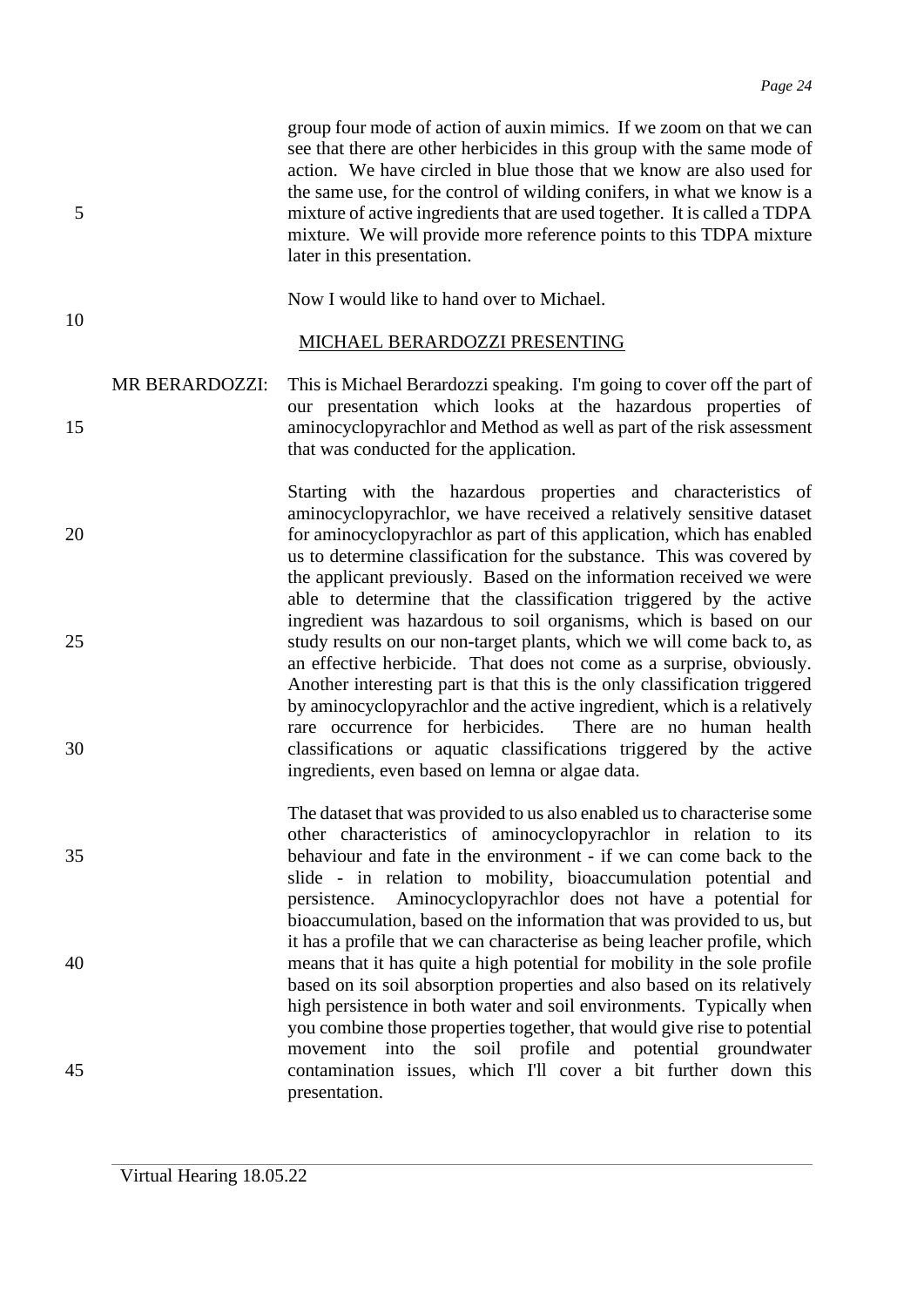group four mode of action of auxin mimics. If we zoom on that we can see that there are other herbicides in this group with the same mode of action. We have circled in blue those that we know are also used for the same use, for the control of wilding conifers, in what we know is a mixture of active ingredients that are used together. It is called a TDPA mixture. We will provide more reference points to this TDPA mixture later in this presentation.

Now I would like to hand over to Michael.

MICHAEL BERARDOZZI PRESENTING

MR BERARDOZZI: This is Michael Berardozzi speaking. I'm going to cover off the part of our presentation which looks at the hazardous properties of aminocyclopyrachlor and Method as well as part of the risk assessment that was conducted for the application.

Starting with the hazardous properties and characteristics of aminocyclopyrachlor, we have received a relatively sensitive dataset for aminocyclopyrachlor as part of this application, which has enabled us to determine classification for the substance. This was covered by the applicant previously. Based on the information received we were able to determine that the classification triggered by the active ingredient was hazardous to soil organisms, which is based on our study results on our non-target plants, which we will come back to, as an effective herbicide. That does not come as a surprise, obviously. Another interesting part is that this is the only classification triggered by aminocyclopyrachlor and the active ingredient, which is a relatively rare occurrence for herbicides. There are no human health classifications or aquatic classifications triggered by the active ingredients, even based on lemna or algae data.

The dataset that was provided to us also enabled us to characterise some other characteristics of aminocyclopyrachlor in relation to its behaviour and fate in the environment - if we can come back to the slide - in relation to mobility, bioaccumulation potential and persistence. Aminocyclopyrachlor does not have a potential for bioaccumulation, based on the information that was provided to us, but it has a profile that we can characterise as being leacher profile, which means that it has quite a high potential for mobility in the sole profile based on its soil absorption properties and also based on its relatively high persistence in both water and soil environments. Typically when you combine those properties together, that would give rise to potential movement into the soil profile and potential groundwater contamination issues, which I'll cover a bit further down this presentation.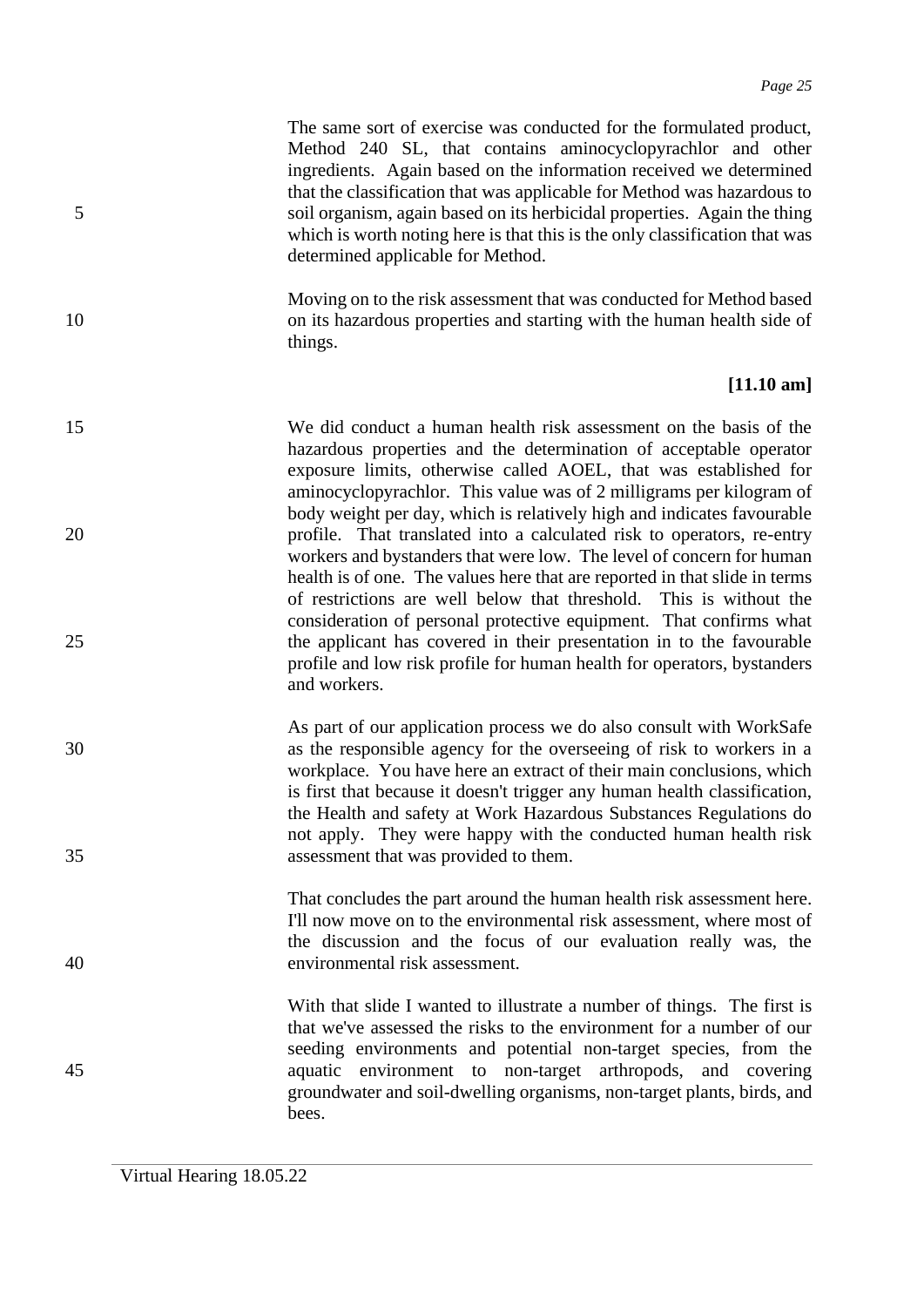The same sort of exercise was conducted for the formulated product, Method 240 SL, that contains aminocyclopyrachlor and other ingredients. Again based on the information received we determined that the classification that was applicable for Method was hazardous to soil organism, again based on its herbicidal properties. Again the thing which is worth noting here is that this is the only classification that was determined applicable for Method.

Moving on to the risk assessment that was conducted for Method based on its hazardous properties and starting with the human health side of things.

**[11.10 am]**

We did conduct a human health risk assessment on the basis of the hazardous properties and the determination of acceptable operator exposure limits, otherwise called AOEL, that was established for aminocyclopyrachlor. This value was of 2 milligrams per kilogram of body weight per day, which is relatively high and indicates favourable profile. That translated into a calculated risk to operators, re-entry workers and bystanders that were low. The level of concern for human health is of one. The values here that are reported in that slide in terms of restrictions are well below that threshold. This is without the consideration of personal protective equipment. That confirms what the applicant has covered in their presentation in to the favourable profile and low risk profile for human health for operators, bystanders and workers.

As part of our application process we do also consult with WorkSafe as the responsible agency for the overseeing of risk to workers in a workplace. You have here an extract of their main conclusions, which is first that because it doesn't trigger any human health classification, the Health and safety at Work Hazardous Substances Regulations do not apply. They were happy with the conducted human health risk assessment that was provided to them.

That concludes the part around the human health risk assessment here. I'll now move on to the environmental risk assessment, where most of the discussion and the focus of our evaluation really was, the environmental risk assessment.

With that slide I wanted to illustrate a number of things. The first is that we've assessed the risks to the environment for a number of our seeding environments and potential non-target species, from the aquatic environment to non-target arthropods, and covering groundwater and soil-dwelling organisms, non-target plants, birds, and bees.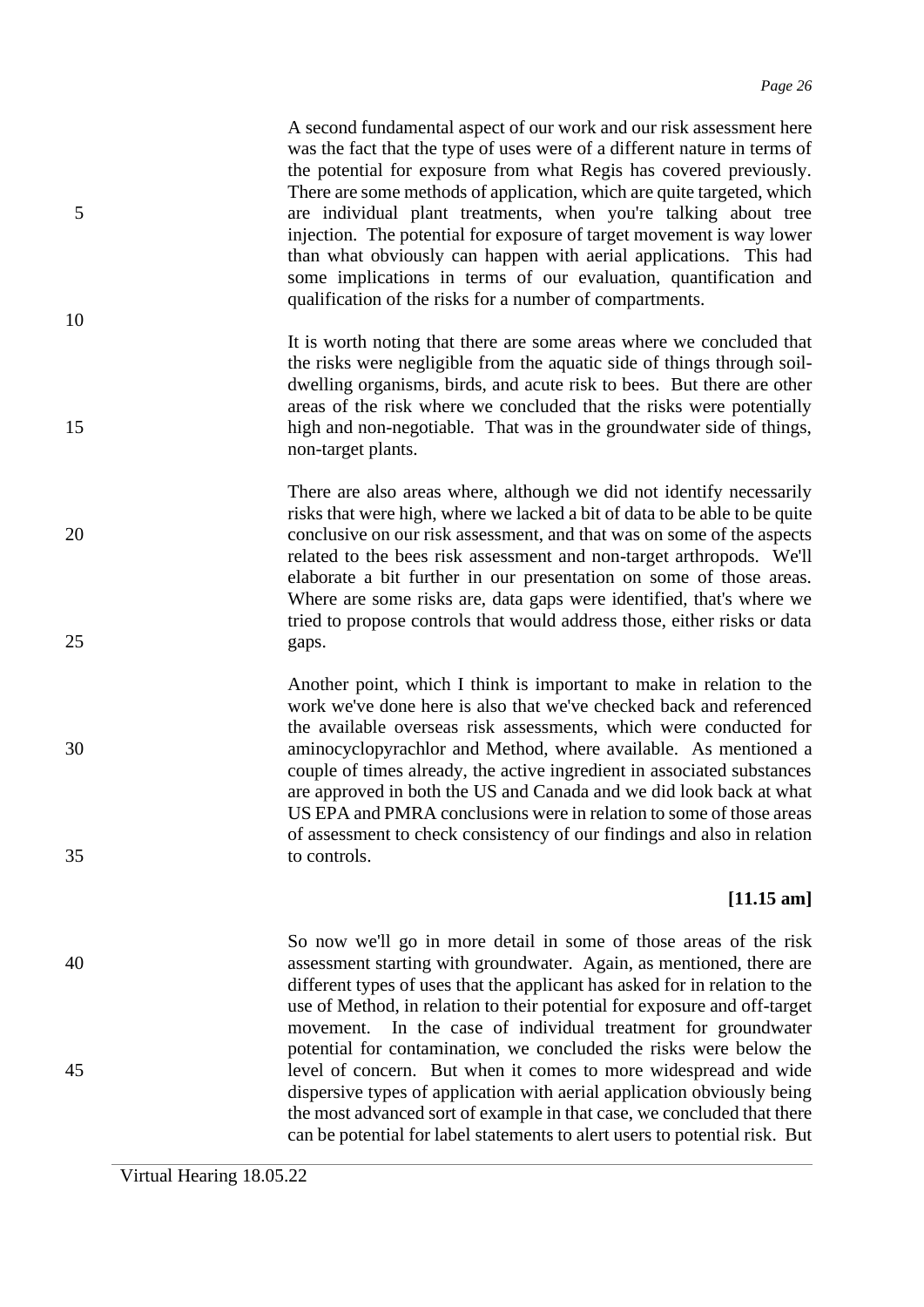A second fundamental aspect of our work and our risk assessment here was the fact that the type of uses were of a different nature in terms of the potential for exposure from what Regis has covered previously. There are some methods of application, which are quite targeted, which are individual plant treatments, when you're talking about tree injection. The potential for exposure of target movement is way lower than what obviously can happen with aerial applications. This had some implications in terms of our evaluation, quantification and qualification of the risks for a number of compartments.

It is worth noting that there are some areas where we concluded that the risks were negligible from the aquatic side of things through soil-dwelling organisms, birds, and acute risk to bees. But there are other areas of the risk where we concluded that the risks were potentially high and non-negotiable. That was in the groundwater side of things, non-target plants.

There are also areas where, although we did not identify necessarily risks that were high, where we lacked a bit of data to be able to be quite conclusive on our risk assessment, and that was on some of the aspects related to the bees risk assessment and non-target arthropods. We'll elaborate a bit further in our presentation on some of those areas. Where are some risks are, data gaps were identified, that's where we tried to propose controls that would address those, either risks or data gaps.

Another point, which I think is important to make in relation to the work we've done here is also that we've checked back and referenced the available overseas risk assessments, which were conducted for aminocyclopyrachlor and Method, where available. As mentioned a couple of times already, the active ingredient in associated substances are approved in both the US and Canada and we did look back at what US EPA and PMRA conclusions were in relation to some of those areas of assessment to check consistency of our findings and also in relation to controls.

**[11.15 am]**

So now we'll go in more detail in some of those areas of the risk assessment starting with groundwater. Again, as mentioned, there are different types of uses that the applicant has asked for in relation to the use of Method, in relation to their potential for exposure and off-target movement. In the case of individual treatment for groundwater potential for contamination, we concluded the risks were below the level of concern. But when it comes to more widespread and wide dispersive types of application with aerial application obviously being the most advanced sort of example in that case, we concluded that there can be potential for label statements to alert users to potential risk. But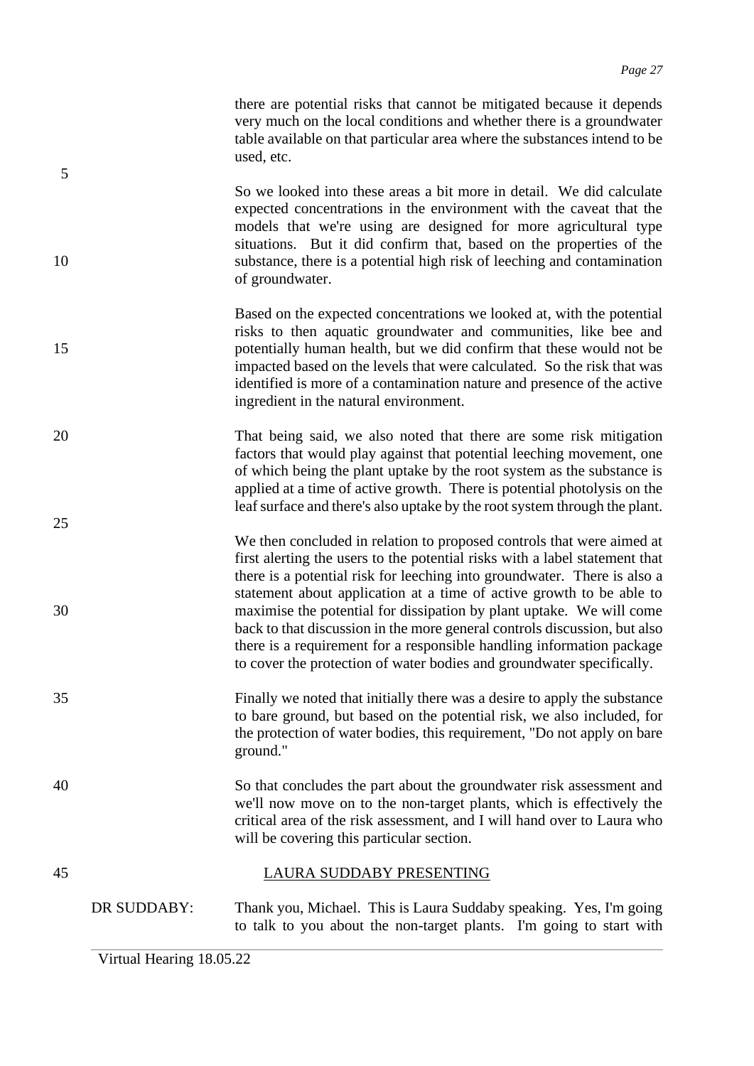there are potential risks that cannot be mitigated because it depends very much on the local conditions and whether there is a groundwater table available on that particular area where the substances intend to be used, etc.

So we looked into these areas a bit more in detail. We did calculate expected concentrations in the environment with the caveat that the models that we're using are designed for more agricultural type situations. But it did confirm that, based on the properties of the substance, there is a potential high risk of leeching and contamination of groundwater.

Based on the expected concentrations we looked at, with the potential risks to then aquatic groundwater and communities, like bee and potentially human health, but we did confirm that these would not be impacted based on the levels that were calculated. So the risk that was identified is more of a contamination nature and presence of the active ingredient in the natural environment.

That being said, we also noted that there are some risk mitigation factors that would play against that potential leeching movement, one of which being the plant uptake by the root system as the substance is applied at a time of active growth. There is potential photolysis on the leaf surface and there's also uptake by the root system through the plant.

We then concluded in relation to proposed controls that were aimed at first alerting the users to the potential risks with a label statement that there is a potential risk for leeching into groundwater. There is also a statement about application at a time of active growth to be able to maximise the potential for dissipation by plant uptake. We will come back to that discussion in the more general controls discussion, but also there is a requirement for a responsible handling information package to cover the protection of water bodies and groundwater specifically.

Finally we noted that initially there was a desire to apply the substance to bare ground, but based on the potential risk, we also included, for the protection of water bodies, this requirement, "Do not apply on bare ground."

So that concludes the part about the groundwater risk assessment and we'll now move on to the non-target plants, which is effectively the critical area of the risk assessment, and I will hand over to Laura who will be covering this particular section.

## LAURA SUDDABY PRESENTING

DR SUDDABY: Thank you, Michael. This is Laura Suddaby speaking. Yes, I'm going to talk to you about the non-target plants. I'm going to start with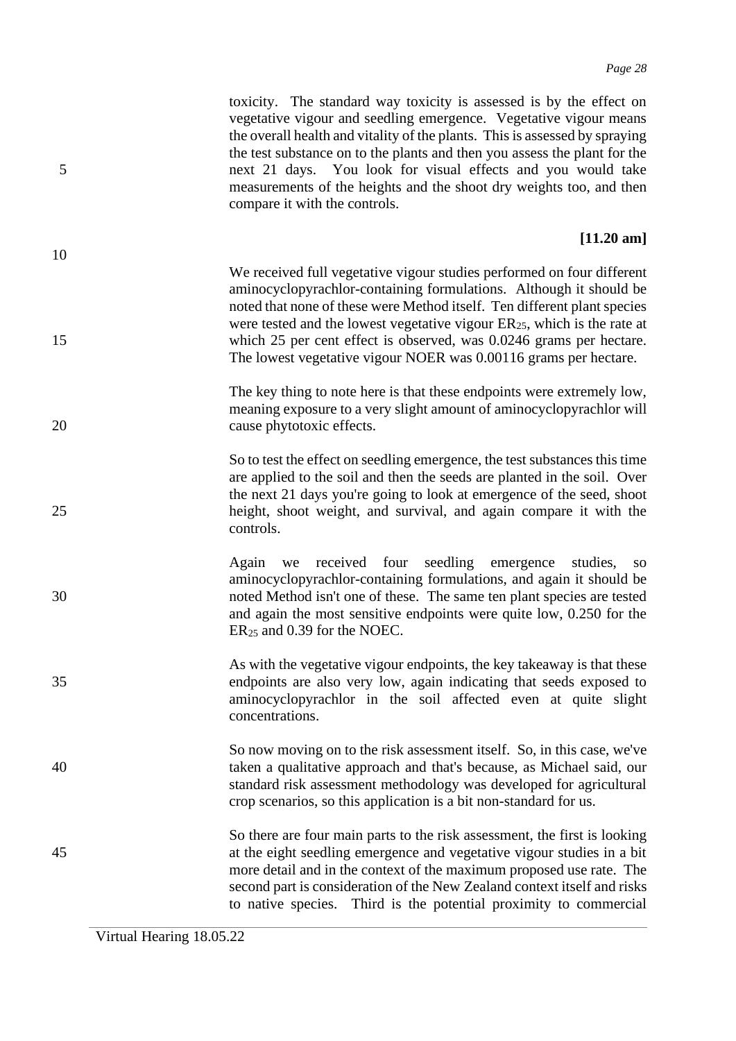toxicity. The standard way toxicity is assessed is by the effect on vegetative vigour and seedling emergence. Vegetative vigour means the overall health and vitality of the plants. This is assessed by spraying the test substance on to the plants and then you assess the plant for the next 21 days. You look for visual effects and you would take measurements of the heights and the shoot dry weights too, and then compare it with the controls.

**[11.20 am]**

We received full vegetative vigour studies performed on four different aminocyclopyrachlor-containing formulations. Although it should be noted that none of these were Method itself. Ten different plant species were tested and the lowest vegetative vigour $ER_{25}$, which is the rate at which 25 per cent effect is observed, was 0.0246 grams per hectare. The lowest vegetative vigour NOER was 0.00116 grams per hectare.

The key thing to note here is that these endpoints were extremely low, meaning exposure to a very slight amount of aminocyclopyrachlor will cause phytotoxic effects.

So to test the effect on seedling emergence, the test substances this time are applied to the soil and then the seeds are planted in the soil. Over the next 21 days you're going to look at emergence of the seed, shoot height, shoot weight, and survival, and again compare it with the controls.

Again we received four seedling emergence studies, so aminocyclopyrachlor-containing formulations, and again it should be noted Method isn't one of these. The same ten plant species are tested and again the most sensitive endpoints were quite low, 0.250 for the $ER_{25}$ and 0.39 for the NOEC.

As with the vegetative vigour endpoints, the key takeaway is that these endpoints are also very low, again indicating that seeds exposed to aminocyclopyrachlor in the soil affected even at quite slight concentrations.

So now moving on to the risk assessment itself. So, in this case, we've taken a qualitative approach and that's because, as Michael said, our standard risk assessment methodology was developed for agricultural crop scenarios, so this application is a bit non-standard for us.

So there are four main parts to the risk assessment, the first is looking at the eight seedling emergence and vegetative vigour studies in a bit more detail and in the context of the maximum proposed use rate. The second part is consideration of the New Zealand context itself and risks to native species. Third is the potential proximity to commercial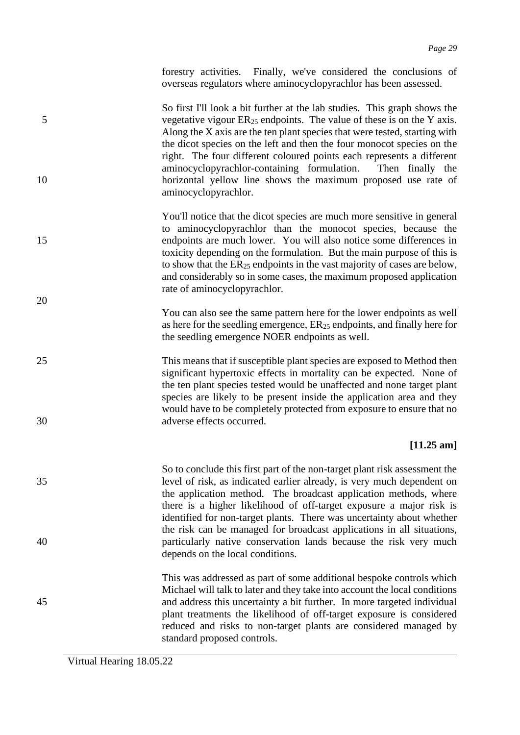forestry activities. Finally, we've considered the conclusions of overseas regulators where aminocyclopyrachlor has been assessed.

So first I'll look a bit further at the lab studies. This graph shows the vegetative vigour $ER_{25}$ endpoints. The value of these is on the Y axis. Along the X axis are the ten plant species that were tested, starting with the dicot species on the left and then the four monocot species on the right. The four different coloured points each represents a different aminocyclopyrachlor-containing formulation. Then finally the horizontal yellow line shows the maximum proposed use rate of aminocyclopyrachlor.

You'll notice that the dicot species are much more sensitive in general to aminocyclopyrachlor than the monocot species, because the endpoints are much lower. You will also notice some differences in toxicity depending on the formulation. But the main purpose of this is to show that the $ER_{25}$ endpoints in the vast majority of cases are below, and considerably so in some cases, the maximum proposed application rate of aminocyclopyrachlor.

You can also see the same pattern here for the lower endpoints as well as here for the seedling emergence, $ER_{25}$ endpoints, and finally here for the seedling emergence NOER endpoints as well.

This means that if susceptible plant species are exposed to Method then significant hypertoxic effects in mortality can be expected. None of the ten plant species tested would be unaffected and none target plant species are likely to be present inside the application area and they would have to be completely protected from exposure to ensure that no adverse effects occurred.

**[11.25 am]**

So to conclude this first part of the non-target plant risk assessment the level of risk, as indicated earlier already, is very much dependent on the application method. The broadcast application methods, where there is a higher likelihood of off-target exposure a major risk is identified for non-target plants. There was uncertainty about whether the risk can be managed for broadcast applications in all situations, particularly native conservation lands because the risk very much depends on the local conditions.

This was addressed as part of some additional bespoke controls which Michael will talk to later and they take into account the local conditions and address this uncertainty a bit further. In more targeted individual plant treatments the likelihood of off-target exposure is considered reduced and risks to non-target plants are considered managed by standard proposed controls.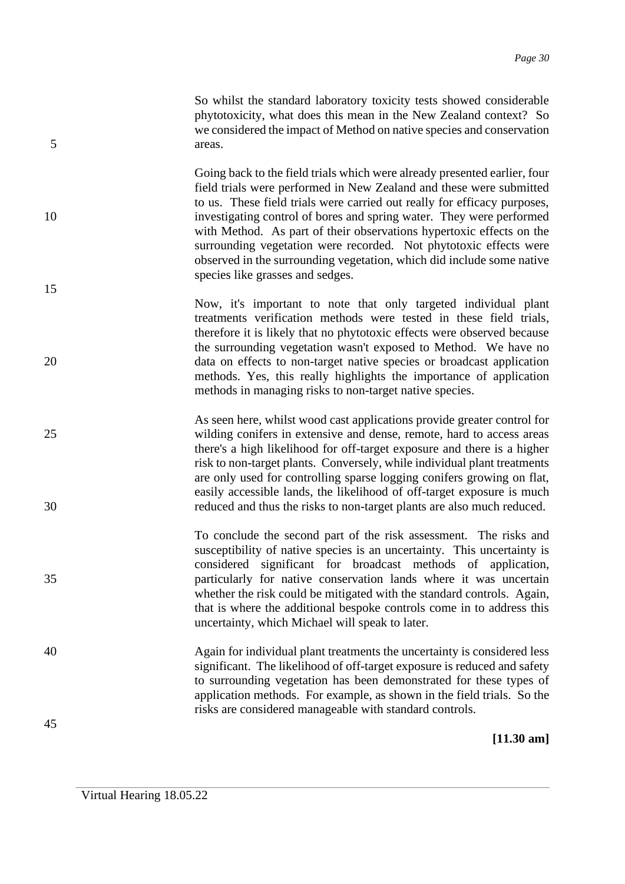So whilst the standard laboratory toxicity tests showed considerable phytotoxicity, what does this mean in the New Zealand context? So we considered the impact of Method on native species and conservation areas.

Going back to the field trials which were already presented earlier, four field trials were performed in New Zealand and these were submitted to us. These field trials were carried out really for efficacy purposes, investigating control of bores and spring water. They were performed with Method. As part of their observations hypertoxic effects on the surrounding vegetation were recorded. Not phytotoxic effects were observed in the surrounding vegetation, which did include some native species like grasses and sedges.

Now, it's important to note that only targeted individual plant treatments verification methods were tested in these field trials, therefore it is likely that no phytotoxic effects were observed because the surrounding vegetation wasn't exposed to Method. We have no data on effects to non-target native species or broadcast application methods. Yes, this really highlights the importance of application methods in managing risks to non-target native species.

As seen here, whilst wood cast applications provide greater control for wilding conifers in extensive and dense, remote, hard to access areas there's a high likelihood for off-target exposure and there is a higher risk to non-target plants. Conversely, while individual plant treatments are only used for controlling sparse logging conifers growing on flat, easily accessible lands, the likelihood of off-target exposure is much reduced and thus the risks to non-target plants are also much reduced.

To conclude the second part of the risk assessment. The risks and susceptibility of native species is an uncertainty. This uncertainty is considered significant for broadcast methods of application, particularly for native conservation lands where it was uncertain whether the risk could be mitigated with the standard controls. Again, that is where the additional bespoke controls come in to address this uncertainty, which Michael will speak to later.

Again for individual plant treatments the uncertainty is considered less significant. The likelihood of off-target exposure is reduced and safety to surrounding vegetation has been demonstrated for these types of application methods. For example, as shown in the field trials. So the risks are considered manageable with standard controls.

**[11.30 am]**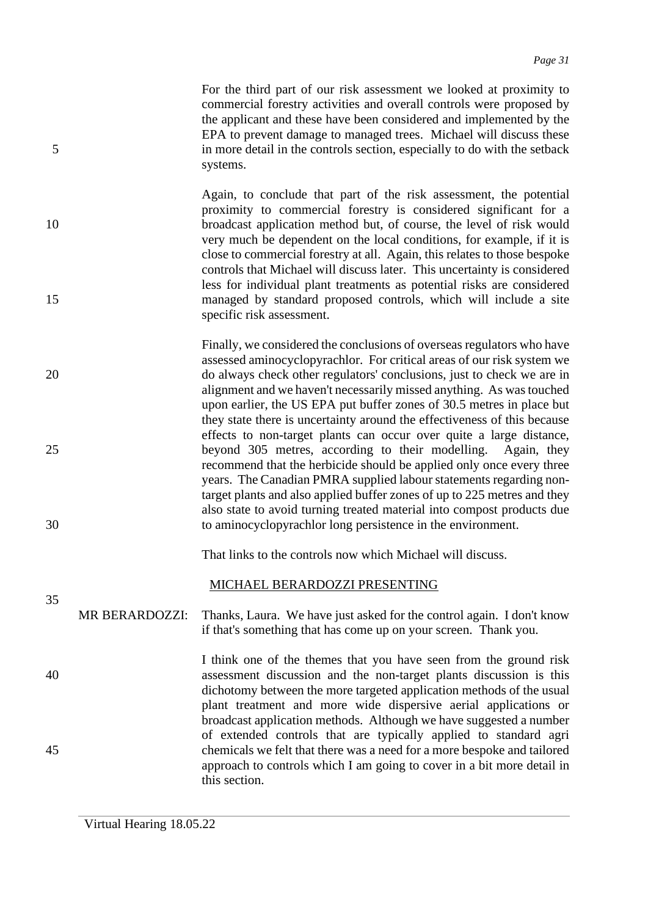For the third part of our risk assessment we looked at proximity to commercial forestry activities and overall controls were proposed by the applicant and these have been considered and implemented by the EPA to prevent damage to managed trees. Michael will discuss these in more detail in the controls section, especially to do with the setback systems.

Again, to conclude that part of the risk assessment, the potential proximity to commercial forestry is considered significant for a broadcast application method but, of course, the level of risk would very much be dependent on the local conditions, for example, if it is close to commercial forestry at all. Again, this relates to those bespoke controls that Michael will discuss later. This uncertainty is considered less for individual plant treatments as potential risks are considered managed by standard proposed controls, which will include a site specific risk assessment.

Finally, we considered the conclusions of overseas regulators who have assessed aminocyclopyrachlor. For critical areas of our risk system we do always check other regulators' conclusions, just to check we are in alignment and we haven't necessarily missed anything. As was touched upon earlier, the US EPA put buffer zones of 30.5 metres in place but they state there is uncertainty around the effectiveness of this because effects to non-target plants can occur over quite a large distance, beyond 305 metres, according to their modelling. Again, they recommend that the herbicide should be applied only once every three years. The Canadian PMRA supplied labour statements regarding non-target plants and also applied buffer zones of up to 225 metres and they also state to avoid turning treated material into compost products due to aminocyclopyrachlor long persistence in the environment.

That links to the controls now which Michael will discuss.

MICHAEL BERARDOZZI PRESENTING

MR BERARDOZZI: Thanks, Laura. We have just asked for the control again. I don't know if that's something that has come up on your screen. Thank you.

I think one of the themes that you have seen from the ground risk assessment discussion and the non-target plants discussion is this dichotomy between the more targeted application methods of the usual plant treatment and more wide dispersive aerial applications or broadcast application methods. Although we have suggested a number of extended controls that are typically applied to standard agri chemicals we felt that there was a need for a more bespoke and tailored approach to controls which I am going to cover in a bit more detail in this section.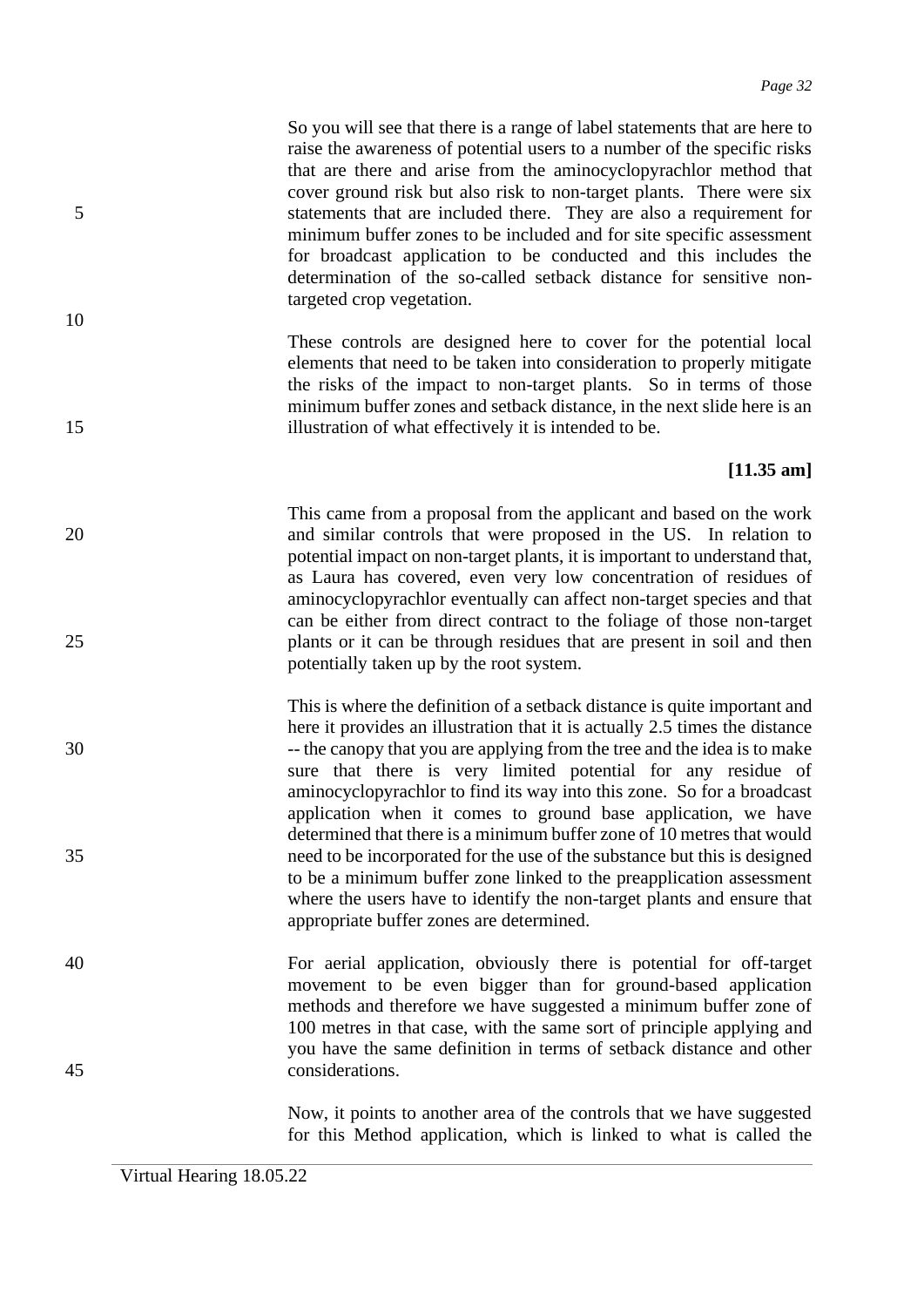So you will see that there is a range of label statements that are here to raise the awareness of potential users to a number of the specific risks that are there and arise from the aminocyclopyrachlor method that cover ground risk but also risk to non-target plants. There were six statements that are included there. They are also a requirement for minimum buffer zones to be included and for site specific assessment for broadcast application to be conducted and this includes the determination of the so-called setback distance for sensitive non-targeted crop vegetation.

These controls are designed here to cover for the potential local elements that need to be taken into consideration to properly mitigate the risks of the impact to non-target plants. So in terms of those minimum buffer zones and setback distance, in the next slide here is an illustration of what effectively it is intended to be.

**[11.35 am]**

This came from a proposal from the applicant and based on the work and similar controls that were proposed in the US. In relation to potential impact on non-target plants, it is important to understand that, as Laura has covered, even very low concentration of residues of aminocyclopyrachlor eventually can affect non-target species and that can be either from direct contract to the foliage of those non-target plants or it can be through residues that are present in soil and then potentially taken up by the root system.

This is where the definition of a setback distance is quite important and here it provides an illustration that it is actually 2.5 times the distance -- the canopy that you are applying from the tree and the idea is to make sure that there is very limited potential for any residue of aminocyclopyrachlor to find its way into this zone. So for a broadcast application when it comes to ground base application, we have determined that there is a minimum buffer zone of 10 metres that would need to be incorporated for the use of the substance but this is designed to be a minimum buffer zone linked to the preapplication assessment where the users have to identify the non-target plants and ensure that appropriate buffer zones are determined.

For aerial application, obviously there is potential for off-target movement to be even bigger than for ground-based application methods and therefore we have suggested a minimum buffer zone of 100 metres in that case, with the same sort of principle applying and you have the same definition in terms of setback distance and other considerations.

Now, it points to another area of the controls that we have suggested for this Method application, which is linked to what is called the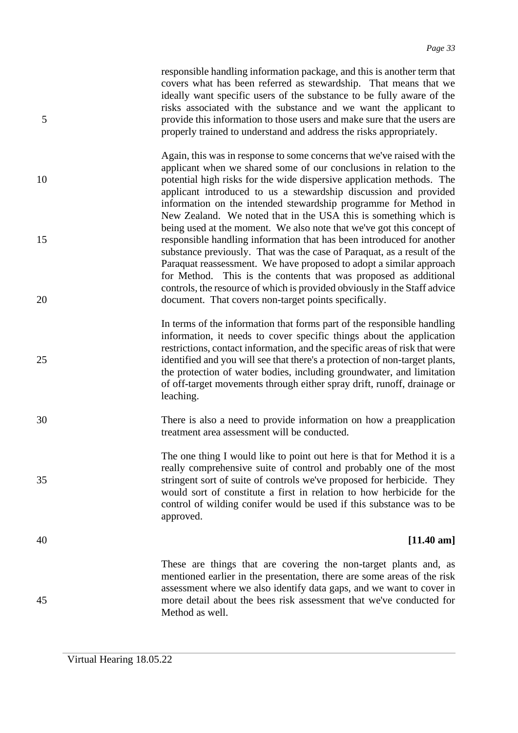responsible handling information package, and this is another term that covers what has been referred as stewardship. That means that we ideally want specific users of the substance to be fully aware of the risks associated with the substance and we want the applicant to provide this information to those users and make sure that the users are properly trained to understand and address the risks appropriately.

Again, this was in response to some concerns that we've raised with the applicant when we shared some of our conclusions in relation to the potential high risks for the wide dispersive application methods. The applicant introduced to us a stewardship discussion and provided information on the intended stewardship programme for Method in New Zealand. We noted that in the USA this is something which is being used at the moment. We also note that we've got this concept of responsible handling information that has been introduced for another substance previously. That was the case of Paraquat, as a result of the Paraquat reassessment. We have proposed to adopt a similar approach for Method. This is the contents that was proposed as additional controls, the resource of which is provided obviously in the Staff advice document. That covers non-target points specifically.

In terms of the information that forms part of the responsible handling information, it needs to cover specific things about the application restrictions, contact information, and the specific areas of risk that were identified and you will see that there's a protection of non-target plants, the protection of water bodies, including groundwater, and limitation of off-target movements through either spray drift, runoff, drainage or leaching.

There is also a need to provide information on how a preapplication treatment area assessment will be conducted.

The one thing I would like to point out here is that for Method it is a really comprehensive suite of control and probably one of the most stringent sort of suite of controls we've proposed for herbicide. They would sort of constitute a first in relation to how herbicide for the control of wilding conifer would be used if this substance was to be approved.

**[11.40 am]**

These are things that are covering the non-target plants and, as mentioned earlier in the presentation, there are some areas of the risk assessment where we also identify data gaps, and we want to cover in more detail about the bees risk assessment that we've conducted for Method as well.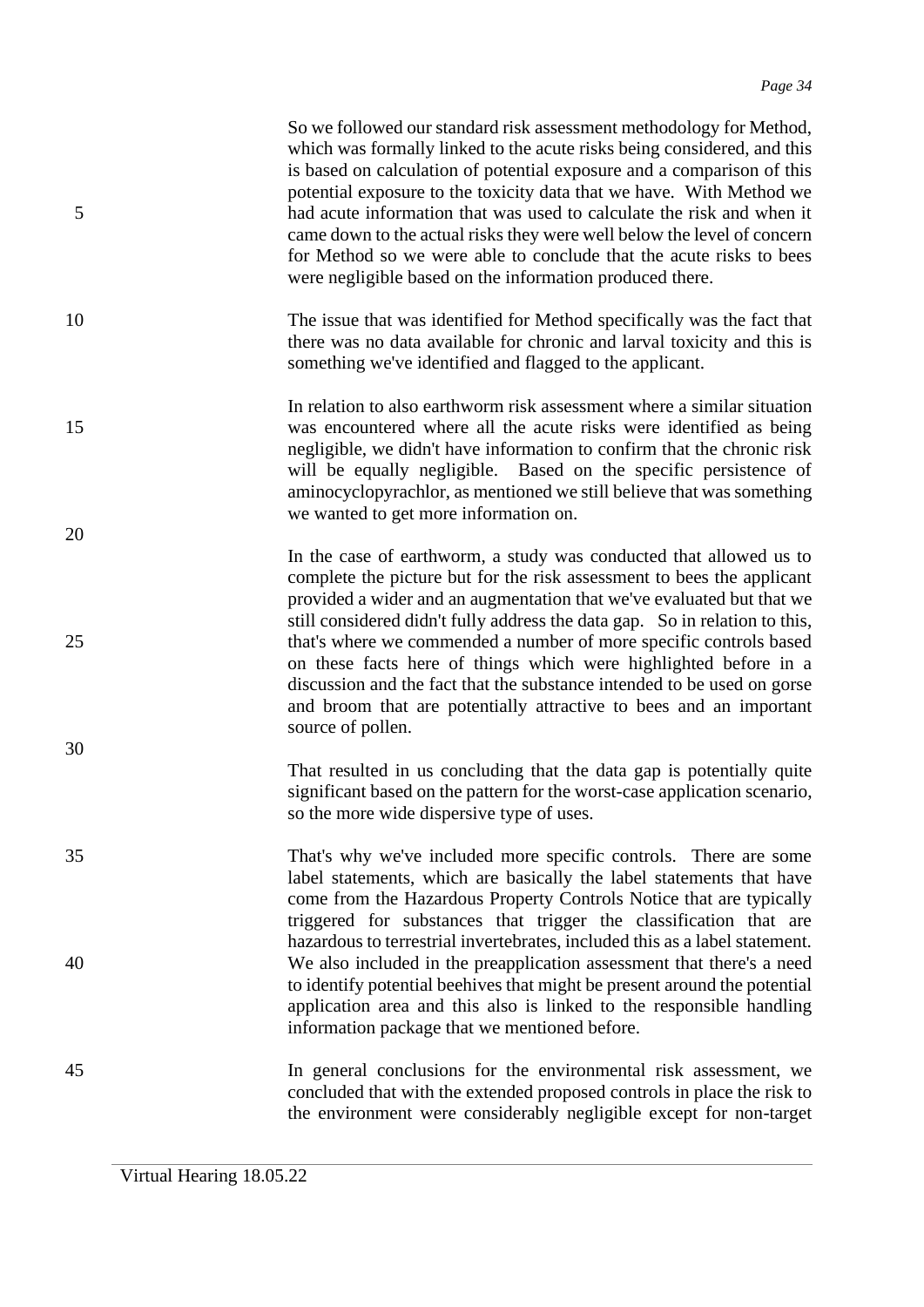So we followed our standard risk assessment methodology for Method, which was formally linked to the acute risks being considered, and this is based on calculation of potential exposure and a comparison of this potential exposure to the toxicity data that we have. With Method we had acute information that was used to calculate the risk and when it came down to the actual risks they were well below the level of concern for Method so we were able to conclude that the acute risks to bees were negligible based on the information produced there.

The issue that was identified for Method specifically was the fact that there was no data available for chronic and larval toxicity and this is something we've identified and flagged to the applicant.

In relation to also earthworm risk assessment where a similar situation was encountered where all the acute risks were identified as being negligible, we didn't have information to confirm that the chronic risk will be equally negligible. Based on the specific persistence of aminocyclopyrachlor, as mentioned we still believe that was something we wanted to get more information on.

In the case of earthworm, a study was conducted that allowed us to complete the picture but for the risk assessment to bees the applicant provided a wider and an augmentation that we've evaluated but that we still considered didn't fully address the data gap. So in relation to this, that's where we commended a number of more specific controls based on these facts here of things which were highlighted before in a discussion and the fact that the substance intended to be used on gorse and broom that are potentially attractive to bees and an important source of pollen.

That resulted in us concluding that the data gap is potentially quite significant based on the pattern for the worst-case application scenario, so the more wide dispersive type of uses.

That's why we've included more specific controls. There are some label statements, which are basically the label statements that have come from the Hazardous Property Controls Notice that are typically triggered for substances that trigger the classification that are hazardous to terrestrial invertebrates, included this as a label statement. We also included in the preapplication assessment that there's a need to identify potential beehives that might be present around the potential application area and this also is linked to the responsible handling information package that we mentioned before.

In general conclusions for the environmental risk assessment, we concluded that with the extended proposed controls in place the risk to the environment were considerably negligible except for non-target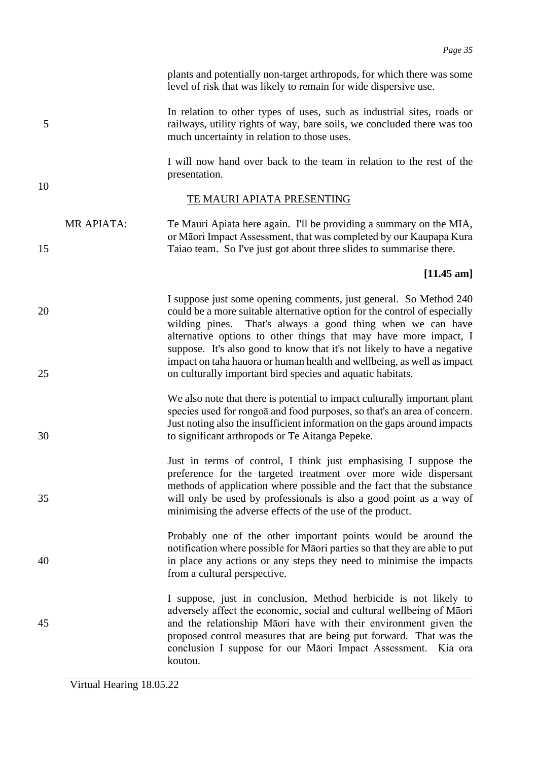plants and potentially non-target arthropods, for which there was some level of risk that was likely to remain for wide dispersive use.

In relation to other types of uses, such as industrial sites, roads or railways, utility rights of way, bare soils, we concluded there was too much uncertainty in relation to those uses.

I will now hand over back to the team in relation to the rest of the presentation.

TE MAURI APIATA PRESENTING

MR APIATA: Te Mauri Apiata here again. I'll be providing a summary on the MIA, or Māori Impact Assessment, that was completed by our Kaupapa Kura Taiao team. So I've just got about three slides to summarise there.

**[11.45 am]**

I suppose just some opening comments, just general. So Method 240 could be a more suitable alternative option for the control of especially wilding pines. That's always a good thing when we can have alternative options to other things that may have more impact, I suppose. It's also good to know that it's not likely to have a negative impact on taha hauora or human health and wellbeing, as well as impact on culturally important bird species and aquatic habitats.

We also note that there is potential to impact culturally important plant species used for rongoā and food purposes, so that's an area of concern. Just noting also the insufficient information on the gaps around impacts to significant arthropods or Te Aitanga Pepeke.

Just in terms of control, I think just emphasising I suppose the preference for the targeted treatment over more wide dispersant methods of application where possible and the fact that the substance will only be used by professionals is also a good point as a way of minimising the adverse effects of the use of the product.

Probably one of the other important points would be around the notification where possible for Māori parties so that they are able to put in place any actions or any steps they need to minimise the impacts from a cultural perspective.

I suppose, just in conclusion, Method herbicide is not likely to adversely affect the economic, social and cultural wellbeing of Māori and the relationship Māori have with their environment given the proposed control measures that are being put forward. That was the conclusion I suppose for our Māori Impact Assessment. Kia ora koutou.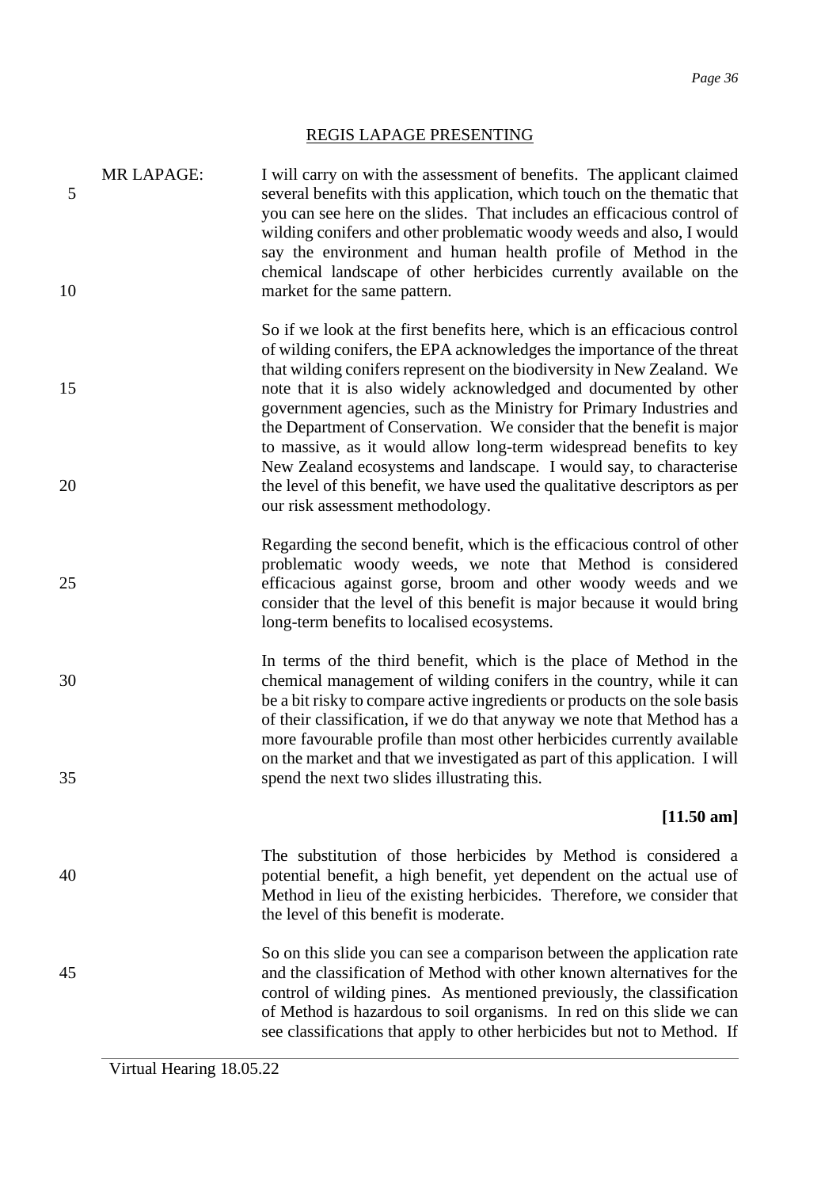REGIS LAPAGE PRESENTING

MR LAPAGE: I will carry on with the assessment of benefits. The applicant claimed several benefits with this application, which touch on the thematic that you can see here on the slides. That includes an efficacious control of wilding conifers and other problematic woody weeds and also, I would say the environment and human health profile of Method in the chemical landscape of other herbicides currently available on the market for the same pattern.

So if we look at the first benefits here, which is an efficacious control of wilding conifers, the EPA acknowledges the importance of the threat that wilding conifers represent on the biodiversity in New Zealand. We note that it is also widely acknowledged and documented by other government agencies, such as the Ministry for Primary Industries and the Department of Conservation. We consider that the benefit is major to massive, as it would allow long-term widespread benefits to key New Zealand ecosystems and landscape. I would say, to characterise the level of this benefit, we have used the qualitative descriptors as per our risk assessment methodology.

Regarding the second benefit, which is the efficacious control of other problematic woody weeds, we note that Method is considered efficacious against gorse, broom and other woody weeds and we consider that the level of this benefit is major because it would bring long-term benefits to localised ecosystems.

In terms of the third benefit, which is the place of Method in the chemical management of wilding conifers in the country, while it can be a bit risky to compare active ingredients or products on the sole basis of their classification, if we do that anyway we note that Method has a more favourable profile than most other herbicides currently available on the market and that we investigated as part of this application. I will spend the next two slides illustrating this.

**[11.50 am]**

The substitution of those herbicides by Method is considered a potential benefit, a high benefit, yet dependent on the actual use of Method in lieu of the existing herbicides. Therefore, we consider that the level of this benefit is moderate.

So on this slide you can see a comparison between the application rate and the classification of Method with other known alternatives for the control of wilding pines. As mentioned previously, the classification of Method is hazardous to soil organisms. In red on this slide we can see classifications that apply to other herbicides but not to Method. If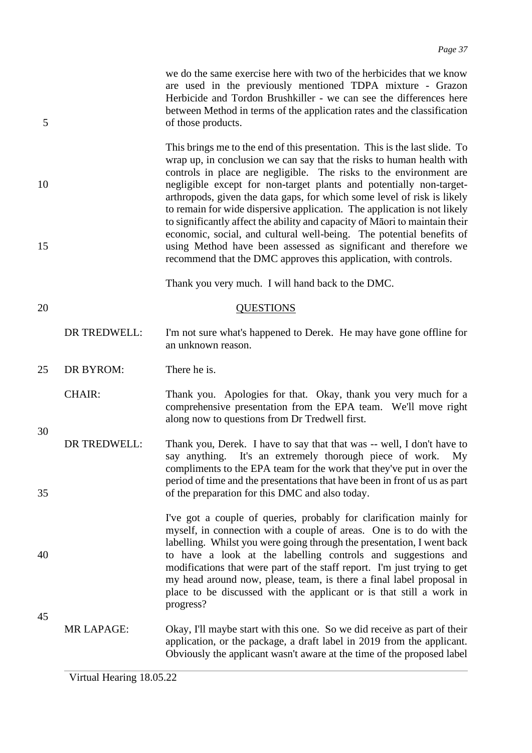we do the same exercise here with two of the herbicides that we know are used in the previously mentioned TDPA mixture - Grazon Herbicide and Tordon Brushkiller - we can see the differences here between Method in terms of the application rates and the classification of those products.

This brings me to the end of this presentation. This is the last slide. To wrap up, in conclusion we can say that the risks to human health with controls in place are negligible. The risks to the environment are negligible except for non-target plants and potentially non-target-arthropods, given the data gaps, for which some level of risk is likely to remain for wide dispersive application. The application is not likely to significantly affect the ability and capacity of Māori to maintain their economic, social, and cultural well-being. The potential benefits of using Method have been assessed as significant and therefore we recommend that the DMC approves this application, with controls.

Thank you very much. I will hand back to the DMC.

## QUESTIONS

DR TREDWELL: I'm not sure what's happened to Derek. He may have gone offline for an unknown reason.

DR BYROM: There he is.

CHAIR: Thank you. Apologies for that. Okay, thank you very much for a comprehensive presentation from the EPA team. We'll move right along now to questions from Dr Tredwell first.

DR TREDWELL: Thank you, Derek. I have to say that that was -- well, I don't have to say anything. It's an extremely thorough piece of work. My compliments to the EPA team for the work that they've put in over the period of time and the presentations that have been in front of us as part of the preparation for this DMC and also today.

I've got a couple of queries, probably for clarification mainly for myself, in connection with a couple of areas. One is to do with the labelling. Whilst you were going through the presentation, I went back to have a look at the labelling controls and suggestions and modifications that were part of the staff report. I'm just trying to get my head around now, please, team, is there a final label proposal in place to be discussed with the applicant or is that still a work in progress?

MR LAPAGE: Okay, I'll maybe start with this one. So we did receive as part of their application, or the package, a draft label in 2019 from the applicant. Obviously the applicant wasn't aware at the time of the proposed label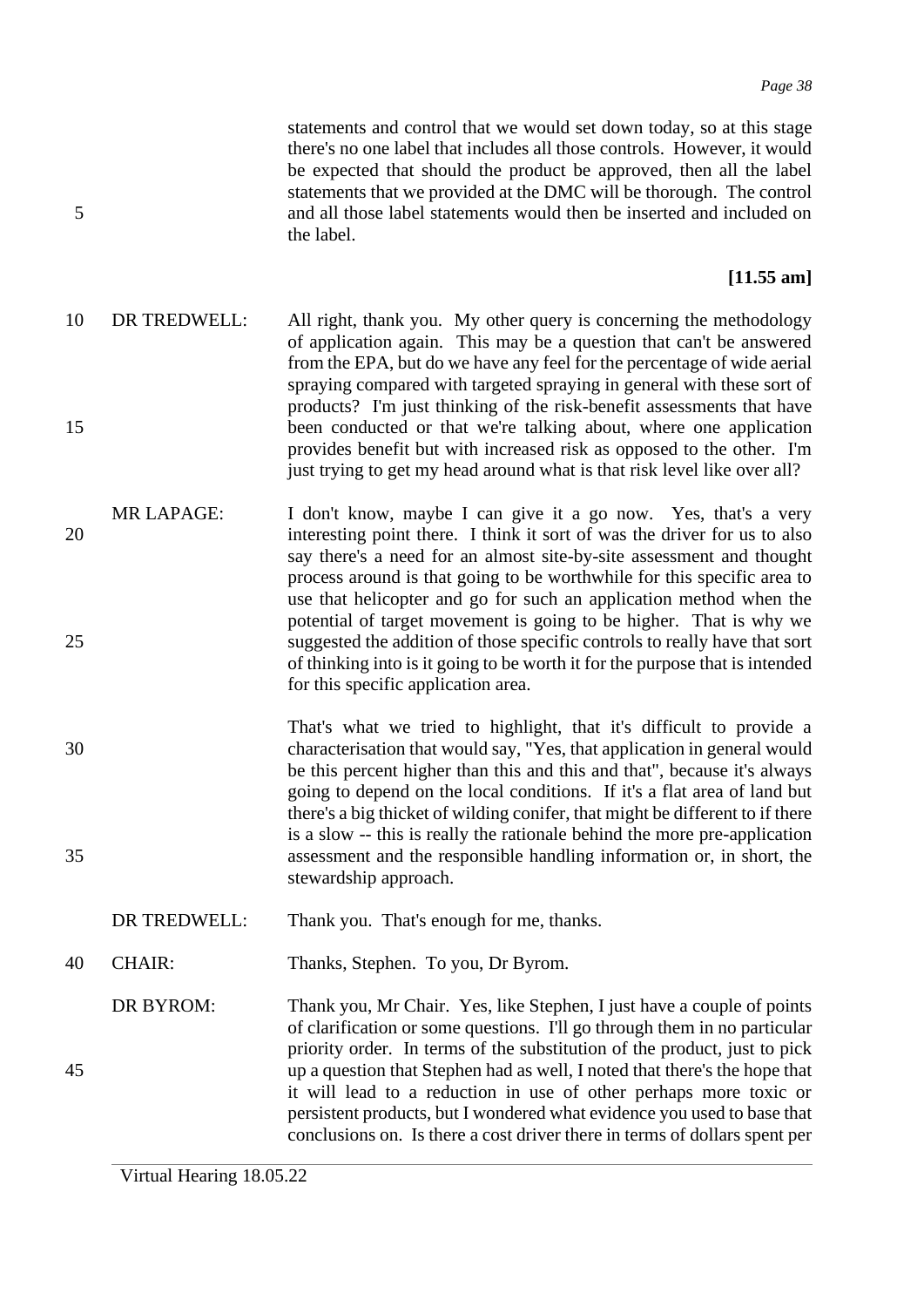statements and control that we would set down today, so at this stage there's no one label that includes all those controls. However, it would be expected that should the product be approved, then all the label statements that we provided at the DMC will be thorough. The control and all those label statements would then be inserted and included on the label.

**[11.55 am]**

DR TREDWELL: All right, thank you. My other query is concerning the methodology of application again. This may be a question that can't be answered from the EPA, but do we have any feel for the percentage of wide aerial spraying compared with targeted spraying in general with these sort of products? I'm just thinking of the risk-benefit assessments that have been conducted or that we're talking about, where one application provides benefit but with increased risk as opposed to the other. I'm just trying to get my head around what is that risk level like over all?

MR LAPAGE: I don't know, maybe I can give it a go now. Yes, that's a very interesting point there. I think it sort of was the driver for us to also say there's a need for an almost site-by-site assessment and thought process around is that going to be worthwhile for this specific area to use that helicopter and go for such an application method when the potential of target movement is going to be higher. That is why we suggested the addition of those specific controls to really have that sort of thinking into is it going to be worth it for the purpose that is intended for this specific application area.

That's what we tried to highlight, that it's difficult to provide a characterisation that would say, "Yes, that application in general would be this percent higher than this and this and that", because it's always going to depend on the local conditions. If it's a flat area of land but there's a big thicket of wilding conifer, that might be different to if there is a slow -- this is really the rationale behind the more pre-application assessment and the responsible handling information or, in short, the stewardship approach.

DR TREDWELL: Thank you. That's enough for me, thanks.

CHAIR: Thanks, Stephen. To you, Dr Byrom.

DR BYROM: Thank you, Mr Chair. Yes, like Stephen, I just have a couple of points of clarification or some questions. I'll go through them in no particular priority order. In terms of the substitution of the product, just to pick up a question that Stephen had as well, I noted that there's the hope that it will lead to a reduction in use of other perhaps more toxic or persistent products, but I wondered what evidence you used to base that conclusions on. Is there a cost driver there in terms of dollars spent per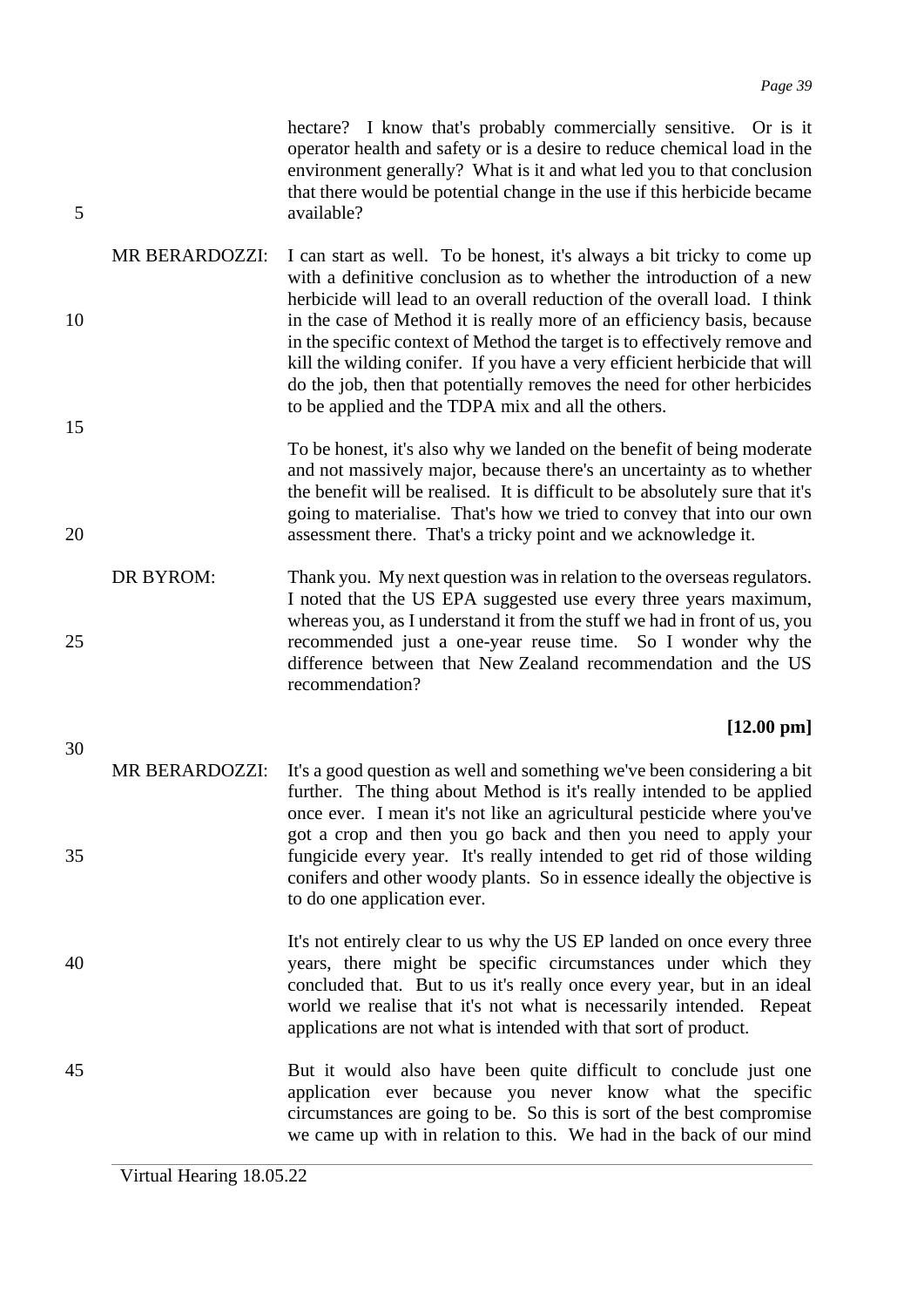hectare? I know that's probably commercially sensitive. Or is it operator health and safety or is a desire to reduce chemical load in the environment generally? What is it and what led you to that conclusion that there would be potential change in the use if this herbicide became available?

**MR BERARDOZZI:** I can start as well. To be honest, it's always a bit tricky to come up with a definitive conclusion as to whether the introduction of a new herbicide will lead to an overall reduction of the overall load. I think in the case of Method it is really more of an efficiency basis, because in the specific context of Method the target is to effectively remove and kill the wilding conifer. If you have a very efficient herbicide that will do the job, then that potentially removes the need for other herbicides to be applied and the TDPA mix and all the others.

To be honest, it's also why we landed on the benefit of being moderate and not massively major, because there's an uncertainty as to whether the benefit will be realised. It is difficult to be absolutely sure that it's going to materialise. That's how we tried to convey that into our own assessment there. That's a tricky point and we acknowledge it.

**DR BYROM:** Thank you. My next question was in relation to the overseas regulators. I noted that the US EPA suggested use every three years maximum, whereas you, as I understand it from the stuff we had in front of us, you recommended just a one-year reuse time. So I wonder why the difference between that New Zealand recommendation and the US recommendation?

**[12.00 pm]**

**MR BERARDOZZI:** It's a good question as well and something we've been considering a bit further. The thing about Method is it's really intended to be applied once ever. I mean it's not like an agricultural pesticide where you've got a crop and then you go back and then you need to apply your fungicide every year. It's really intended to get rid of those wilding conifers and other woody plants. So in essence ideally the objective is to do one application ever.

It's not entirely clear to us why the US EP landed on once every three years, there might be specific circumstances under which they concluded that. But to us it's really once every year, but in an ideal world we realise that it's not what is necessarily intended. Repeat applications are not what is intended with that sort of product.

But it would also have been quite difficult to conclude just one application ever because you never know what the specific circumstances are going to be. So this is sort of the best compromise we came up with in relation to this. We had in the back of our mind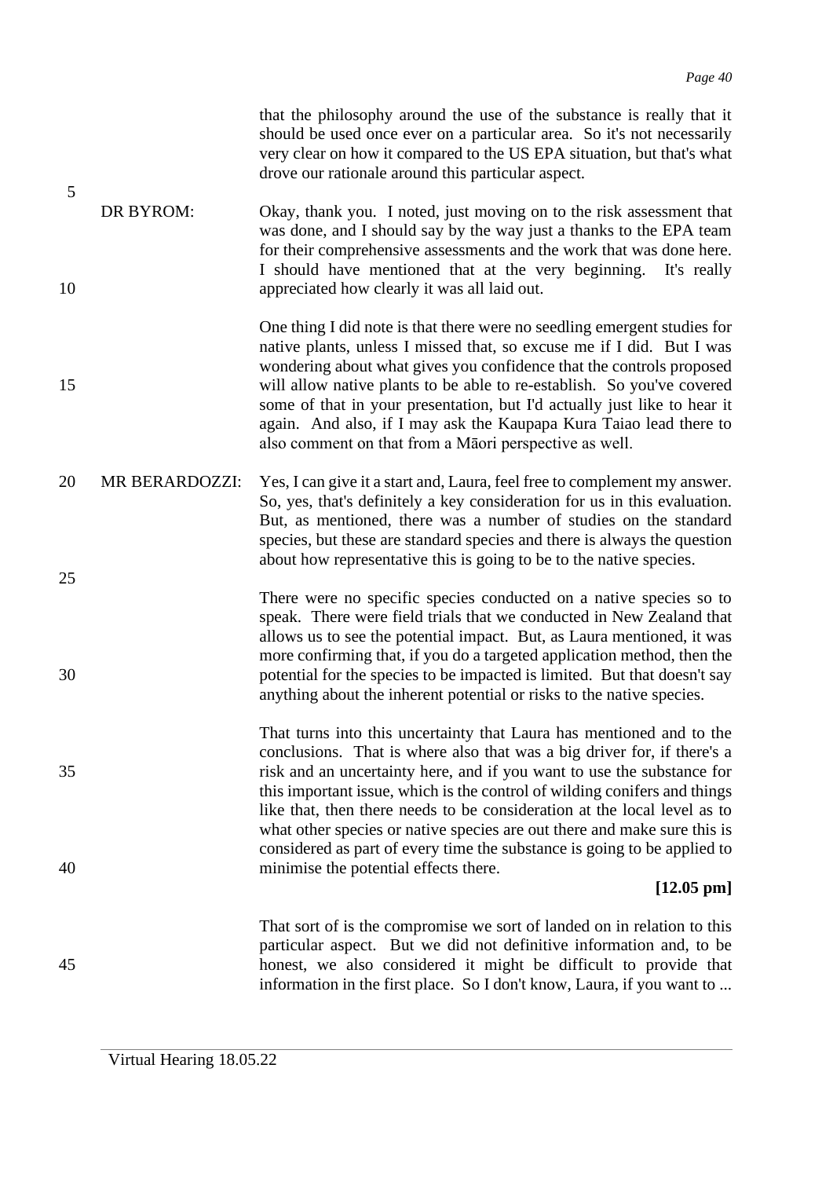that the philosophy around the use of the substance is really that it should be used once ever on a particular area. So it's not necessarily very clear on how it compared to the US EPA situation, but that's what drove our rationale around this particular aspect.

DR BYROM: Okay, thank you. I noted, just moving on to the risk assessment that was done, and I should say by the way just a thanks to the EPA team for their comprehensive assessments and the work that was done here. I should have mentioned that at the very beginning. It's really appreciated how clearly it was all laid out.

One thing I did note is that there were no seedling emergent studies for native plants, unless I missed that, so excuse me if I did. But I was wondering about what gives you confidence that the controls proposed will allow native plants to be able to re-establish. So you've covered some of that in your presentation, but I'd actually just like to hear it again. And also, if I may ask the Kaupapa Kura Taiao lead there to also comment on that from a Māori perspective as well.

MR BERARDOZZI: Yes, I can give it a start and, Laura, feel free to complement my answer. So, yes, that's definitely a key consideration for us in this evaluation. But, as mentioned, there was a number of studies on the standard species, but these are standard species and there is always the question about how representative this is going to be to the native species.

There were no specific species conducted on a native species so to speak. There were field trials that we conducted in New Zealand that allows us to see the potential impact. But, as Laura mentioned, it was more confirming that, if you do a targeted application method, then the potential for the species to be impacted is limited. But that doesn't say anything about the inherent potential or risks to the native species.

That turns into this uncertainty that Laura has mentioned and to the conclusions. That is where also that was a big driver for, if there's a risk and an uncertainty here, and if you want to use the substance for this important issue, which is the control of wilding conifers and things like that, then there needs to be consideration at the local level as to what other species or native species are out there and make sure this is considered as part of every time the substance is going to be applied to minimise the potential effects there.

**[12.05 pm]**

That sort of is the compromise we sort of landed on in relation to this particular aspect. But we did not definitive information and, to be honest, we also considered it might be difficult to provide that information in the first place. So I don't know, Laura, if you want to ...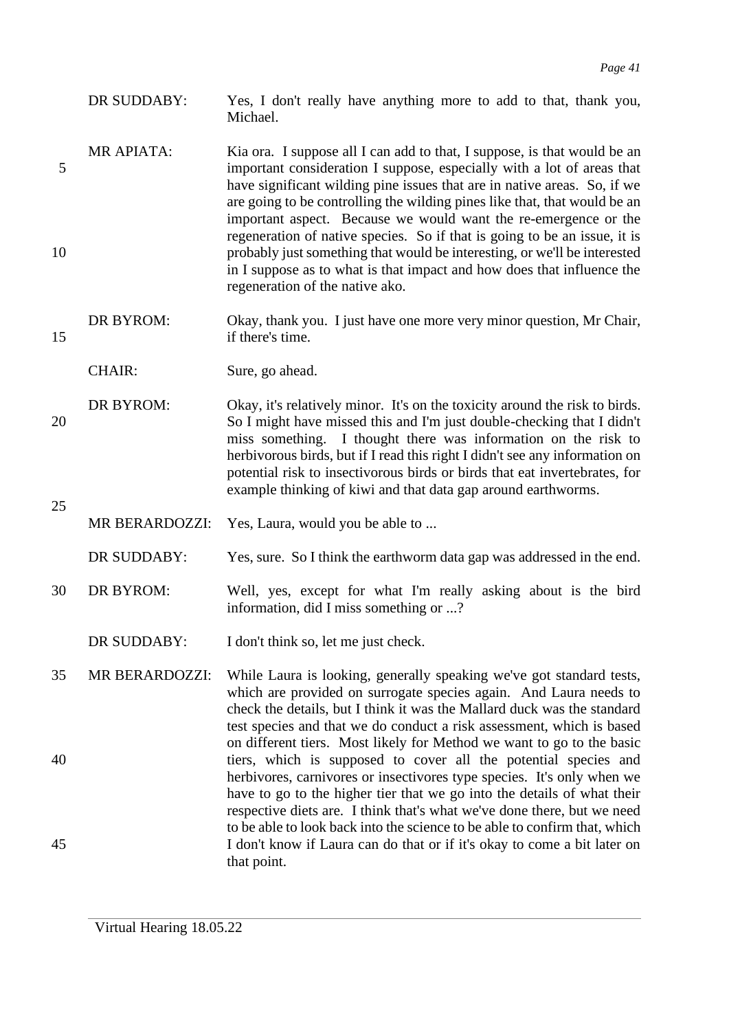DR SUDDABY: Yes, I don't really have anything more to add to that, thank you, Michael.

MR APIATA: Kia ora. I suppose all I can add to that, I suppose, is that would be an important consideration I suppose, especially with a lot of areas that have significant wilding pine issues that are in native areas. So, if we are going to be controlling the wilding pines like that, that would be an important aspect. Because we would want the re-emergence or the regeneration of native species. So if that is going to be an issue, it is probably just something that would be interesting, or we'll be interested in I suppose as to what is that impact and how does that influence the regeneration of the native ako.

DR BYROM: Okay, thank you. I just have one more very minor question, Mr Chair, if there's time.

CHAIR: Sure, go ahead.

DR BYROM: Okay, it's relatively minor. It's on the toxicity around the risk to birds. So I might have missed this and I'm just double-checking that I didn't miss something. I thought there was information on the risk to herbivorous birds, but if I read this right I didn't see any information on potential risk to insectivorous birds or birds that eat invertebrates, for example thinking of kiwi and that data gap around earthworms.

MR BERARDOZZI: Yes, Laura, would you be able to ...

DR SUDDABY: Yes, sure. So I think the earthworm data gap was addressed in the end.

DR BYROM: Well, yes, except for what I'm really asking about is the bird information, did I miss something or ...?

DR SUDDABY: I don't think so, let me just check.

MR BERARDOZZI: While Laura is looking, generally speaking we've got standard tests, which are provided on surrogate species again. And Laura needs to check the details, but I think it was the Mallard duck was the standard test species and that we do conduct a risk assessment, which is based on different tiers. Most likely for Method we want to go to the basic tiers, which is supposed to cover all the potential species and herbivores, carnivores or insectivores type species. It's only when we have to go to the higher tier that we go into the details of what their respective diets are. I think that's what we've done there, but we need to be able to look back into the science to be able to confirm that, which I don't know if Laura can do that or if it's okay to come a bit later on that point.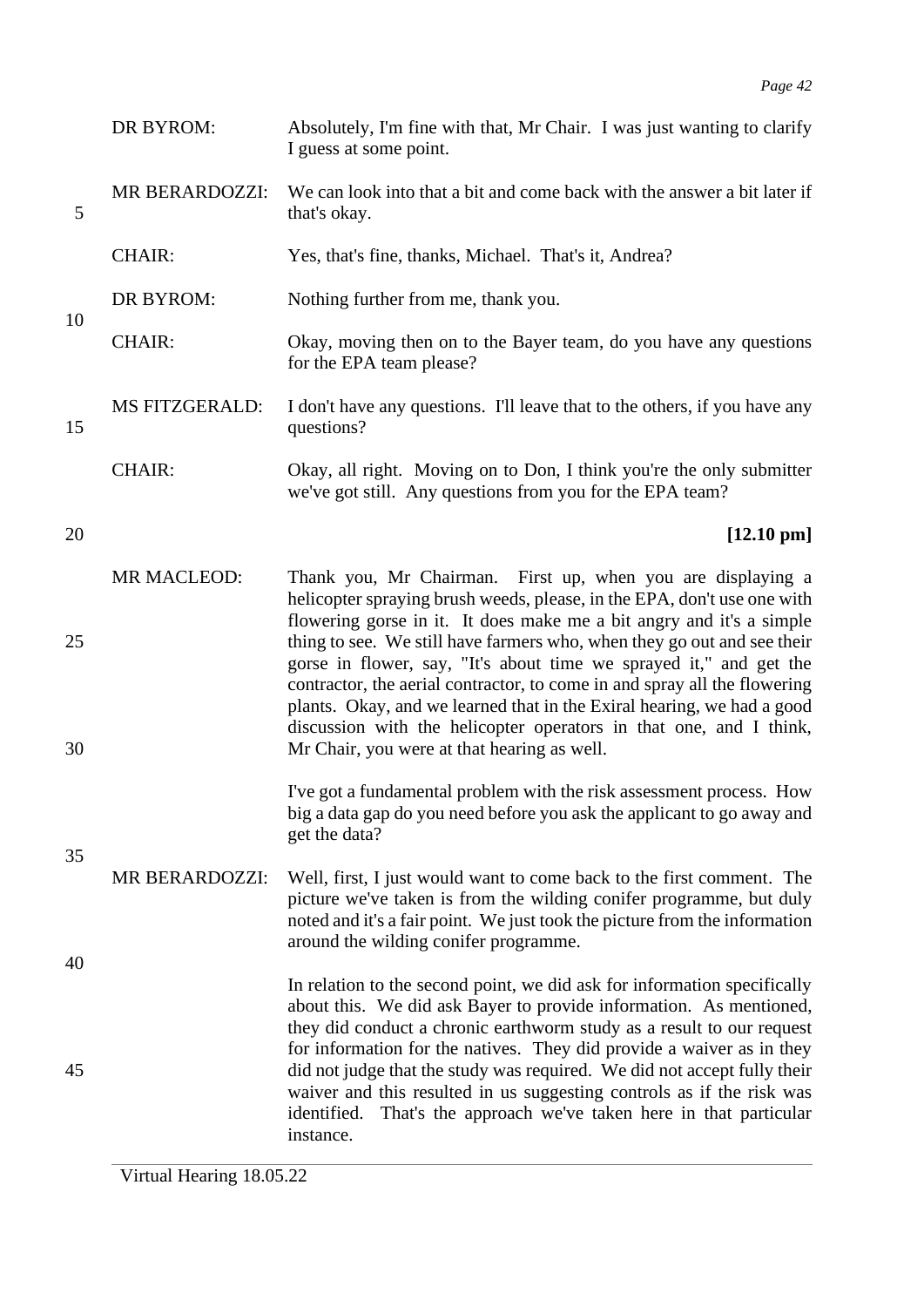DR BYROM: Absolutely, I'm fine with that, Mr Chair. I was just wanting to clarify I guess at some point.

MR BERARDOZZI: We can look into that a bit and come back with the answer a bit later if that's okay.

CHAIR: Yes, that's fine, thanks, Michael. That's it, Andrea?

DR BYROM: Nothing further from me, thank you.

CHAIR: Okay, moving then on to the Bayer team, do you have any questions for the EPA team please?

MS FITZGERALD: I don't have any questions. I'll leave that to the others, if you have any questions?

CHAIR: Okay, all right. Moving on to Don, I think you're the only submitter we've got still. Any questions from you for the EPA team?

**[12.10 pm]**

MR MACLEOD: Thank you, Mr Chairman. First up, when you are displaying a helicopter spraying brush weeds, please, in the EPA, don't use one with flowering gorse in it. It does make me a bit angry and it's a simple thing to see. We still have farmers who, when they go out and see their gorse in flower, say, "It's about time we sprayed it," and get the contractor, the aerial contractor, to come in and spray all the flowering plants. Okay, and we learned that in the Exiral hearing, we had a good discussion with the helicopter operators in that one, and I think, Mr Chair, you were at that hearing as well.

I've got a fundamental problem with the risk assessment process. How big a data gap do you need before you ask the applicant to go away and get the data?

MR BERARDOZZI: Well, first, I just would want to come back to the first comment. The picture we've taken is from the wilding conifer programme, but duly noted and it's a fair point. We just took the picture from the information around the wilding conifer programme.

In relation to the second point, we did ask for information specifically about this. We did ask Bayer to provide information. As mentioned, they did conduct a chronic earthworm study as a result to our request for information for the natives. They did provide a waiver as in they did not judge that the study was required. We did not accept fully their waiver and this resulted in us suggesting controls as if the risk was identified. That's the approach we've taken here in that particular instance.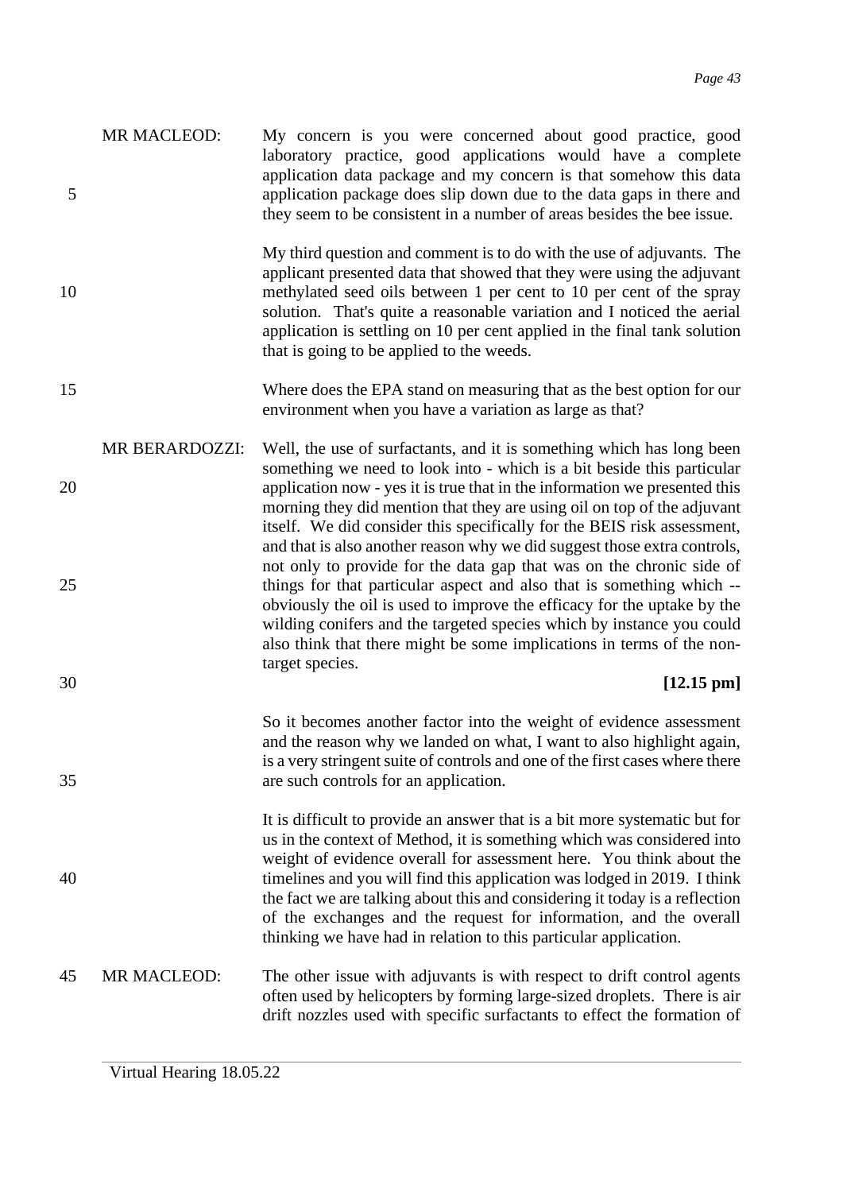MR MACLEOD: My concern is you were concerned about good practice, good laboratory practice, good applications would have a complete application data package and my concern is that somehow this data application package does slip down due to the data gaps in there and they seem to be consistent in a number of areas besides the bee issue.

My third question and comment is to do with the use of adjuvants. The applicant presented data that showed that they were using the adjuvant methylated seed oils between 1 per cent to 10 per cent of the spray solution. That's quite a reasonable variation and I noticed the aerial application is settling on 10 per cent applied in the final tank solution that is going to be applied to the weeds.

Where does the EPA stand on measuring that as the best option for our environment when you have a variation as large as that?

MR BERARDOZZI: Well, the use of surfactants, and it is something which has long been something we need to look into - which is a bit beside this particular application now - yes it is true that in the information we presented this morning they did mention that they are using oil on top of the adjuvant itself. We did consider this specifically for the BEIS risk assessment, and that is also another reason why we did suggest those extra controls, not only to provide for the data gap that was on the chronic side of things for that particular aspect and also that is something which -- obviously the oil is used to improve the efficacy for the uptake by the wilding conifers and the targeted species which by instance you could also think that there might be some implications in terms of the non-target species.

**[12.15 pm]**

So it becomes another factor into the weight of evidence assessment and the reason why we landed on what, I want to also highlight again, is a very stringent suite of controls and one of the first cases where there are such controls for an application.

It is difficult to provide an answer that is a bit more systematic but for us in the context of Method, it is something which was considered into weight of evidence overall for assessment here. You think about the timelines and you will find this application was lodged in 2019. I think the fact we are talking about this and considering it today is a reflection of the exchanges and the request for information, and the overall thinking we have had in relation to this particular application.

MR MACLEOD: The other issue with adjuvants is with respect to drift control agents often used by helicopters by forming large-sized droplets. There is air drift nozzles used with specific surfactants to effect the formation of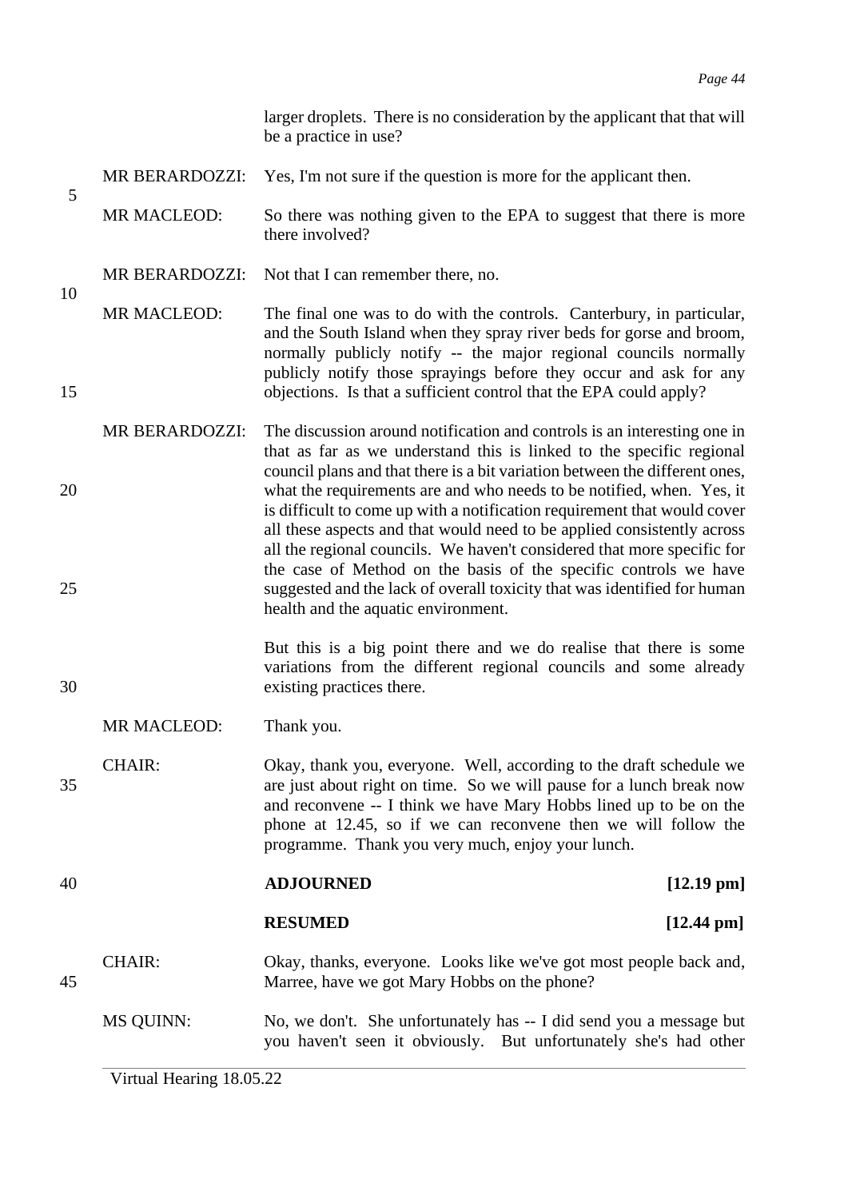larger droplets. There is no consideration by the applicant that that will be a practice in use?

MR BERARDOZZI: Yes, I'm not sure if the question is more for the applicant then.

MR MACLEOD: So there was nothing given to the EPA to suggest that there is more there involved?

MR BERARDOZZI: Not that I can remember there, no.

MR MACLEOD: The final one was to do with the controls. Canterbury, in particular, and the South Island when they spray river beds for gorse and broom, normally publicly notify -- the major regional councils normally publicly notify those sprayings before they occur and ask for any objections. Is that a sufficient control that the EPA could apply?

MR BERARDOZZI: The discussion around notification and controls is an interesting one in that as far as we understand this is linked to the specific regional council plans and that there is a bit variation between the different ones, what the requirements are and who needs to be notified, when. Yes, it is difficult to come up with a notification requirement that would cover all these aspects and that would need to be applied consistently across all the regional councils. We haven't considered that more specific for the case of Method on the basis of the specific controls we have suggested and the lack of overall toxicity that was identified for human health and the aquatic environment.

But this is a big point there and we do realise that there is some variations from the different regional councils and some already existing practices there.

MR MACLEOD: Thank you.

CHAIR: Okay, thank you, everyone. Well, according to the draft schedule we are just about right on time. So we will pause for a lunch break now and reconvene -- I think we have Mary Hobbs lined up to be on the phone at 12.45, so if we can reconvene then we will follow the programme. Thank you very much, enjoy your lunch.

**ADJOURNED** **[12.19 pm]**

**RESUMED** **[12.44 pm]**

CHAIR: Okay, thanks, everyone. Looks like we've got most people back and, Marree, have we got Mary Hobbs on the phone?

MS QUINN: No, we don't. She unfortunately has -- I did send you a message but you haven't seen it obviously. But unfortunately she's had other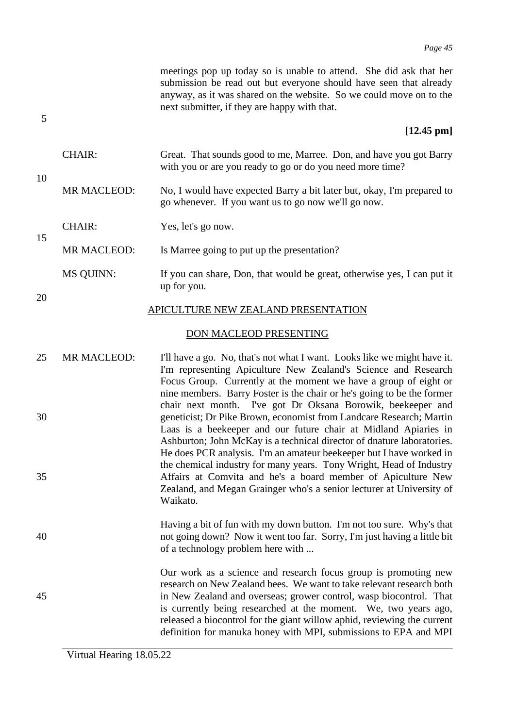meetings pop up today so is unable to attend. She did ask that her submission be read out but everyone should have seen that already anyway, as it was shared on the website. So we could move on to the next submitter, if they are happy with that.

**[12.45 pm]**

CHAIR: Great. That sounds good to me, Marree. Don, and have you got Barry with you or are you ready to go or do you need more time?

MR MACLEOD: No, I would have expected Barry a bit later but, okay, I'm prepared to go whenever. If you want us to go now we'll go now.

CHAIR: Yes, let's go now.

MR MACLEOD: Is Marree going to put up the presentation?

MS QUINN: If you can share, Don, that would be great, otherwise yes, I can put it up for you.

APICULTURE NEW ZEALAND PRESENTATION

DON MACLEOD PRESENTING

MR MACLEOD: I'll have a go. No, that's not what I want. Looks like we might have it. I'm representing Apiculture New Zealand's Science and Research Focus Group. Currently at the moment we have a group of eight or nine members. Barry Foster is the chair or he's going to be the former chair next month. I've got Dr Oksana Borowik, beekeeper and geneticist; Dr Pike Brown, economist from Landcare Research; Martin Laas is a beekeeper and our future chair at Midland Apiaries in Ashburton; John McKay is a technical director of dnature laboratories. He does PCR analysis. I'm an amateur beekeeper but I have worked in the chemical industry for many years. Tony Wright, Head of Industry Affairs at Comvita and he's a board member of Apiculture New Zealand, and Megan Grainger who's a senior lecturer at University of Waikato.

Having a bit of fun with my down button. I'm not too sure. Why's that not going down? Now it went too far. Sorry, I'm just having a little bit of a technology problem here with ...

Our work as a science and research focus group is promoting new research on New Zealand bees. We want to take relevant research both in New Zealand and overseas; grower control, wasp biocontrol. That is currently being researched at the moment. We, two years ago, released a biocontrol for the giant willow aphid, reviewing the current definition for manuka honey with MPI, submissions to EPA and MPI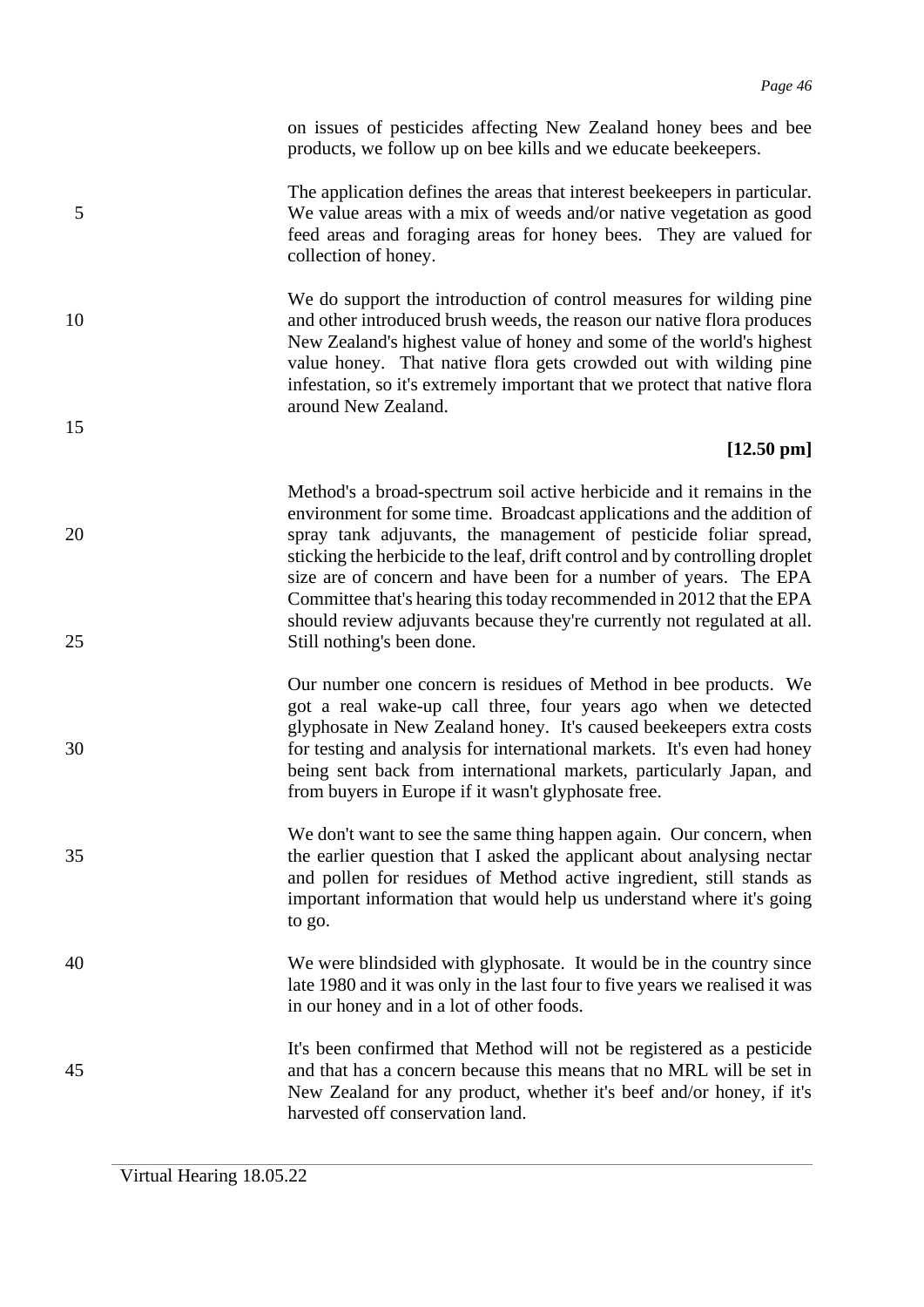on issues of pesticides affecting New Zealand honey bees and bee products, we follow up on bee kills and we educate beekeepers.

The application defines the areas that interest beekeepers in particular. We value areas with a mix of weeds and/or native vegetation as good feed areas and foraging areas for honey bees. They are valued for collection of honey.

We do support the introduction of control measures for wilding pine and other introduced brush weeds, the reason our native flora produces New Zealand's highest value of honey and some of the world's highest value honey. That native flora gets crowded out with wilding pine infestation, so it's extremely important that we protect that native flora around New Zealand.

**[12.50 pm]**

Method's a broad-spectrum soil active herbicide and it remains in the environment for some time. Broadcast applications and the addition of spray tank adjuvants, the management of pesticide foliar spread, sticking the herbicide to the leaf, drift control and by controlling droplet size are of concern and have been for a number of years. The EPA Committee that's hearing this today recommended in 2012 that the EPA should review adjuvants because they're currently not regulated at all. Still nothing's been done.

Our number one concern is residues of Method in bee products. We got a real wake-up call three, four years ago when we detected glyphosate in New Zealand honey. It's caused beekeepers extra costs for testing and analysis for international markets. It's even had honey being sent back from international markets, particularly Japan, and from buyers in Europe if it wasn't glyphosate free.

We don't want to see the same thing happen again. Our concern, when the earlier question that I asked the applicant about analysing nectar and pollen for residues of Method active ingredient, still stands as important information that would help us understand where it's going to go.

We were blindsided with glyphosate. It would be in the country since late 1980 and it was only in the last four to five years we realised it was in our honey and in a lot of other foods.

It's been confirmed that Method will not be registered as a pesticide and that has a concern because this means that no MRL will be set in New Zealand for any product, whether it's beef and/or honey, if it's harvested off conservation land.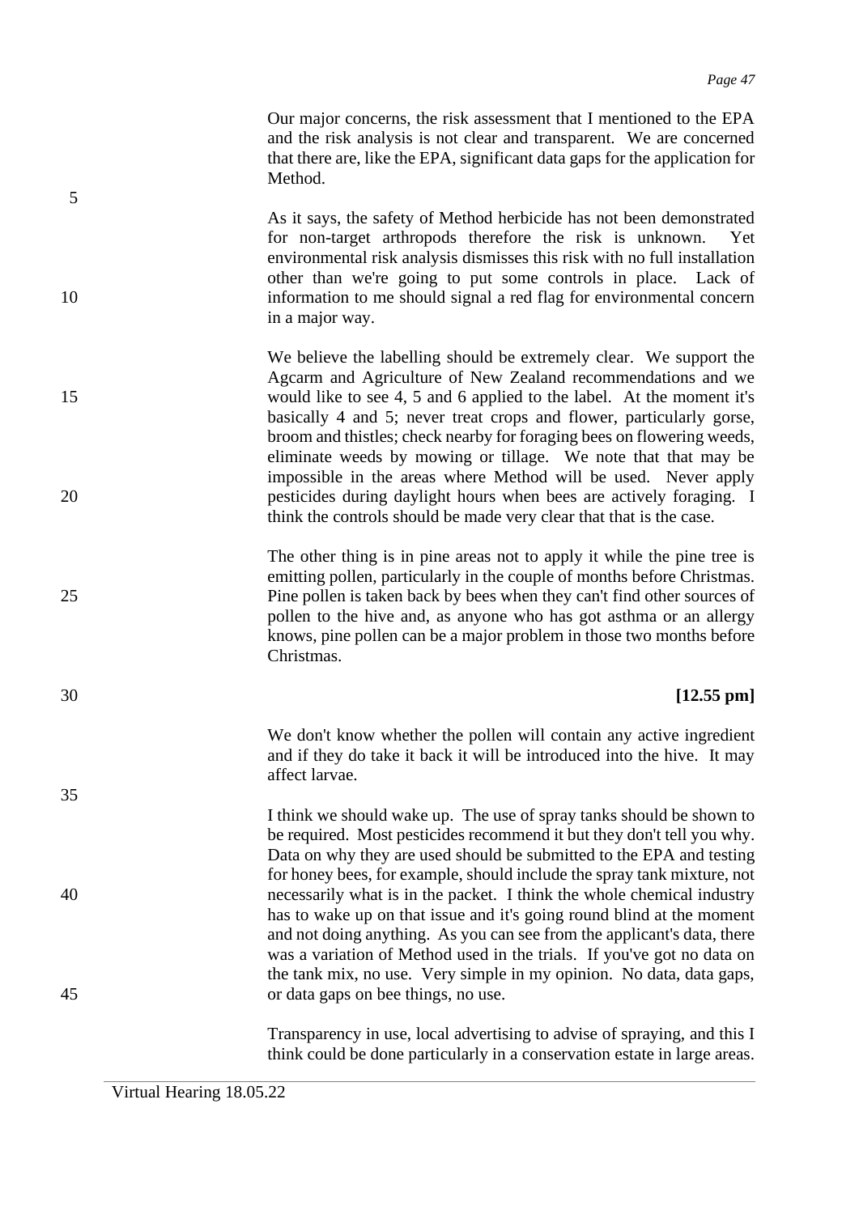Our major concerns, the risk assessment that I mentioned to the EPA and the risk analysis is not clear and transparent. We are concerned that there are, like the EPA, significant data gaps for the application for Method.

As it says, the safety of Method herbicide has not been demonstrated for non-target arthropods therefore the risk is unknown. Yet environmental risk analysis dismisses this risk with no full installation other than we're going to put some controls in place. Lack of information to me should signal a red flag for environmental concern in a major way.

We believe the labelling should be extremely clear. We support the Agcarm and Agriculture of New Zealand recommendations and we would like to see 4, 5 and 6 applied to the label. At the moment it's basically 4 and 5; never treat crops and flower, particularly gorse, broom and thistles; check nearby for foraging bees on flowering weeds, eliminate weeds by mowing or tillage. We note that that may be impossible in the areas where Method will be used. Never apply pesticides during daylight hours when bees are actively foraging. I think the controls should be made very clear that that is the case.

The other thing is in pine areas not to apply it while the pine tree is emitting pollen, particularly in the couple of months before Christmas. Pine pollen is taken back by bees when they can't find other sources of pollen to the hive and, as anyone who has got asthma or an allergy knows, pine pollen can be a major problem in those two months before Christmas.

**[12.55 pm]**

We don't know whether the pollen will contain any active ingredient and if they do take it back it will be introduced into the hive. It may affect larvae.

I think we should wake up. The use of spray tanks should be shown to be required. Most pesticides recommend it but they don't tell you why. Data on why they are used should be submitted to the EPA and testing for honey bees, for example, should include the spray tank mixture, not necessarily what is in the packet. I think the whole chemical industry has to wake up on that issue and it's going round blind at the moment and not doing anything. As you can see from the applicant's data, there was a variation of Method used in the trials. If you've got no data on the tank mix, no use. Very simple in my opinion. No data, data gaps, or data gaps on bee things, no use.

Transparency in use, local advertising to advise of spraying, and this I think could be done particularly in a conservation estate in large areas.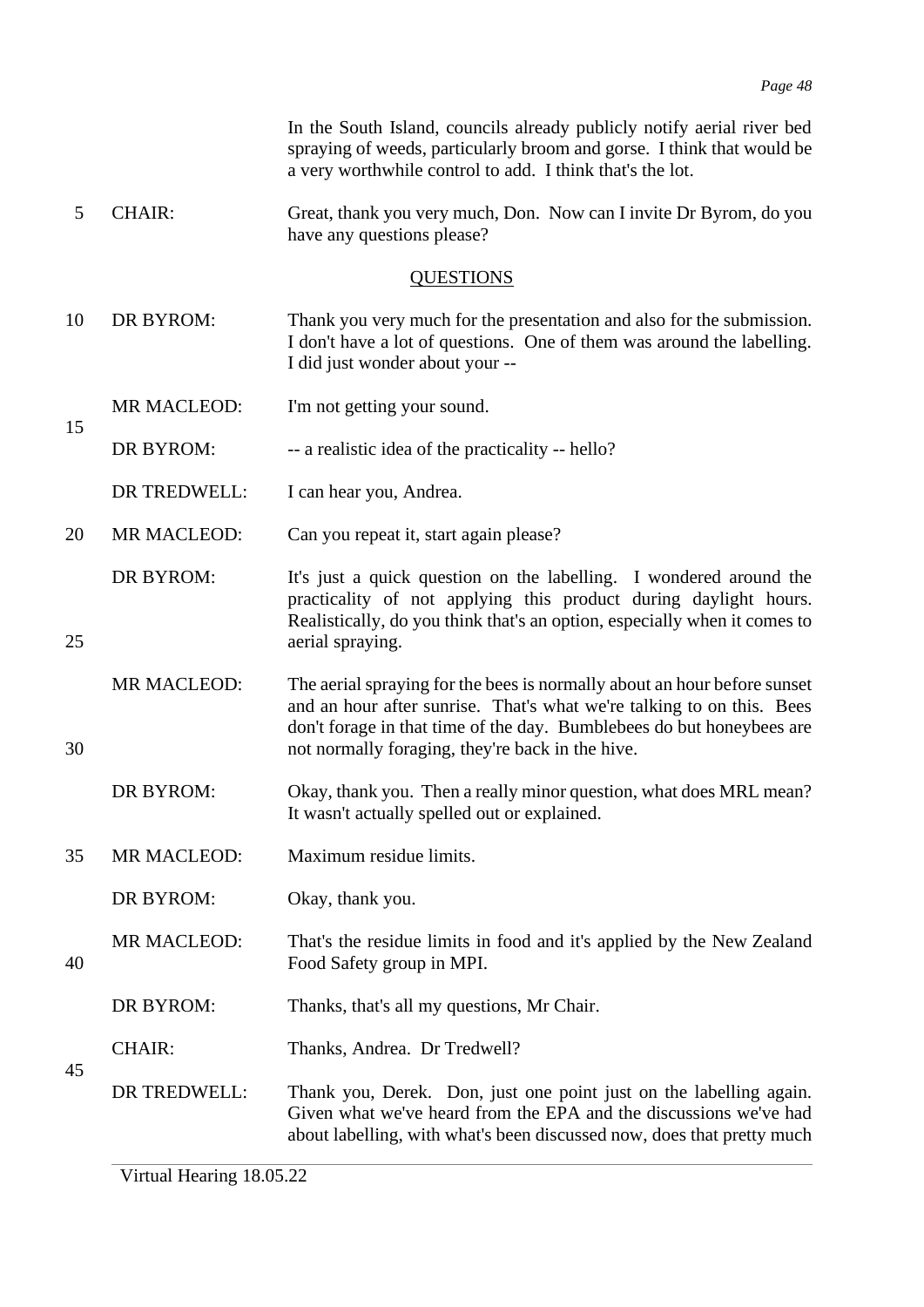In the South Island, councils already publicly notify aerial river bed spraying of weeds, particularly broom and gorse. I think that would be a very worthwhile control to add. I think that's the lot.

CHAIR: Great, thank you very much, Don. Now can I invite Dr Byrom, do you have any questions please?

## QUESTIONS

DR BYROM: Thank you very much for the presentation and also for the submission. I don't have a lot of questions. One of them was around the labelling. I did just wonder about your --

MR MACLEOD: I'm not getting your sound.

DR BYROM: -- a realistic idea of the practicality -- hello?

DR TREDWELL: I can hear you, Andrea.

MR MACLEOD: Can you repeat it, start again please?

DR BYROM: It's just a quick question on the labelling. I wondered around the practicality of not applying this product during daylight hours. Realistically, do you think that's an option, especially when it comes to aerial spraying.

MR MACLEOD: The aerial spraying for the bees is normally about an hour before sunset and an hour after sunrise. That's what we're talking to on this. Bees don't forage in that time of the day. Bumblebees do but honeybees are not normally foraging, they're back in the hive.

DR BYROM: Okay, thank you. Then a really minor question, what does MRL mean? It wasn't actually spelled out or explained.

MR MACLEOD: Maximum residue limits.

DR BYROM: Okay, thank you.

MR MACLEOD: That's the residue limits in food and it's applied by the New Zealand Food Safety group in MPI.

DR BYROM: Thanks, that's all my questions, Mr Chair.

CHAIR: Thanks, Andrea. Dr Tredwell?

DR TREDWELL: Thank you, Derek. Don, just one point just on the labelling again. Given what we've heard from the EPA and the discussions we've had about labelling, with what's been discussed now, does that pretty much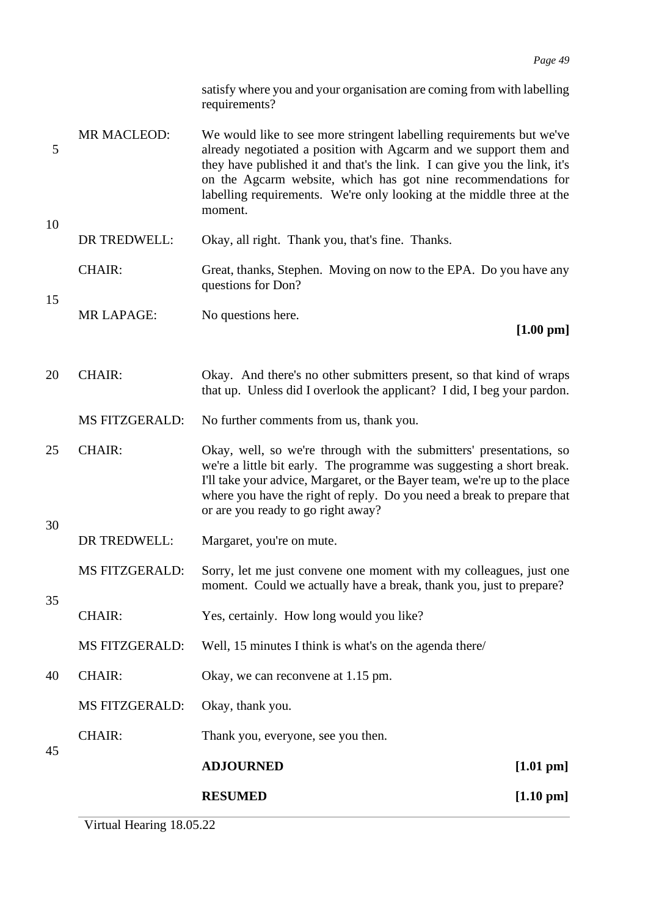satisfy where you and your organisation are coming from with labelling requirements?

MR MACLEOD: We would like to see more stringent labelling requirements but we've already negotiated a position with Agcarm and we support them and they have published it and that's the link. I can give you the link, it's on the Agcarm website, which has got nine recommendations for labelling requirements. We're only looking at the middle three at the moment.

DR TREDWELL: Okay, all right. Thank you, that's fine. Thanks.

CHAIR: Great, thanks, Stephen. Moving on now to the EPA. Do you have any questions for Don?

MR LAPAGE: No questions here.

**[1.00 pm]**

CHAIR: Okay. And there's no other submitters present, so that kind of wraps that up. Unless did I overlook the applicant? I did, I beg your pardon.

MS FITZGERALD: No further comments from us, thank you.

CHAIR: Okay, well, so we're through with the submitters' presentations, so we're a little bit early. The programme was suggesting a short break. I'll take your advice, Margaret, or the Bayer team, we're up to the place where you have the right of reply. Do you need a break to prepare that or are you ready to go right away?

DR TREDWELL: Margaret, you're on mute.

MS FITZGERALD: Sorry, let me just convene one moment with my colleagues, just one moment. Could we actually have a break, thank you, just to prepare?

CHAIR: Yes, certainly. How long would you like?

MS FITZGERALD: Well, 15 minutes I think is what's on the agenda there/

CHAIR: Okay, we can reconvene at 1.15 pm.

MS FITZGERALD: Okay, thank you.

CHAIR: Thank you, everyone, see you then.

**ADJOURNED** **[1.01 pm]**

**RESUMED** **[1.10 pm]**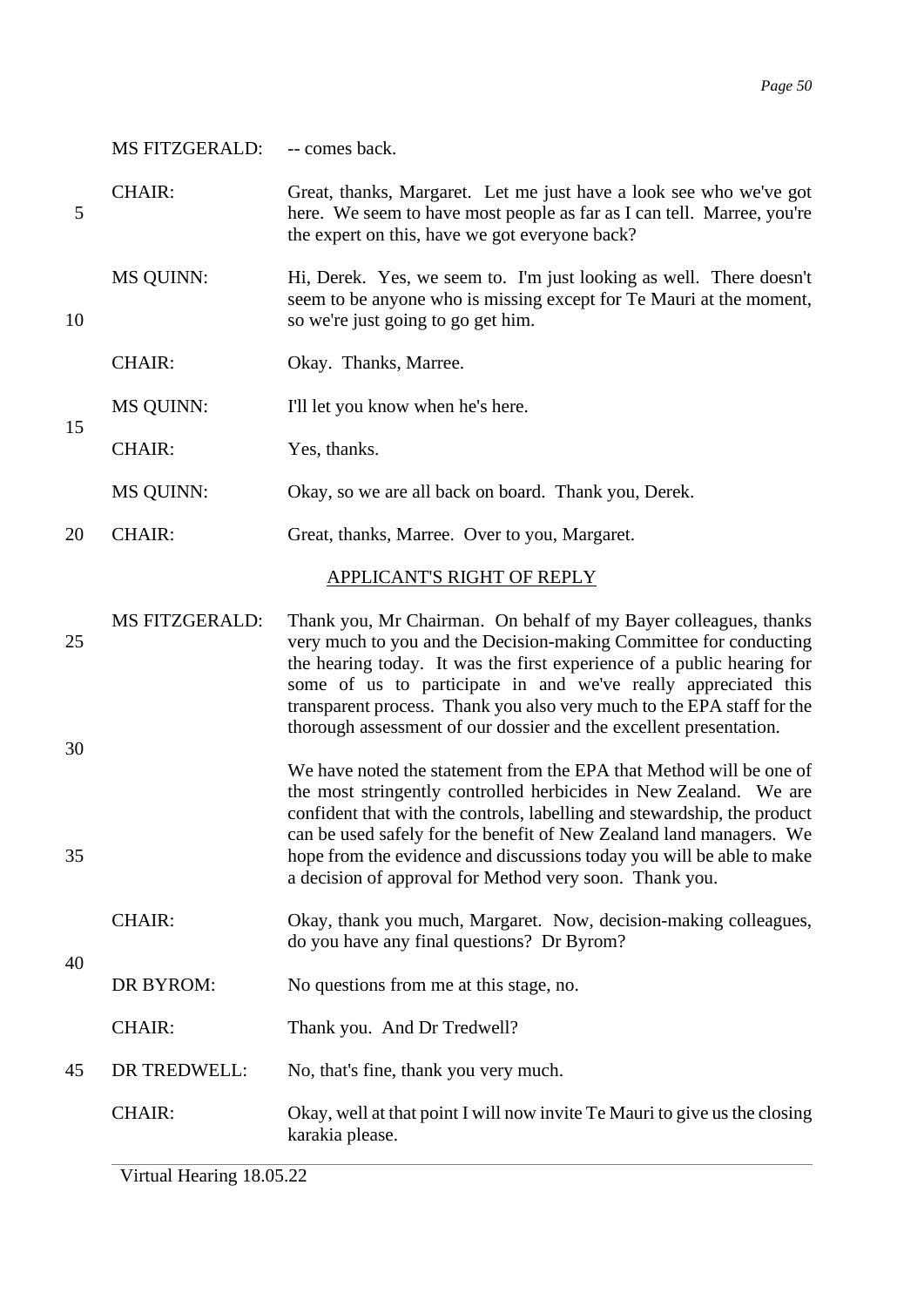MS FITZGERALD: -- comes back.

CHAIR: Great, thanks, Margaret. Let me just have a look see who we've got here. We seem to have most people as far as I can tell. Marree, you're the expert on this, have we got everyone back?

MS QUINN: Hi, Derek. Yes, we seem to. I'm just looking as well. There doesn't seem to be anyone who is missing except for Te Mauri at the moment, so we're just going to go get him.

CHAIR: Okay. Thanks, Marree.

MS QUINN: I'll let you know when he's here.

CHAIR: Yes, thanks.

MS QUINN: Okay, so we are all back on board. Thank you, Derek.

CHAIR: Great, thanks, Marree. Over to you, Margaret.

## APPLICANT'S RIGHT OF REPLY

MS FITZGERALD: Thank you, Mr Chairman. On behalf of my Bayer colleagues, thanks very much to you and the Decision-making Committee for conducting the hearing today. It was the first experience of a public hearing for some of us to participate in and we've really appreciated this transparent process. Thank you also very much to the EPA staff for the thorough assessment of our dossier and the excellent presentation.

We have noted the statement from the EPA that Method will be one of the most stringently controlled herbicides in New Zealand. We are confident that with the controls, labelling and stewardship, the product can be used safely for the benefit of New Zealand land managers. We hope from the evidence and discussions today you will be able to make a decision of approval for Method very soon. Thank you.

CHAIR: Okay, thank you much, Margaret. Now, decision-making colleagues, do you have any final questions? Dr Byrom?

DR BYROM: No questions from me at this stage, no.

CHAIR: Thank you. And Dr Tredwell?

DR TREDWELL: No, that's fine, thank you very much.

CHAIR: Okay, well at that point I will now invite Te Mauri to give us the closing karakia please.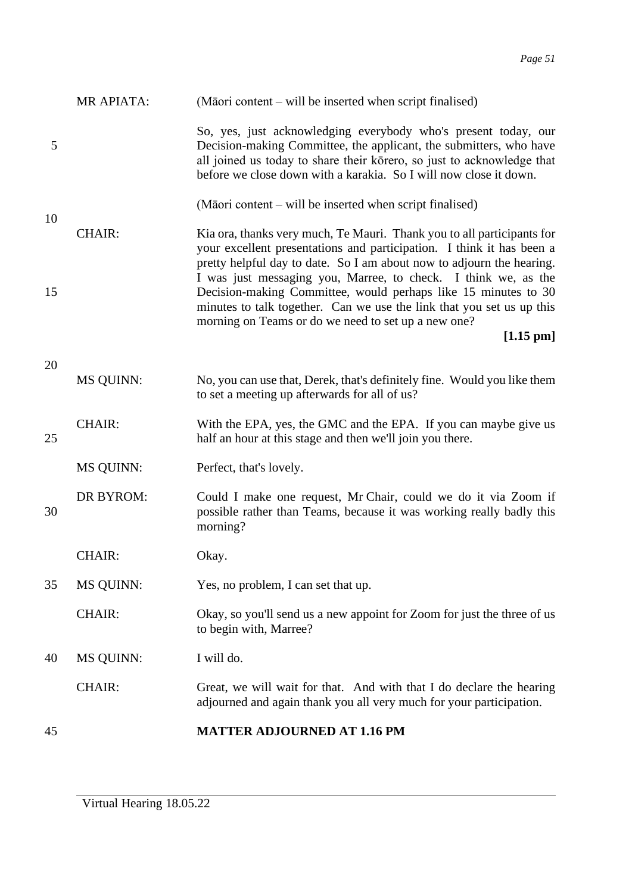MR APIATA: (Māori content – will be inserted when script finalised)

So, yes, just acknowledging everybody who's present today, our Decision-making Committee, the applicant, the submitters, who have all joined us today to share their kōrero, so just to acknowledge that before we close down with a karakia. So I will now close it down.

(Māori content – will be inserted when script finalised)

CHAIR: Kia ora, thanks very much, Te Mauri. Thank you to all participants for your excellent presentations and participation. I think it has been a pretty helpful day to date. So I am about now to adjourn the hearing. I was just messaging you, Marree, to check. I think we, as the Decision-making Committee, would perhaps like 15 minutes to 30 minutes to talk together. Can we use the link that you set us up this morning on Teams or do we need to set up a new one?

**[1.15 pm]**

MS QUINN: No, you can use that, Derek, that's definitely fine. Would you like them to set a meeting up afterwards for all of us?

CHAIR: With the EPA, yes, the GMC and the EPA. If you can maybe give us half an hour at this stage and then we'll join you there.

MS QUINN: Perfect, that's lovely.

DR BYROM: Could I make one request, Mr Chair, could we do it via Zoom if possible rather than Teams, because it was working really badly this morning?

CHAIR: Okay.

MS QUINN: Yes, no problem, I can set that up.

CHAIR: Okay, so you'll send us a new appoint for Zoom for just the three of us to begin with, Marree?

MS QUINN: I will do.

CHAIR: Great, we will wait for that. And with that I do declare the hearing adjourned and again thank you all very much for your participation.

**MATTER ADJOURNED AT 1.16 PM**